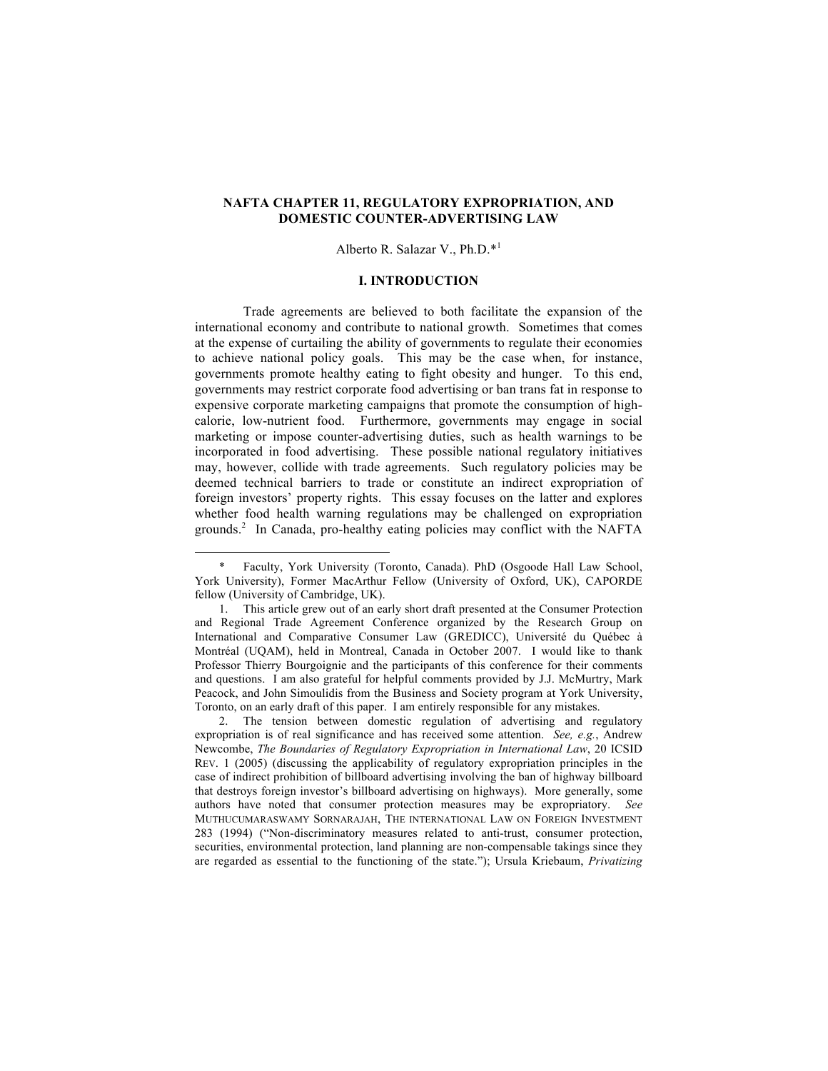# NAFTA CHAPTER 11, REGULATORY EXPROPRIATION, AND DOMESTIC COUNTER-ADVERTISING LAW

Alberto R. Salazar V., Ph.D.*[1]

## I. INTRODUCTION

Trade agreements are believed to both facilitate the expansion of the international economy and contribute to national growth. Sometimes that comes at the expense of curtailing the ability of governments to regulate their economies to achieve national policy goals. This may be the case when, for instance, governments promote healthy eating to fight obesity and hunger. To this end, governments may restrict corporate food advertising or ban trans fat in response to expensive corporate marketing campaigns that promote the consumption of high-calorie, low-nutrient food. Furthermore, governments may engage in social marketing or impose counter-advertising duties, such as health warnings to be incorporated in food advertising. These possible national regulatory initiatives may, however, collide with trade agreements. Such regulatory policies may be deemed technical barriers to trade or constitute an indirect expropriation of foreign investors' property rights. This essay focuses on the latter and explores whether food health warning regulations may be challenged on expropriation grounds.[2] In Canada, pro-healthy eating policies may conflict with the NAFTA

---

\* Faculty, York University (Toronto, Canada). PhD (Osgoode Hall Law School, York University), Former MacArthur Fellow (University of Oxford, UK), CAPORDE fellow (University of Cambridge, UK).

1. This article grew out of an early short draft presented at the Consumer Protection and Regional Trade Agreement Conference organized by the Research Group on International and Comparative Consumer Law (GREDICC), Université du Québec à Montréal (UQAM), held in Montreal, Canada in October 2007. I would like to thank Professor Thierry Bourgoignie and the participants of this conference for their comments and questions. I am also grateful for helpful comments provided by J.J. McMurtry, Mark Peacock, and John Simoulidis from the Business and Society program at York University, Toronto, on an early draft of this paper. I am entirely responsible for any mistakes.

2. The tension between domestic regulation of advertising and regulatory expropriation is of real significance and has received some attention. *See, e.g.*, Andrew Newcombe, *The Boundaries of Regulatory Expropriation in International Law*, 20 ICSID REV. 1 (2005) (discussing the applicability of regulatory expropriation principles in the case of indirect prohibition of billboard advertising involving the ban of highway billboard that destroys foreign investor's billboard advertising on highways). More generally, some authors have noted that consumer protection measures may be expropriatory. *See* MUTHUCUMARASWAMY SORNARAJAH, THE INTERNATIONAL LAW ON FOREIGN INVESTMENT 283 (1994) ("Non-discriminatory measures related to anti-trust, consumer protection, securities, environmental protection, land planning are non-compensable takings since they are regarded as essential to the functioning of the state."); Ursula Kriebaum, *Privatizing*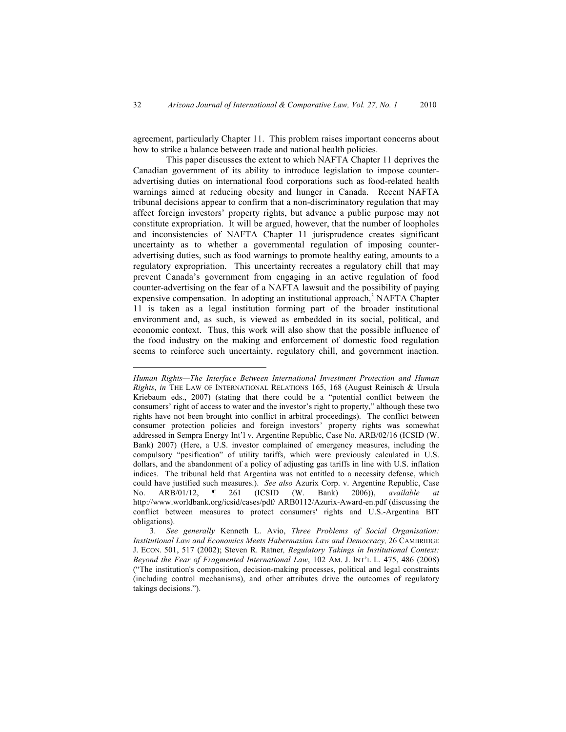agreement, particularly Chapter 11. This problem raises important concerns about how to strike a balance between trade and national health policies.

This paper discusses the extent to which NAFTA Chapter 11 deprives the Canadian government of its ability to introduce legislation to impose counter-advertising duties on international food corporations such as food-related health warnings aimed at reducing obesity and hunger in Canada. Recent NAFTA tribunal decisions appear to confirm that a non-discriminatory regulation that may affect foreign investors' property rights, but advance a public purpose may not constitute expropriation. It will be argued, however, that the number of loopholes and inconsistencies of NAFTA Chapter 11 jurisprudence creates significant uncertainty as to whether a governmental regulation of imposing counter-advertising duties, such as food warnings to promote healthy eating, amounts to a regulatory expropriation. This uncertainty recreates a regulatory chill that may prevent Canada's government from engaging in an active regulation of food counter-advertising on the fear of a NAFTA lawsuit and the possibility of paying expensive compensation. In adopting an institutional approach,[3] NAFTA Chapter 11 is taken as a legal institution forming part of the broader institutional environment and, as such, is viewed as embedded in its social, political, and economic context. Thus, this work will also show that the possible influence of the food industry on the making and enforcement of domestic food regulation seems to reinforce such uncertainty, regulatory chill, and government inaction.

---

*Human Rights—The Interface Between International Investment Protection and Human Rights*, *in* THE LAW OF INTERNATIONAL RELATIONS 165, 168 (August Reinisch & Ursula Kriebaum eds., 2007) (stating that there could be a "potential conflict between the consumers' right of access to water and the investor's right to property," although these two rights have not been brought into conflict in arbitral proceedings). The conflict between consumer protection policies and foreign investors' property rights was somewhat addressed in Sempra Energy Int'l v. Argentine Republic, Case No. ARB/02/16 (ICSID (W. Bank) 2007) (Here, a U.S. investor complained of emergency measures, including the compulsory "pesification" of utility tariffs, which were previously calculated in U.S. dollars, and the abandonment of a policy of adjusting gas tariffs in line with U.S. inflation indices. The tribunal held that Argentina was not entitled to a necessity defense, which could have justified such measures.). *See also* Azurix Corp. v. Argentine Republic, Case No. ARB/01/12, ¶ 261 (ICSID (W. Bank) 2006)), *available at* http://www.worldbank.org/icsid/cases/pdf/ ARB0112/Azurix-Award-en.pdf (discussing the conflict between measures to protect consumers' rights and U.S.-Argentina BIT obligations).

3. *See generally* Kenneth L. Avio, *Three Problems of Social Organisation: Institutional Law and Economics Meets Habermasian Law and Democracy,* 26 CAMBRIDGE J. ECON. 501, 517 (2002); Steven R. Ratner*, Regulatory Takings in Institutional Context: Beyond the Fear of Fragmented International Law*, 102 AM. J. INT'L L. 475, 486 (2008) ("The institution's composition, decision-making processes, political and legal constraints (including control mechanisms), and other attributes drive the outcomes of regulatory takings decisions.").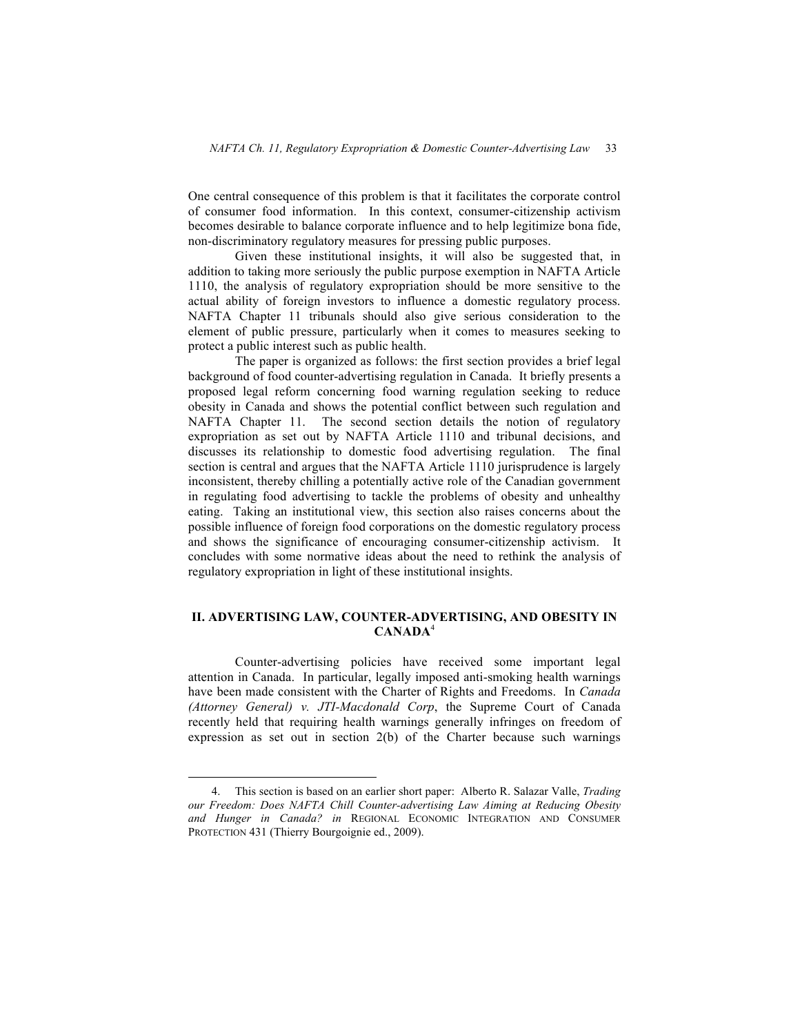One central consequence of this problem is that it facilitates the corporate control of consumer food information. In this context, consumer-citizenship activism becomes desirable to balance corporate influence and to help legitimize bona fide, non-discriminatory regulatory measures for pressing public purposes.

Given these institutional insights, it will also be suggested that, in addition to taking more seriously the public purpose exemption in NAFTA Article 1110, the analysis of regulatory expropriation should be more sensitive to the actual ability of foreign investors to influence a domestic regulatory process. NAFTA Chapter 11 tribunals should also give serious consideration to the element of public pressure, particularly when it comes to measures seeking to protect a public interest such as public health.

The paper is organized as follows: the first section provides a brief legal background of food counter-advertising regulation in Canada. It briefly presents a proposed legal reform concerning food warning regulation seeking to reduce obesity in Canada and shows the potential conflict between such regulation and NAFTA Chapter 11. The second section details the notion of regulatory expropriation as set out by NAFTA Article 1110 and tribunal decisions, and discusses its relationship to domestic food advertising regulation. The final section is central and argues that the NAFTA Article 1110 jurisprudence is largely inconsistent, thereby chilling a potentially active role of the Canadian government in regulating food advertising to tackle the problems of obesity and unhealthy eating. Taking an institutional view, this section also raises concerns about the possible influence of foreign food corporations on the domestic regulatory process and shows the significance of encouraging consumer-citizenship activism. It concludes with some normative ideas about the need to rethink the analysis of regulatory expropriation in light of these institutional insights.

## II. ADVERTISING LAW, COUNTER-ADVERTISING, AND OBESITY IN CANADA[4]

Counter-advertising policies have received some important legal attention in Canada. In particular, legally imposed anti-smoking health warnings have been made consistent with the Charter of Rights and Freedoms. In *Canada (Attorney General) v. JTI-Macdonald Corp*, the Supreme Court of Canada recently held that requiring health warnings generally infringes on freedom of expression as set out in section 2(b) of the Charter because such warnings

4. This section is based on an earlier short paper: Alberto R. Salazar Valle, *Trading our Freedom: Does NAFTA Chill Counter-advertising Law Aiming at Reducing Obesity and Hunger in Canada? in* REGIONAL ECONOMIC INTEGRATION AND CONSUMER PROTECTION 431 (Thierry Bourgoignie ed., 2009).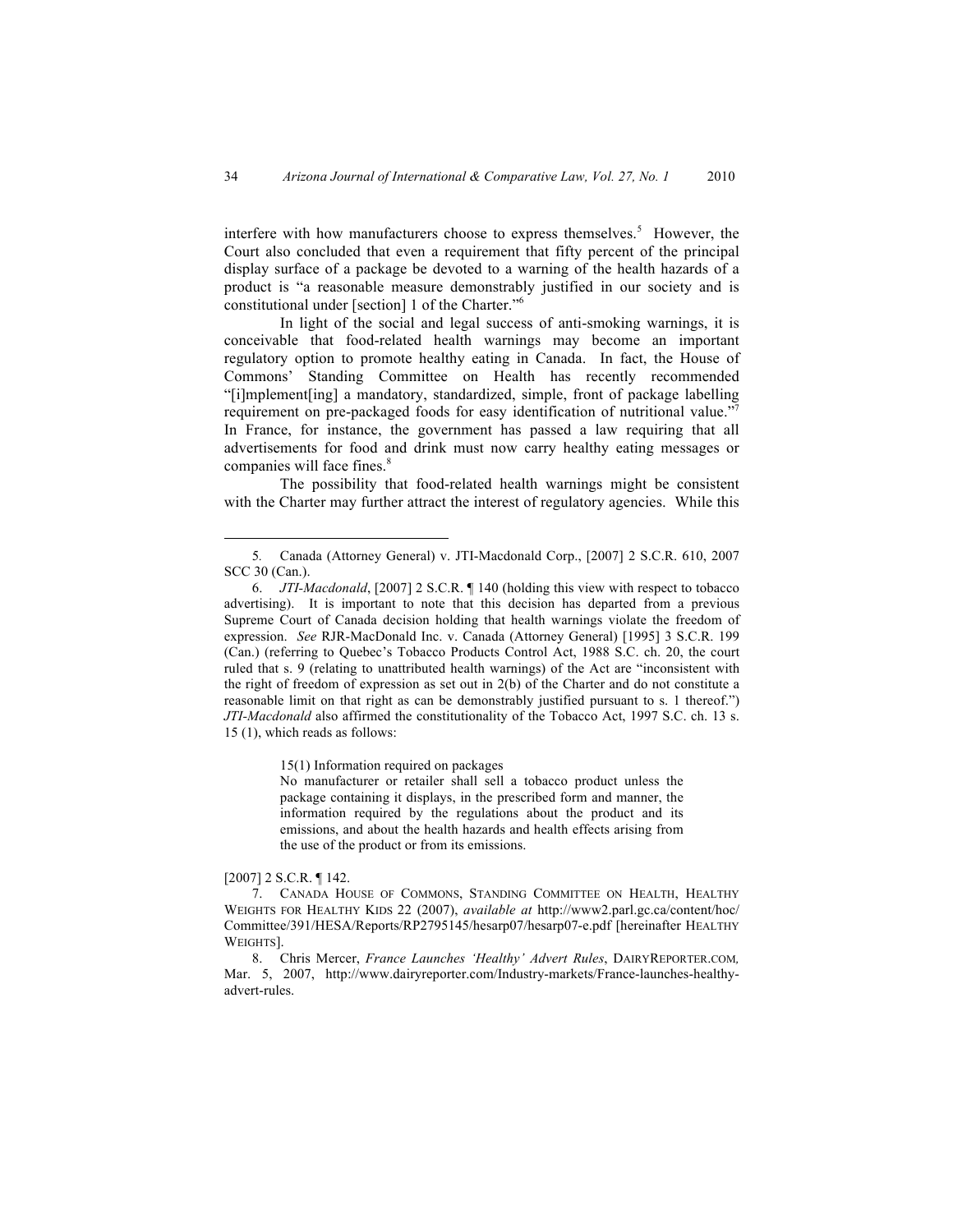interfere with how manufacturers choose to express themselves.[5] However, the Court also concluded that even a requirement that fifty percent of the principal display surface of a package be devoted to a warning of the health hazards of a product is "a reasonable measure demonstrably justified in our society and is constitutional under [section] 1 of the Charter."[6]

In light of the social and legal success of anti-smoking warnings, it is conceivable that food-related health warnings may become an important regulatory option to promote healthy eating in Canada. In fact, the House of Commons' Standing Committee on Health has recently recommended "[i]mplement[ing] a mandatory, standardized, simple, front of package labelling requirement on pre-packaged foods for easy identification of nutritional value."[7] In France, for instance, the government has passed a law requiring that all advertisements for food and drink must now carry healthy eating messages or companies will face fines.[8]

The possibility that food-related health warnings might be consistent with the Charter may further attract the interest of regulatory agencies. While this

---

5. Canada (Attorney General) v. JTI-Macdonald Corp., [2007] 2 S.C.R. 610, 2007 SCC 30 (Can.).

6. *JTI-Macdonald*, [2007] 2 S.C.R. ¶ 140 (holding this view with respect to tobacco advertising). It is important to note that this decision has departed from a previous Supreme Court of Canada decision holding that health warnings violate the freedom of expression. *See* RJR-MacDonald Inc. v. Canada (Attorney General) [1995] 3 S.C.R. 199 (Can.) (referring to Quebec's Tobacco Products Control Act, 1988 S.C. ch. 20, the court ruled that s. 9 (relating to unattributed health warnings) of the Act are "inconsistent with the right of freedom of expression as set out in 2(b) of the Charter and do not constitute a reasonable limit on that right as can be demonstrably justified pursuant to s. 1 thereof.") *JTI-Macdonald* also affirmed the constitutionality of the Tobacco Act, 1997 S.C. ch. 13 s. 15 (1), which reads as follows:

> 15(1) Information required on packages
>
> No manufacturer or retailer shall sell a tobacco product unless the package containing it displays, in the prescribed form and manner, the information required by the regulations about the product and its emissions, and about the health hazards and health effects arising from the use of the product or from its emissions.

[2007] 2 S.C.R. ¶ 142.

7. CANADA HOUSE OF COMMONS, STANDING COMMITTEE ON HEALTH, HEALTHY WEIGHTS FOR HEALTHY KIDS 22 (2007), *available at* http://www2.parl.gc.ca/content/hoc/Committee/391/HESA/Reports/RP2795145/hesarp07/hesarp07-e.pdf [hereinafter HEALTHY WEIGHTS].

8. Chris Mercer, *France Launches 'Healthy' Advert Rules*, DAIRYREPORTER.COM, Mar. 5, 2007, http://www.dairyreporter.com/Industry-markets/France-launches-healthy-advert-rules.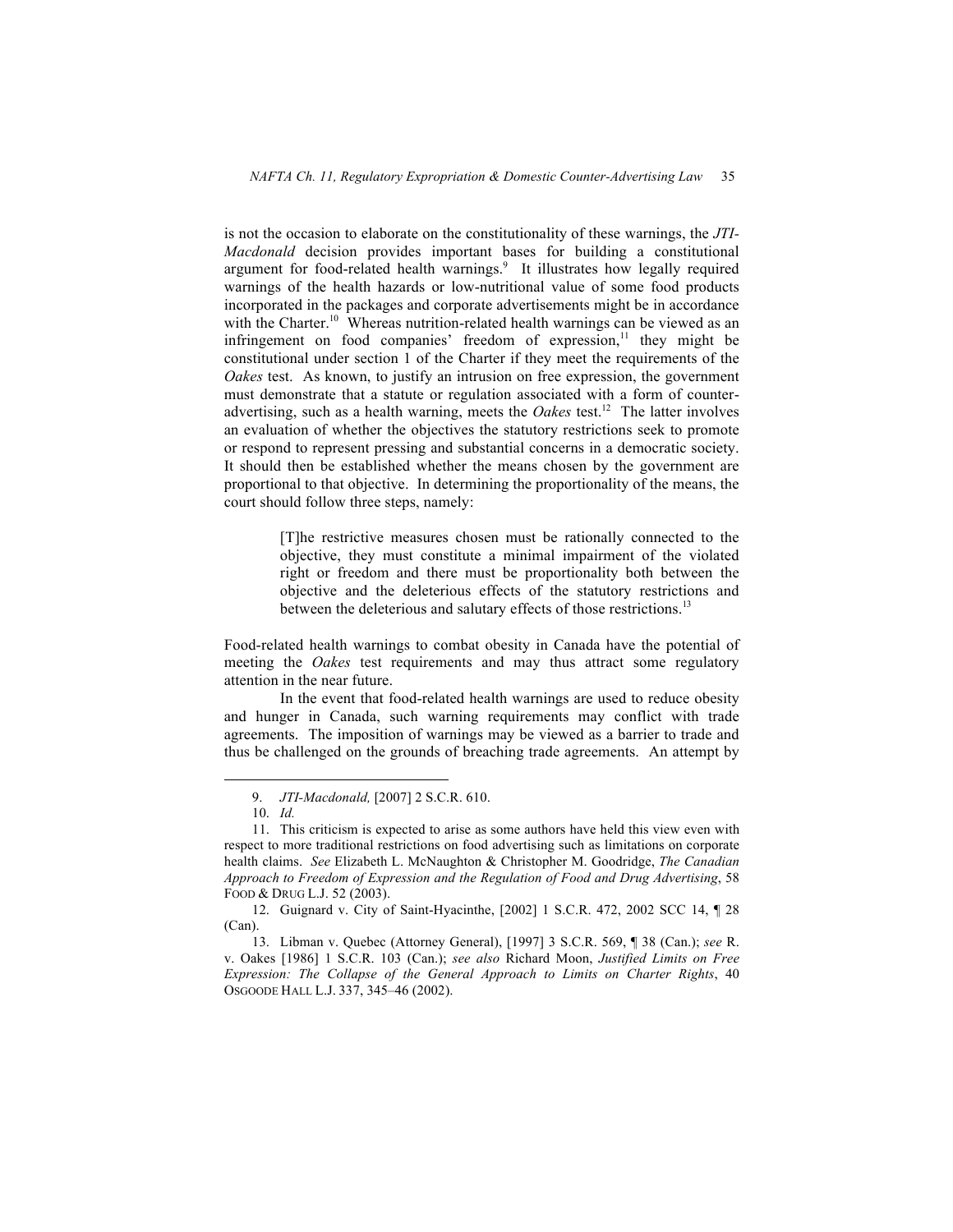is not the occasion to elaborate on the constitutionality of these warnings, the *JTI-Macdonald* decision provides important bases for building a constitutional argument for food-related health warnings.[9] It illustrates how legally required warnings of the health hazards or low-nutritional value of some food products incorporated in the packages and corporate advertisements might be in accordance with the Charter.[10] Whereas nutrition-related health warnings can be viewed as an infringement on food companies' freedom of expression,[11] they might be constitutional under section 1 of the Charter if they meet the requirements of the *Oakes* test. As known, to justify an intrusion on free expression, the government must demonstrate that a statute or regulation associated with a form of counter-advertising, such as a health warning, meets the *Oakes* test.[12] The latter involves an evaluation of whether the objectives the statutory restrictions seek to promote or respond to represent pressing and substantial concerns in a democratic society. It should then be established whether the means chosen by the government are proportional to that objective. In determining the proportionality of the means, the court should follow three steps, namely:

> [T]he restrictive measures chosen must be rationally connected to the objective, they must constitute a minimal impairment of the violated right or freedom and there must be proportionality both between the objective and the deleterious effects of the statutory restrictions and between the deleterious and salutary effects of those restrictions.[13]

Food-related health warnings to combat obesity in Canada have the potential of meeting the *Oakes* test requirements and may thus attract some regulatory attention in the near future.

In the event that food-related health warnings are used to reduce obesity and hunger in Canada, such warning requirements may conflict with trade agreements. The imposition of warnings may be viewed as a barrier to trade and thus be challenged on the grounds of breaching trade agreements. An attempt by

---

9. *JTI-Macdonald,* [2007] 2 S.C.R. 610.

10. *Id.*

11. This criticism is expected to arise as some authors have held this view even with respect to more traditional restrictions on food advertising such as limitations on corporate health claims. *See* Elizabeth L. McNaughton & Christopher M. Goodridge, *The Canadian Approach to Freedom of Expression and the Regulation of Food and Drug Advertising*, 58 FOOD & DRUG L.J. 52 (2003).

12. Guignard v. City of Saint-Hyacinthe, [2002] 1 S.C.R. 472, 2002 SCC 14, ¶ 28 (Can).

13. Libman v. Quebec (Attorney General), [1997] 3 S.C.R. 569, ¶ 38 (Can.); *see* R. v. Oakes [1986] 1 S.C.R. 103 (Can.); *see also* Richard Moon, *Justified Limits on Free Expression: The Collapse of the General Approach to Limits on Charter Rights*, 40 OSGOODE HALL L.J. 337, 345–46 (2002).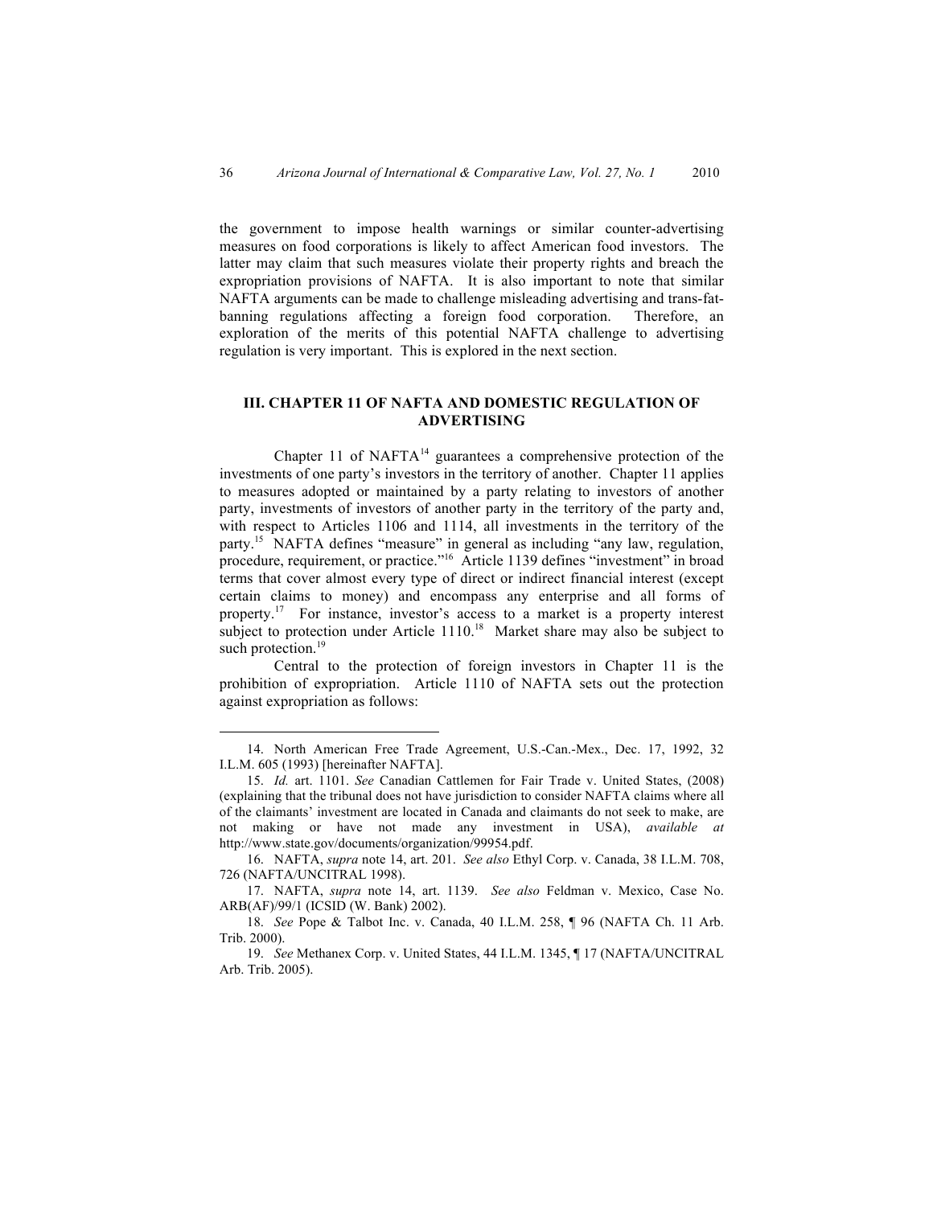the government to impose health warnings or similar counter-advertising measures on food corporations is likely to affect American food investors. The latter may claim that such measures violate their property rights and breach the expropriation provisions of NAFTA. It is also important to note that similar NAFTA arguments can be made to challenge misleading advertising and trans-fat-banning regulations affecting a foreign food corporation. Therefore, an exploration of the merits of this potential NAFTA challenge to advertising regulation is very important. This is explored in the next section.

## III. CHAPTER 11 OF NAFTA AND DOMESTIC REGULATION OF ADVERTISING

Chapter 11 of NAFTA[14] guarantees a comprehensive protection of the investments of one party's investors in the territory of another. Chapter 11 applies to measures adopted or maintained by a party relating to investors of another party, investments of investors of another party in the territory of the party and, with respect to Articles 1106 and 1114, all investments in the territory of the party.[15] NAFTA defines "measure" in general as including "any law, regulation, procedure, requirement, or practice."[16] Article 1139 defines "investment" in broad terms that cover almost every type of direct or indirect financial interest (except certain claims to money) and encompass any enterprise and all forms of property.[17] For instance, investor's access to a market is a property interest subject to protection under Article 1110.[18] Market share may also be subject to such protection.[19]

Central to the protection of foreign investors in Chapter 11 is the prohibition of expropriation. Article 1110 of NAFTA sets out the protection against expropriation as follows:

---

14. North American Free Trade Agreement, U.S.-Can.-Mex., Dec. 17, 1992, 32 I.L.M. 605 (1993) [hereinafter NAFTA].

15. *Id.* art. 1101. *See* Canadian Cattlemen for Fair Trade v. United States, (2008) (explaining that the tribunal does not have jurisdiction to consider NAFTA claims where all of the claimants' investment are located in Canada and claimants do not seek to make, are not making or have not made any investment in USA), *available at* http://www.state.gov/documents/organization/99954.pdf.

16. NAFTA, *supra* note 14, art. 201. *See also* Ethyl Corp. v. Canada, 38 I.L.M. 708, 726 (NAFTA/UNCITRAL 1998).

17. NAFTA, *supra* note 14, art. 1139. *See also* Feldman v. Mexico, Case No. ARB(AF)/99/1 (ICSID (W. Bank) 2002).

18. *See* Pope & Talbot Inc. v. Canada, 40 I.L.M. 258, ¶ 96 (NAFTA Ch. 11 Arb. Trib. 2000).

19. *See* Methanex Corp. v. United States, 44 I.L.M. 1345, ¶ 17 (NAFTA/UNCITRAL Arb. Trib. 2005).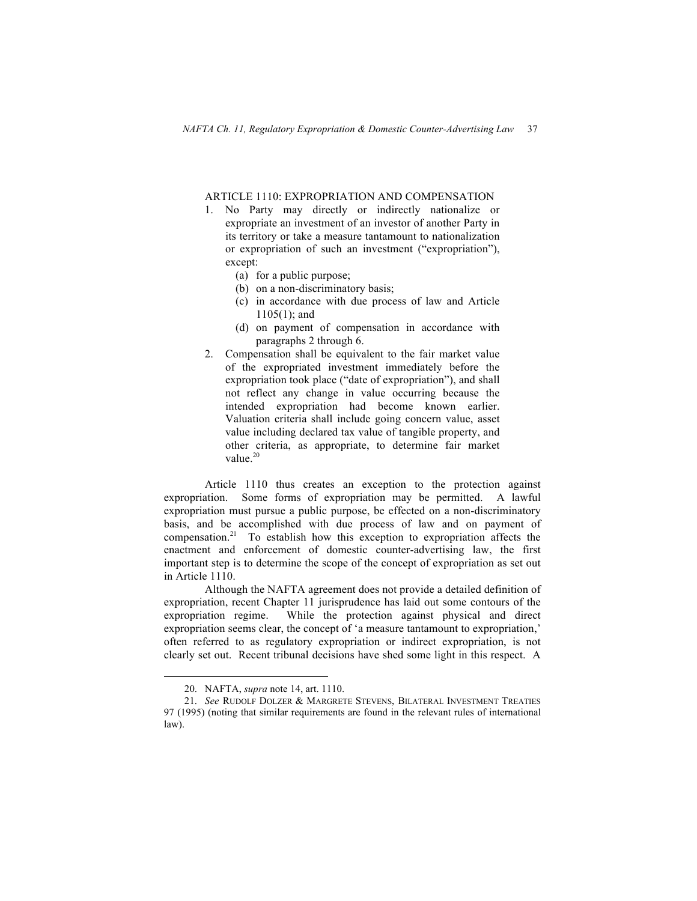ARTICLE 1110: EXPROPRIATION AND COMPENSATION

1. No Party may directly or indirectly nationalize or expropriate an investment of an investor of another Party in its territory or take a measure tantamount to nationalization or expropriation of such an investment ("expropriation"), except:
   (a) for a public purpose;
   (b) on a non-discriminatory basis;
   (c) in accordance with due process of law and Article 1105(1); and
   (d) on payment of compensation in accordance with paragraphs 2 through 6.
2. Compensation shall be equivalent to the fair market value of the expropriated investment immediately before the expropriation took place ("date of expropriation"), and shall not reflect any change in value occurring because the intended expropriation had become known earlier. Valuation criteria shall include going concern value, asset value including declared tax value of tangible property, and other criteria, as appropriate, to determine fair market value.[20]

Article 1110 thus creates an exception to the protection against expropriation. Some forms of expropriation may be permitted. A lawful expropriation must pursue a public purpose, be effected on a non-discriminatory basis, and be accomplished with due process of law and on payment of compensation.[21] To establish how this exception to expropriation affects the enactment and enforcement of domestic counter-advertising law, the first important step is to determine the scope of the concept of expropriation as set out in Article 1110.

Although the NAFTA agreement does not provide a detailed definition of expropriation, recent Chapter 11 jurisprudence has laid out some contours of the expropriation regime. While the protection against physical and direct expropriation seems clear, the concept of 'a measure tantamount to expropriation,' often referred to as regulatory expropriation or indirect expropriation, is not clearly set out. Recent tribunal decisions have shed some light in this respect. A

---

20. NAFTA, *supra* note 14, art. 1110.

21. *See* RUDOLF DOLZER & MARGRETE STEVENS, BILATERAL INVESTMENT TREATIES 97 (1995) (noting that similar requirements are found in the relevant rules of international law).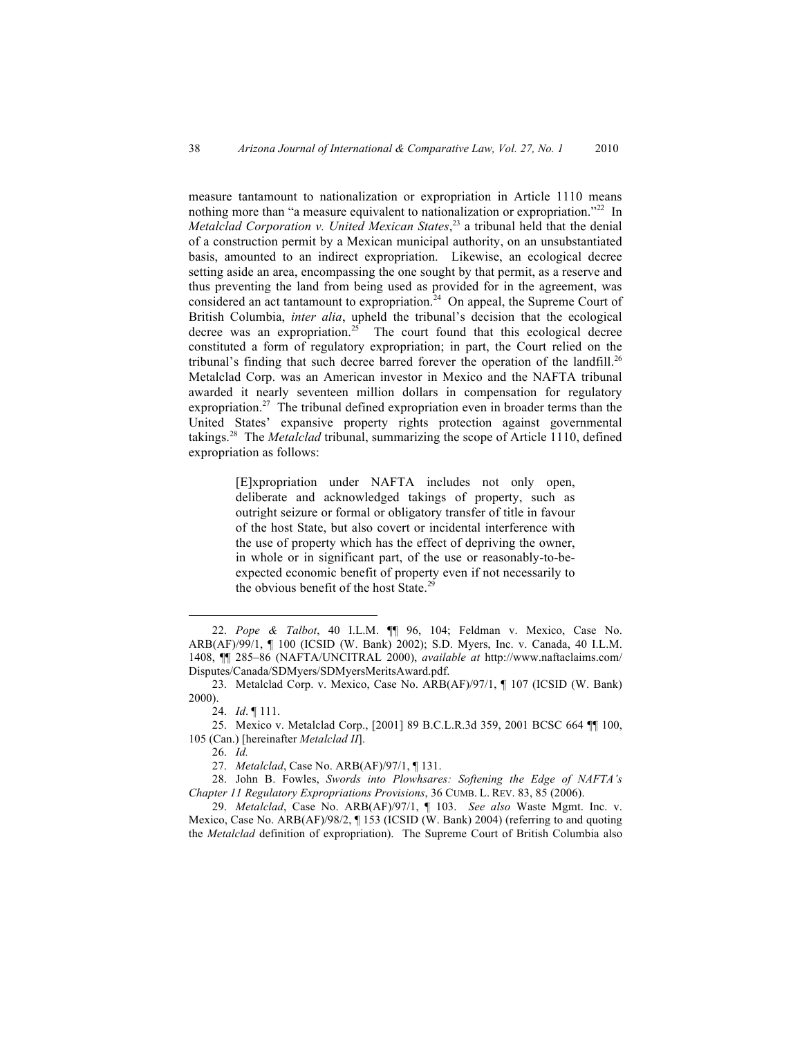measure tantamount to nationalization or expropriation in Article 1110 means nothing more than "a measure equivalent to nationalization or expropriation."[22] In *Metalclad Corporation v. United Mexican States*,[23] a tribunal held that the denial of a construction permit by a Mexican municipal authority, on an unsubstantiated basis, amounted to an indirect expropriation. Likewise, an ecological decree setting aside an area, encompassing the one sought by that permit, as a reserve and thus preventing the land from being used as provided for in the agreement, was considered an act tantamount to expropriation.[24] On appeal, the Supreme Court of British Columbia, *inter alia*, upheld the tribunal's decision that the ecological decree was an expropriation.[25] The court found that this ecological decree constituted a form of regulatory expropriation; in part, the Court relied on the tribunal's finding that such decree barred forever the operation of the landfill.[26] Metalclad Corp. was an American investor in Mexico and the NAFTA tribunal awarded it nearly seventeen million dollars in compensation for regulatory expropriation.[27] The tribunal defined expropriation even in broader terms than the United States' expansive property rights protection against governmental takings.[28] The *Metalclad* tribunal, summarizing the scope of Article 1110, defined expropriation as follows:

> [E]xpropriation under NAFTA includes not only open, deliberate and acknowledged takings of property, such as outright seizure or formal or obligatory transfer of title in favour of the host State, but also covert or incidental interference with the use of property which has the effect of depriving the owner, in whole or in significant part, of the use or reasonably-to-be-expected economic benefit of property even if not necessarily to the obvious benefit of the host State.[29]

---

22. *Pope & Talbot*, 40 I.L.M. ¶¶ 96, 104; Feldman v. Mexico, Case No. ARB(AF)/99/1, ¶ 100 (ICSID (W. Bank) 2002); S.D. Myers, Inc. v. Canada, 40 I.L.M. 1408, ¶¶ 285–86 (NAFTA/UNCITRAL 2000), *available at* http://www.naftaclaims.com/Disputes/Canada/SDMyers/SDMyersMeritsAward.pdf.

23. Metalclad Corp. v. Mexico, Case No. ARB(AF)/97/1, ¶ 107 (ICSID (W. Bank) 2000).

24. *Id*. ¶ 111.

25. Mexico v. Metalclad Corp., [2001] 89 B.C.L.R.3d 359, 2001 BCSC 664 ¶¶ 100, 105 (Can.) [hereinafter *Metalclad II*].

26. *Id.*

27. *Metalclad*, Case No. ARB(AF)/97/1, ¶ 131.

28. John B. Fowles, *Swords into Plowshares: Softening the Edge of NAFTA's Chapter 11 Regulatory Expropriations Provisions*, 36 CUMB. L. REV. 83, 85 (2006).

29. *Metalclad*, Case No. ARB(AF)/97/1, ¶ 103. *See also* Waste Mgmt. Inc. v. Mexico, Case No. ARB(AF)/98/2, ¶ 153 (ICSID (W. Bank) 2004) (referring to and quoting the *Metalclad* definition of expropriation). The Supreme Court of British Columbia also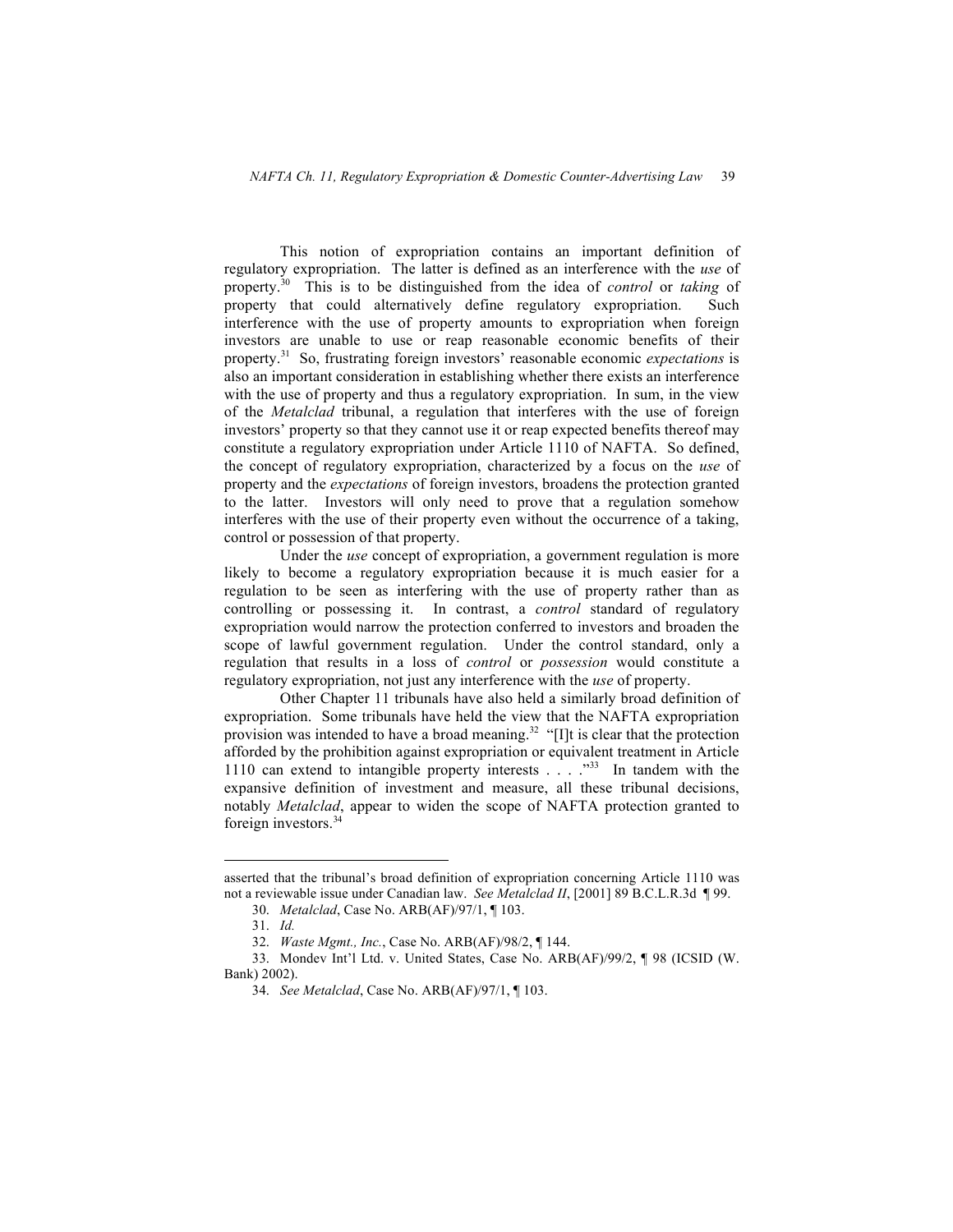This notion of expropriation contains an important definition of regulatory expropriation. The latter is defined as an interference with the *use* of property.[30] This is to be distinguished from the idea of *control* or *taking* of property that could alternatively define regulatory expropriation. Such interference with the use of property amounts to expropriation when foreign investors are unable to use or reap reasonable economic benefits of their property.[31] So, frustrating foreign investors' reasonable economic *expectations* is also an important consideration in establishing whether there exists an interference with the use of property and thus a regulatory expropriation. In sum, in the view of the *Metalclad* tribunal, a regulation that interferes with the use of foreign investors' property so that they cannot use it or reap expected benefits thereof may constitute a regulatory expropriation under Article 1110 of NAFTA. So defined, the concept of regulatory expropriation, characterized by a focus on the *use* of property and the *expectations* of foreign investors, broadens the protection granted to the latter. Investors will only need to prove that a regulation somehow interferes with the use of their property even without the occurrence of a taking, control or possession of that property.

Under the *use* concept of expropriation, a government regulation is more likely to become a regulatory expropriation because it is much easier for a regulation to be seen as interfering with the use of property rather than as controlling or possessing it. In contrast, a *control* standard of regulatory expropriation would narrow the protection conferred to investors and broaden the scope of lawful government regulation. Under the control standard, only a regulation that results in a loss of *control* or *possession* would constitute a regulatory expropriation, not just any interference with the *use* of property.

Other Chapter 11 tribunals have also held a similarly broad definition of expropriation. Some tribunals have held the view that the NAFTA expropriation provision was intended to have a broad meaning.[32] "[I]t is clear that the protection afforded by the prohibition against expropriation or equivalent treatment in Article 1110 can extend to intangible property interests . . . ."[33] In tandem with the expansive definition of investment and measure, all these tribunal decisions, notably *Metalclad*, appear to widen the scope of NAFTA protection granted to foreign investors.[34]

---

asserted that the tribunal's broad definition of expropriation concerning Article 1110 was not a reviewable issue under Canadian law. *See Metalclad II*, [2001] 89 B.C.L.R.3d ¶ 99.

30. *Metalclad*, Case No. ARB(AF)/97/1, ¶ 103.

31. *Id.*

32. *Waste Mgmt., Inc.*, Case No. ARB(AF)/98/2, ¶ 144.

33. Mondev Int'l Ltd. v. United States, Case No. ARB(AF)/99/2, ¶ 98 (ICSID (W. Bank) 2002).

34. *See Metalclad*, Case No. ARB(AF)/97/1, ¶ 103.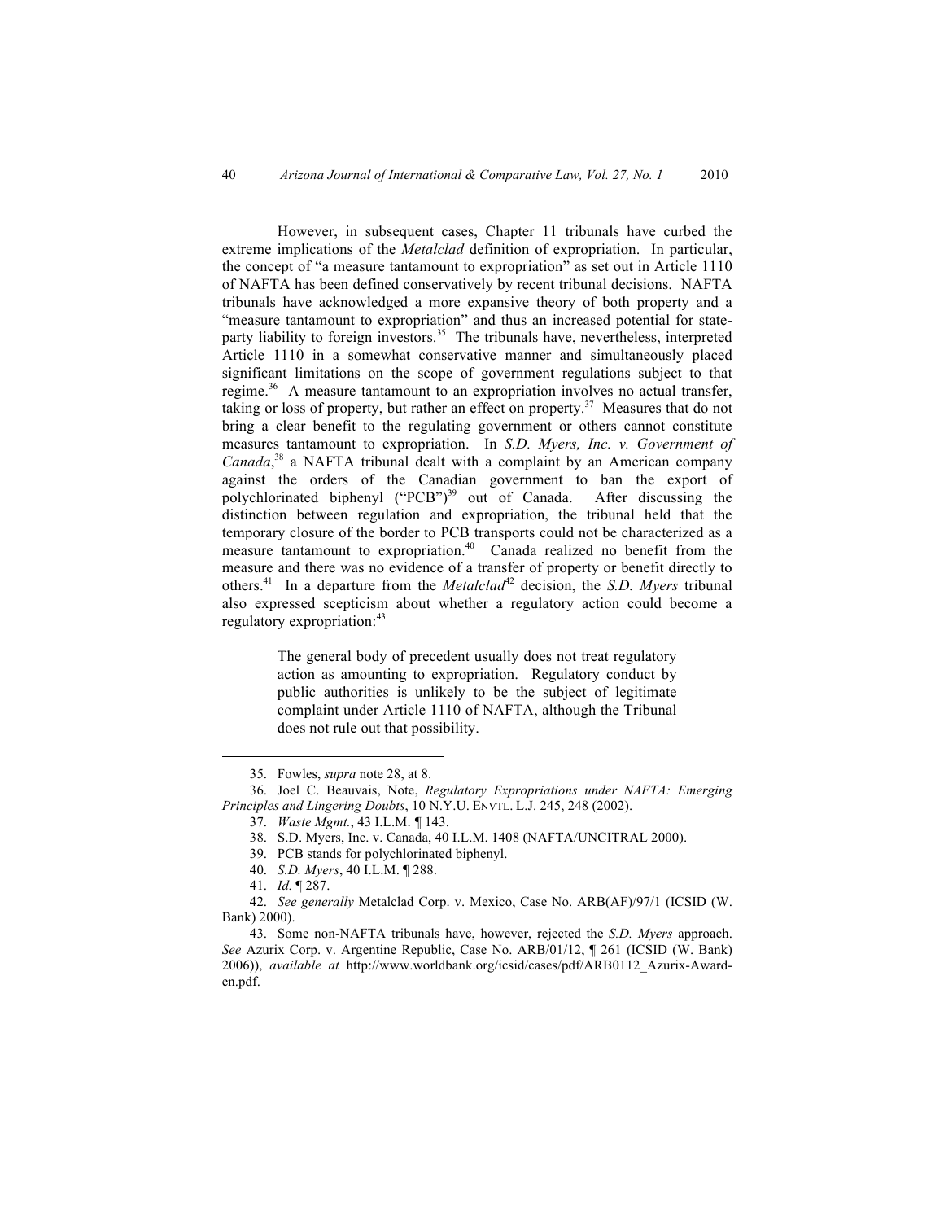However, in subsequent cases, Chapter 11 tribunals have curbed the extreme implications of the *Metalclad* definition of expropriation. In particular, the concept of "a measure tantamount to expropriation" as set out in Article 1110 of NAFTA has been defined conservatively by recent tribunal decisions. NAFTA tribunals have acknowledged a more expansive theory of both property and a "measure tantamount to expropriation" and thus an increased potential for state-party liability to foreign investors.[35] The tribunals have, nevertheless, interpreted Article 1110 in a somewhat conservative manner and simultaneously placed significant limitations on the scope of government regulations subject to that regime.[36] A measure tantamount to an expropriation involves no actual transfer, taking or loss of property, but rather an effect on property.[37] Measures that do not bring a clear benefit to the regulating government or others cannot constitute measures tantamount to expropriation. In *S.D. Myers, Inc. v. Government of Canada*,[38] a NAFTA tribunal dealt with a complaint by an American company against the orders of the Canadian government to ban the export of polychlorinated biphenyl ("PCB")[39] out of Canada. After discussing the distinction between regulation and expropriation, the tribunal held that the temporary closure of the border to PCB transports could not be characterized as a measure tantamount to expropriation.[40] Canada realized no benefit from the measure and there was no evidence of a transfer of property or benefit directly to others.[41] In a departure from the *Metalclad*[42] decision, the *S.D. Myers* tribunal also expressed scepticism about whether a regulatory action could become a regulatory expropriation:[43]

> The general body of precedent usually does not treat regulatory action as amounting to expropriation. Regulatory conduct by public authorities is unlikely to be the subject of legitimate complaint under Article 1110 of NAFTA, although the Tribunal does not rule out that possibility.

---

35. Fowles, *supra* note 28, at 8.

36. Joel C. Beauvais, Note, *Regulatory Expropriations under NAFTA: Emerging Principles and Lingering Doubts*, 10 N.Y.U. ENVTL. L.J. 245, 248 (2002).

37. *Waste Mgmt.*, 43 I.L.M. ¶ 143.

38. S.D. Myers, Inc. v. Canada, 40 I.L.M. 1408 (NAFTA/UNCITRAL 2000).

39. PCB stands for polychlorinated biphenyl.

40. *S.D. Myers*, 40 I.L.M. ¶ 288.

41. *Id.* ¶ 287.

42. *See generally* Metalclad Corp. v. Mexico, Case No. ARB(AF)/97/1 (ICSID (W. Bank) 2000).

43. Some non-NAFTA tribunals have, however, rejected the *S.D. Myers* approach. *See* Azurix Corp. v. Argentine Republic, Case No. ARB/01/12, ¶ 261 (ICSID (W. Bank) 2006)), *available at* http://www.worldbank.org/icsid/cases/pdf/ARB0112_Azurix-Award-en.pdf.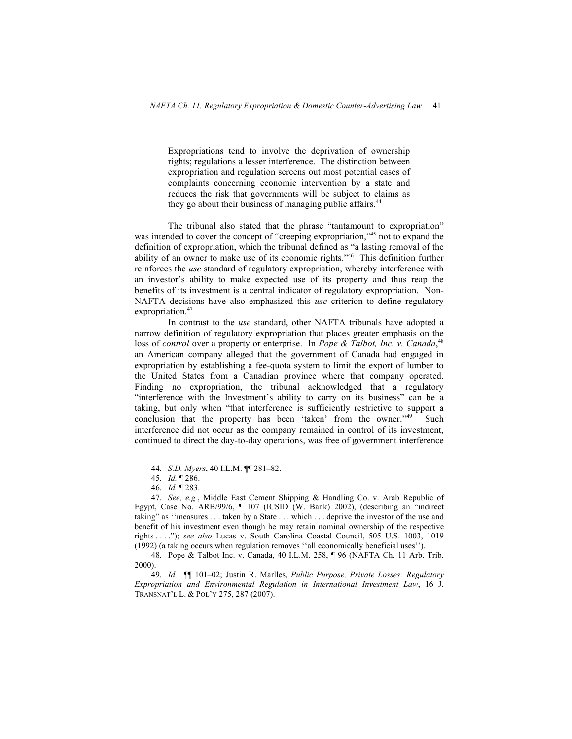> Expropriations tend to involve the deprivation of ownership rights; regulations a lesser interference. The distinction between expropriation and regulation screens out most potential cases of complaints concerning economic intervention by a state and reduces the risk that governments will be subject to claims as they go about their business of managing public affairs.[44]

The tribunal also stated that the phrase "tantamount to expropriation" was intended to cover the concept of "creeping expropriation,"[45] not to expand the definition of expropriation, which the tribunal defined as "a lasting removal of the ability of an owner to make use of its economic rights."[46] This definition further reinforces the *use* standard of regulatory expropriation, whereby interference with an investor's ability to make expected use of its property and thus reap the benefits of its investment is a central indicator of regulatory expropriation. Non-NAFTA decisions have also emphasized this *use* criterion to define regulatory expropriation.[47]

In contrast to the *use* standard, other NAFTA tribunals have adopted a narrow definition of regulatory expropriation that places greater emphasis on the loss of *control* over a property or enterprise. In *Pope & Talbot, Inc. v. Canada*,[48] an American company alleged that the government of Canada had engaged in expropriation by establishing a fee-quota system to limit the export of lumber to the United States from a Canadian province where that company operated. Finding no expropriation, the tribunal acknowledged that a regulatory "interference with the Investment's ability to carry on its business" can be a taking, but only when "that interference is sufficiently restrictive to support a conclusion that the property has been 'taken' from the owner."[49] Such interference did not occur as the company remained in control of its investment, continued to direct the day-to-day operations, was free of government interference

---

44. *S.D. Myers*, 40 I.L.M. ¶¶ 281–82.

45. *Id.* ¶ 286.

46. *Id.* ¶ 283.

47. *See, e.g.*, Middle East Cement Shipping & Handling Co. v. Arab Republic of Egypt, Case No. ARB/99/6, ¶ 107 (ICSID (W. Bank) 2002), (describing an "indirect taking" as ''measures . . . taken by a State . . . which . . . deprive the investor of the use and benefit of his investment even though he may retain nominal ownership of the respective rights . . . ."); *see also* Lucas v. South Carolina Coastal Council, 505 U.S. 1003, 1019 (1992) (a taking occurs when regulation removes ''all economically beneficial uses'').

48. Pope & Talbot Inc. v. Canada, 40 I.L.M. 258, ¶ 96 (NAFTA Ch. 11 Arb. Trib. 2000).

49. *Id.* ¶¶ 101–02; Justin R. Marlles, *Public Purpose, Private Losses: Regulatory Expropriation and Environmental Regulation in International Investment Law*, 16 J. TRANSNAT'L L. & POL'Y 275, 287 (2007).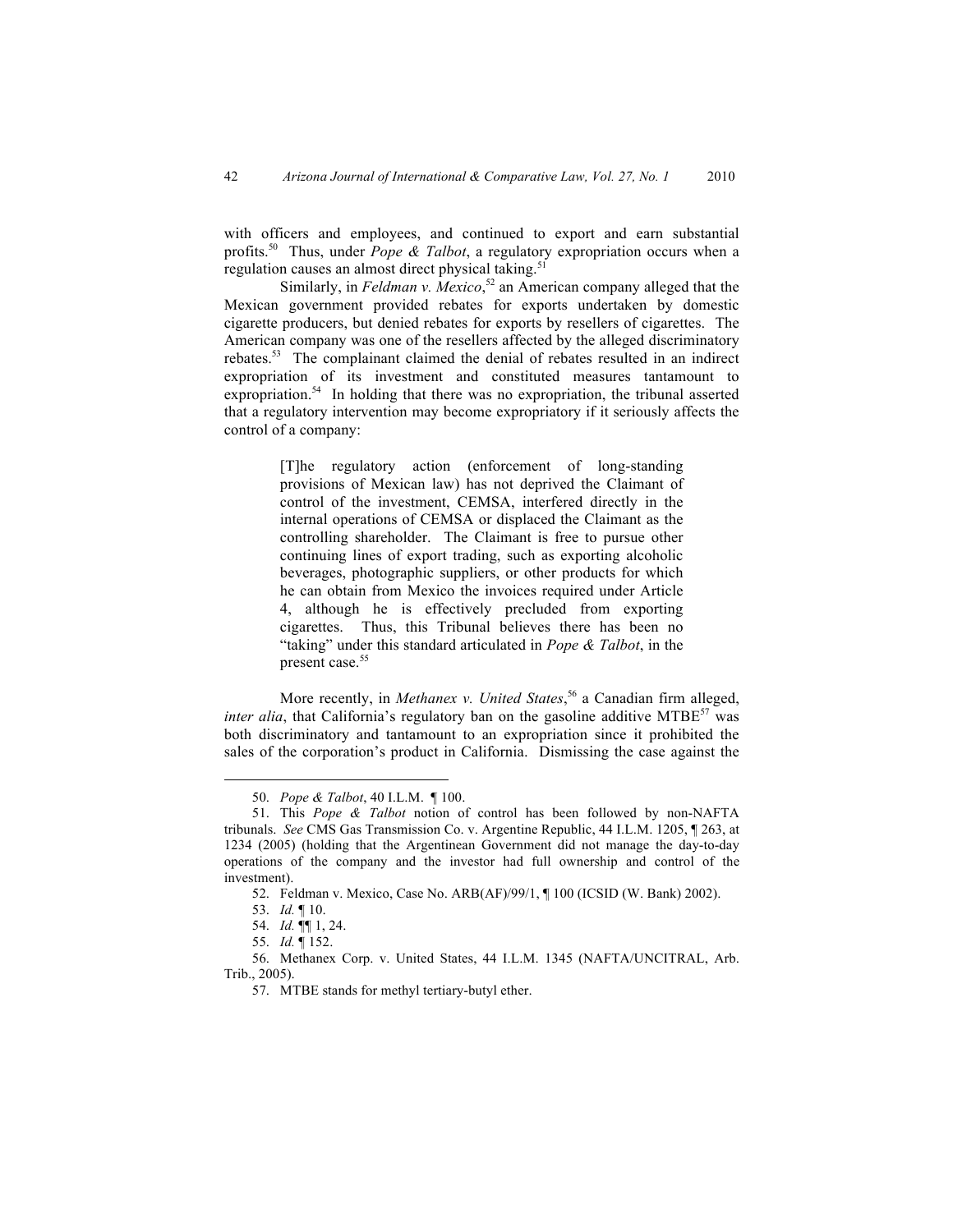with officers and employees, and continued to export and earn substantial profits.[50] Thus, under *Pope & Talbot*, a regulatory expropriation occurs when a regulation causes an almost direct physical taking.[51]

Similarly, in *Feldman v. Mexico*,[52] an American company alleged that the Mexican government provided rebates for exports undertaken by domestic cigarette producers, but denied rebates for exports by resellers of cigarettes. The American company was one of the resellers affected by the alleged discriminatory rebates.[53] The complainant claimed the denial of rebates resulted in an indirect expropriation of its investment and constituted measures tantamount to expropriation.[54] In holding that there was no expropriation, the tribunal asserted that a regulatory intervention may become expropriatory if it seriously affects the control of a company:

> [T]he regulatory action (enforcement of long-standing provisions of Mexican law) has not deprived the Claimant of control of the investment, CEMSA, interfered directly in the internal operations of CEMSA or displaced the Claimant as the controlling shareholder. The Claimant is free to pursue other continuing lines of export trading, such as exporting alcoholic beverages, photographic suppliers, or other products for which he can obtain from Mexico the invoices required under Article 4, although he is effectively precluded from exporting cigarettes. Thus, this Tribunal believes there has been no "taking" under this standard articulated in *Pope & Talbot*, in the present case.[55]

More recently, in *Methanex v. United States*,[56] a Canadian firm alleged, *inter alia*, that California's regulatory ban on the gasoline additive MTBE[57] was both discriminatory and tantamount to an expropriation since it prohibited the sales of the corporation's product in California. Dismissing the case against the

---

50. *Pope & Talbot*, 40 I.L.M. ¶ 100.

51. This *Pope & Talbot* notion of control has been followed by non-NAFTA tribunals. *See* CMS Gas Transmission Co. v. Argentine Republic, 44 I.L.M. 1205, ¶ 263, at 1234 (2005) (holding that the Argentinean Government did not manage the day-to-day operations of the company and the investor had full ownership and control of the investment).

52. Feldman v. Mexico, Case No. ARB(AF)/99/1, ¶ 100 (ICSID (W. Bank) 2002).

53. *Id.* ¶ 10.

54. *Id.* ¶¶ 1, 24.

55. *Id.* ¶ 152.

56. Methanex Corp. v. United States, 44 I.L.M. 1345 (NAFTA/UNCITRAL, Arb. Trib., 2005).

57. MTBE stands for methyl tertiary-butyl ether.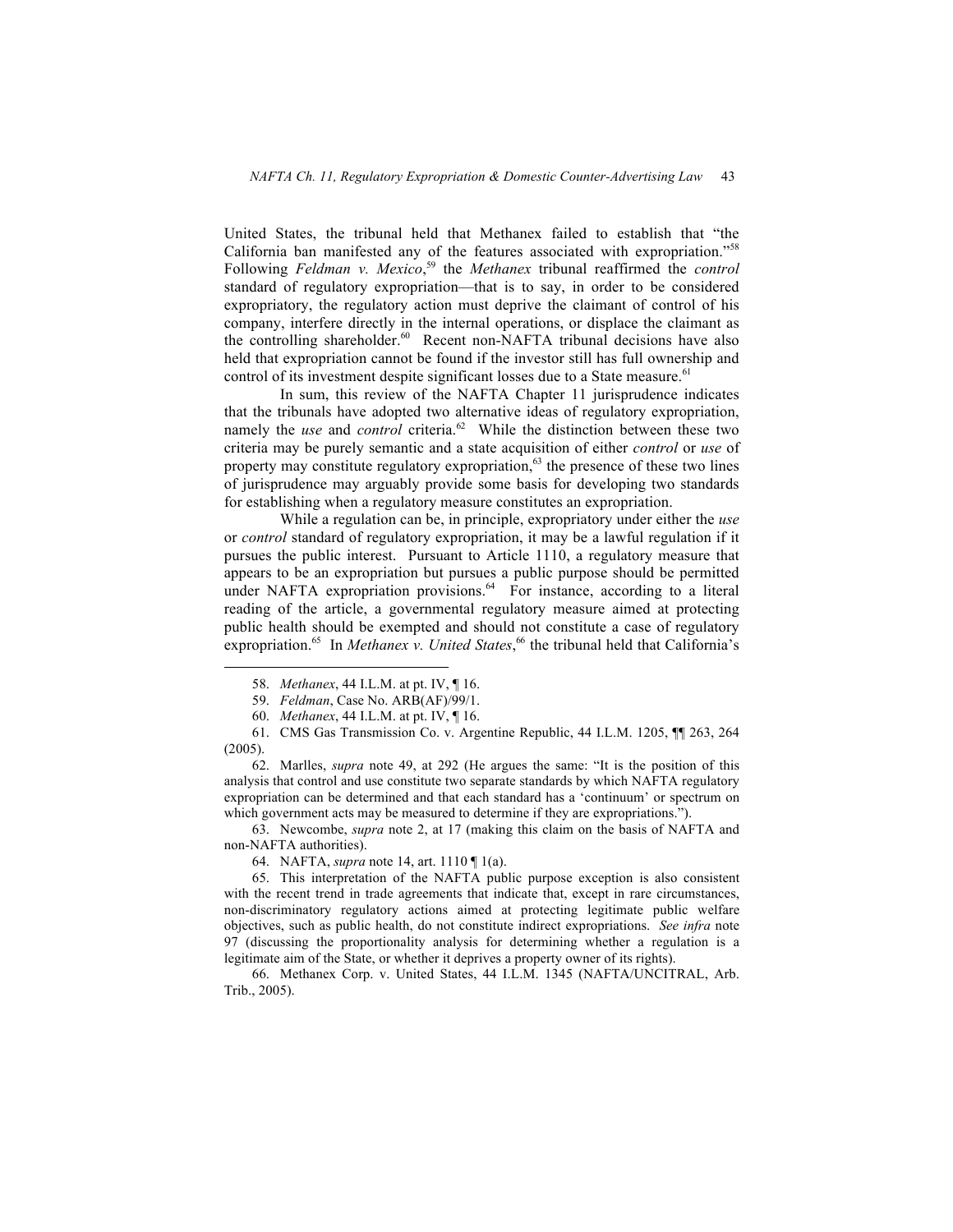United States, the tribunal held that Methanex failed to establish that "the California ban manifested any of the features associated with expropriation."[58] Following *Feldman v. Mexico*,[59] the *Methanex* tribunal reaffirmed the *control* standard of regulatory expropriation—that is to say, in order to be considered expropriatory, the regulatory action must deprive the claimant of control of his company, interfere directly in the internal operations, or displace the claimant as the controlling shareholder.[60] Recent non-NAFTA tribunal decisions have also held that expropriation cannot be found if the investor still has full ownership and control of its investment despite significant losses due to a State measure.[61]

In sum, this review of the NAFTA Chapter 11 jurisprudence indicates that the tribunals have adopted two alternative ideas of regulatory expropriation, namely the *use* and *control* criteria.[62] While the distinction between these two criteria may be purely semantic and a state acquisition of either *control* or *use* of property may constitute regulatory expropriation,[63] the presence of these two lines of jurisprudence may arguably provide some basis for developing two standards for establishing when a regulatory measure constitutes an expropriation.

While a regulation can be, in principle, expropriatory under either the *use* or *control* standard of regulatory expropriation, it may be a lawful regulation if it pursues the public interest. Pursuant to Article 1110, a regulatory measure that appears to be an expropriation but pursues a public purpose should be permitted under NAFTA expropriation provisions.[64] For instance, according to a literal reading of the article, a governmental regulatory measure aimed at protecting public health should be exempted and should not constitute a case of regulatory expropriation.[65] In *Methanex v. United States*,[66] the tribunal held that California's

---

58. *Methanex*, 44 I.L.M. at pt. IV, ¶ 16.

59. *Feldman*, Case No. ARB(AF)/99/1.

60. *Methanex*, 44 I.L.M. at pt. IV, ¶ 16.

61. CMS Gas Transmission Co. v. Argentine Republic, 44 I.L.M. 1205, ¶¶ 263, 264 (2005).

62. Marlles, *supra* note 49, at 292 (He argues the same: "It is the position of this analysis that control and use constitute two separate standards by which NAFTA regulatory expropriation can be determined and that each standard has a 'continuum' or spectrum on which government acts may be measured to determine if they are expropriations.").

63. Newcombe, *supra* note 2, at 17 (making this claim on the basis of NAFTA and non-NAFTA authorities).

64. NAFTA, *supra* note 14, art. 1110 ¶ 1(a).

65. This interpretation of the NAFTA public purpose exception is also consistent with the recent trend in trade agreements that indicate that, except in rare circumstances, non-discriminatory regulatory actions aimed at protecting legitimate public welfare objectives, such as public health, do not constitute indirect expropriations. *See infra* note 97 (discussing the proportionality analysis for determining whether a regulation is a legitimate aim of the State, or whether it deprives a property owner of its rights).

66. Methanex Corp. v. United States, 44 I.L.M. 1345 (NAFTA/UNCITRAL, Arb. Trib., 2005).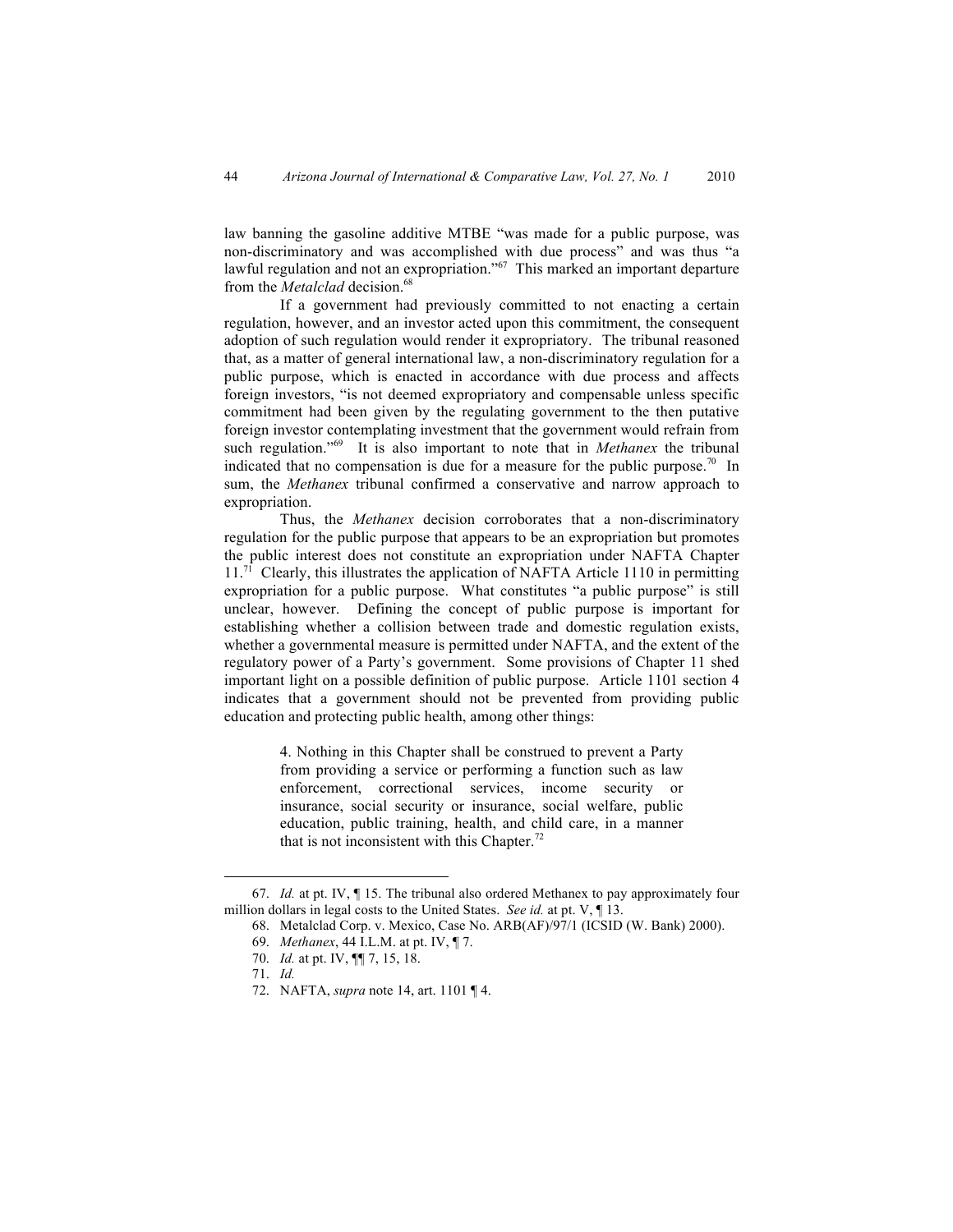law banning the gasoline additive MTBE "was made for a public purpose, was non-discriminatory and was accomplished with due process" and was thus "a lawful regulation and not an expropriation."[67] This marked an important departure from the *Metalclad* decision.[68]

If a government had previously committed to not enacting a certain regulation, however, and an investor acted upon this commitment, the consequent adoption of such regulation would render it expropriatory. The tribunal reasoned that, as a matter of general international law, a non-discriminatory regulation for a public purpose, which is enacted in accordance with due process and affects foreign investors, "is not deemed expropriatory and compensable unless specific commitment had been given by the regulating government to the then putative foreign investor contemplating investment that the government would refrain from such regulation."[69] It is also important to note that in *Methanex* the tribunal indicated that no compensation is due for a measure for the public purpose.[70] In sum, the *Methanex* tribunal confirmed a conservative and narrow approach to expropriation.

Thus, the *Methanex* decision corroborates that a non-discriminatory regulation for the public purpose that appears to be an expropriation but promotes the public interest does not constitute an expropriation under NAFTA Chapter 11.[71] Clearly, this illustrates the application of NAFTA Article 1110 in permitting expropriation for a public purpose. What constitutes "a public purpose" is still unclear, however. Defining the concept of public purpose is important for establishing whether a collision between trade and domestic regulation exists, whether a governmental measure is permitted under NAFTA, and the extent of the regulatory power of a Party's government. Some provisions of Chapter 11 shed important light on a possible definition of public purpose. Article 1101 section 4 indicates that a government should not be prevented from providing public education and protecting public health, among other things:

> 4. Nothing in this Chapter shall be construed to prevent a Party from providing a service or performing a function such as law enforcement, correctional services, income security or insurance, social security or insurance, social welfare, public education, public training, health, and child care, in a manner that is not inconsistent with this Chapter.[72]

---

67. *Id.* at pt. IV, ¶ 15. The tribunal also ordered Methanex to pay approximately four million dollars in legal costs to the United States. *See id.* at pt. V, ¶ 13.

68. Metalclad Corp. v. Mexico, Case No. ARB(AF)/97/1 (ICSID (W. Bank) 2000).

69. *Methanex*, 44 I.L.M. at pt. IV, ¶ 7.

70. *Id.* at pt. IV, ¶¶ 7, 15, 18.

71. *Id.*

72. NAFTA, *supra* note 14, art. 1101 ¶ 4.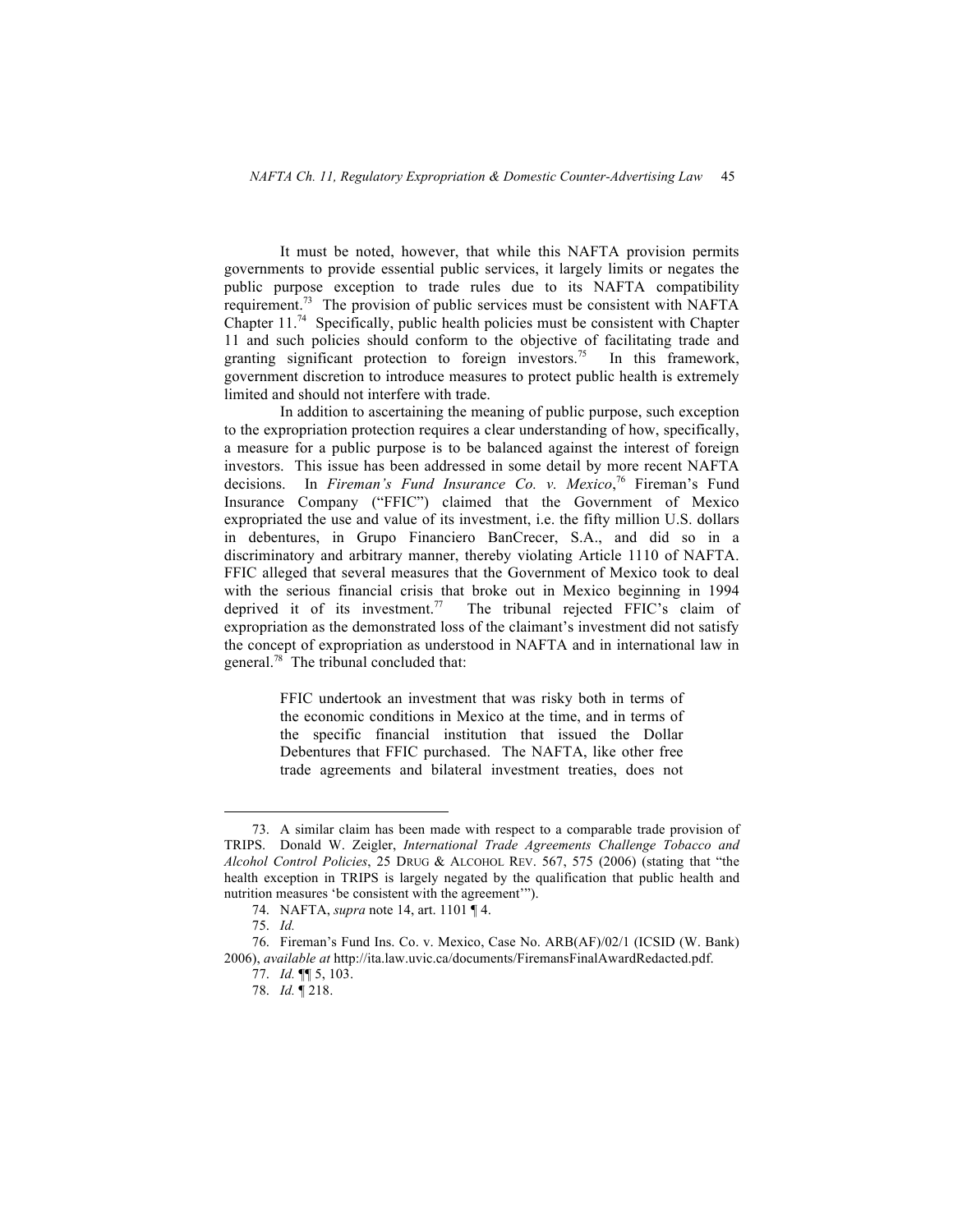It must be noted, however, that while this NAFTA provision permits governments to provide essential public services, it largely limits or negates the public purpose exception to trade rules due to its NAFTA compatibility requirement.[73] The provision of public services must be consistent with NAFTA Chapter 11.[74] Specifically, public health policies must be consistent with Chapter 11 and such policies should conform to the objective of facilitating trade and granting significant protection to foreign investors.[75] In this framework, government discretion to introduce measures to protect public health is extremely limited and should not interfere with trade.

In addition to ascertaining the meaning of public purpose, such exception to the expropriation protection requires a clear understanding of how, specifically, a measure for a public purpose is to be balanced against the interest of foreign investors. This issue has been addressed in some detail by more recent NAFTA decisions. In *Fireman's Fund Insurance Co. v. Mexico*,[76] Fireman's Fund Insurance Company ("FFIC") claimed that the Government of Mexico expropriated the use and value of its investment, i.e. the fifty million U.S. dollars in debentures, in Grupo Financiero BanCrecer, S.A., and did so in a discriminatory and arbitrary manner, thereby violating Article 1110 of NAFTA. FFIC alleged that several measures that the Government of Mexico took to deal with the serious financial crisis that broke out in Mexico beginning in 1994 deprived it of its investment.[77] The tribunal rejected FFIC's claim of expropriation as the demonstrated loss of the claimant's investment did not satisfy the concept of expropriation as understood in NAFTA and in international law in general.[78] The tribunal concluded that:

> FFIC undertook an investment that was risky both in terms of the economic conditions in Mexico at the time, and in terms of the specific financial institution that issued the Dollar Debentures that FFIC purchased. The NAFTA, like other free trade agreements and bilateral investment treaties, does not

---

73. A similar claim has been made with respect to a comparable trade provision of TRIPS. Donald W. Zeigler, *International Trade Agreements Challenge Tobacco and Alcohol Control Policies*, 25 DRUG & ALCOHOL REV. 567, 575 (2006) (stating that "the health exception in TRIPS is largely negated by the qualification that public health and nutrition measures 'be consistent with the agreement'").

74. NAFTA, *supra* note 14, art. 1101 ¶ 4.

75. *Id.*

76. Fireman's Fund Ins. Co. v. Mexico, Case No. ARB(AF)/02/1 (ICSID (W. Bank) 2006), *available at* http://ita.law.uvic.ca/documents/FiremansFinalAwardRedacted.pdf.

77. *Id.* ¶¶ 5, 103.

78. *Id.* ¶ 218.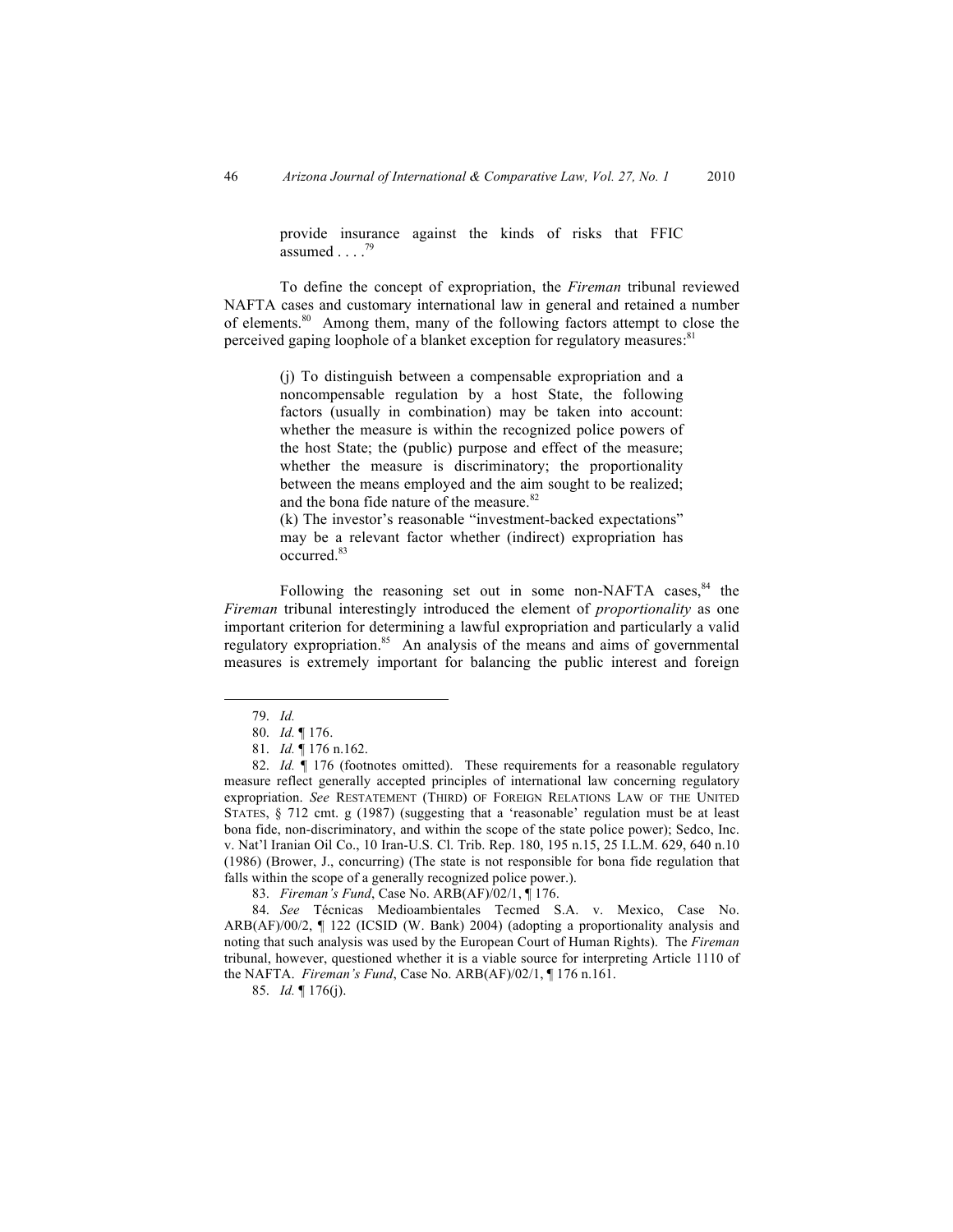> provide insurance against the kinds of risks that FFIC assumed . . . .[79]

To define the concept of expropriation, the *Fireman* tribunal reviewed NAFTA cases and customary international law in general and retained a number of elements.[80] Among them, many of the following factors attempt to close the perceived gaping loophole of a blanket exception for regulatory measures:[81]

> (j) To distinguish between a compensable expropriation and a noncompensable regulation by a host State, the following factors (usually in combination) may be taken into account: whether the measure is within the recognized police powers of the host State; the (public) purpose and effect of the measure; whether the measure is discriminatory; the proportionality between the means employed and the aim sought to be realized; and the bona fide nature of the measure.[82]
>
> (k) The investor's reasonable "investment-backed expectations" may be a relevant factor whether (indirect) expropriation has occurred.[83]

Following the reasoning set out in some non-NAFTA cases,[84] the *Fireman* tribunal interestingly introduced the element of *proportionality* as one important criterion for determining a lawful expropriation and particularly a valid regulatory expropriation.[85] An analysis of the means and aims of governmental measures is extremely important for balancing the public interest and foreign

---

79. *Id.*

80. *Id.* ¶ 176.

81. *Id.* ¶ 176 n.162.

82. *Id.* ¶ 176 (footnotes omitted). These requirements for a reasonable regulatory measure reflect generally accepted principles of international law concerning regulatory expropriation. *See* RESTATEMENT (THIRD) OF FOREIGN RELATIONS LAW OF THE UNITED STATES, § 712 cmt. g (1987) (suggesting that a 'reasonable' regulation must be at least bona fide, non-discriminatory, and within the scope of the state police power); Sedco, Inc. v. Nat'l Iranian Oil Co., 10 Iran-U.S. Cl. Trib. Rep. 180, 195 n.15, 25 I.L.M. 629, 640 n.10 (1986) (Brower, J., concurring) (The state is not responsible for bona fide regulation that falls within the scope of a generally recognized police power.).

83. *Fireman's Fund*, Case No. ARB(AF)/02/1, ¶ 176.

84. *See* Técnicas Medioambientales Tecmed S.A. v. Mexico, Case No. ARB(AF)/00/2, ¶ 122 (ICSID (W. Bank) 2004) (adopting a proportionality analysis and noting that such analysis was used by the European Court of Human Rights). The *Fireman* tribunal, however, questioned whether it is a viable source for interpreting Article 1110 of the NAFTA. *Fireman's Fund*, Case No. ARB(AF)/02/1, ¶ 176 n.161.

85. *Id.* ¶ 176(j).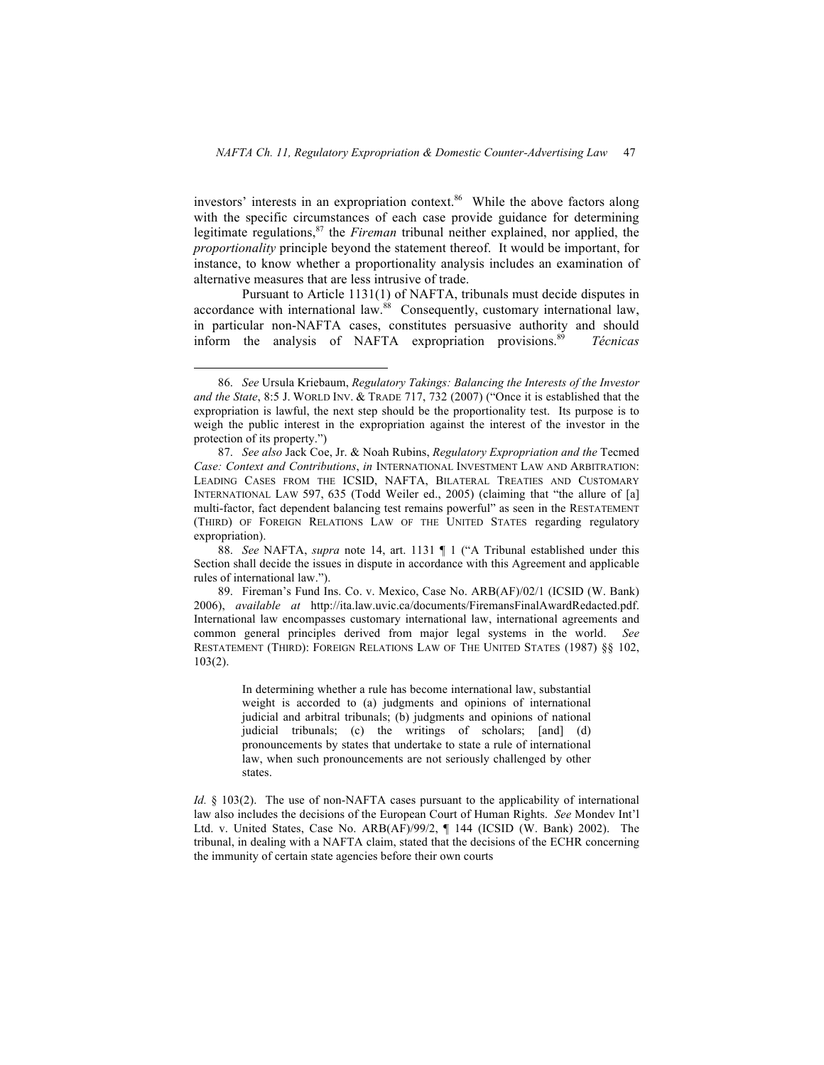investors' interests in an expropriation context.[86] While the above factors along with the specific circumstances of each case provide guidance for determining legitimate regulations,[87] the *Fireman* tribunal neither explained, nor applied, the *proportionality* principle beyond the statement thereof. It would be important, for instance, to know whether a proportionality analysis includes an examination of alternative measures that are less intrusive of trade.

Pursuant to Article 1131(1) of NAFTA, tribunals must decide disputes in accordance with international law.[88] Consequently, customary international law, in particular non-NAFTA cases, constitutes persuasive authority and should inform the analysis of NAFTA expropriation provisions.[89] *Técnicas*

---

86. *See* Ursula Kriebaum, *Regulatory Takings: Balancing the Interests of the Investor and the State*, 8:5 J. WORLD INV. & TRADE 717, 732 (2007) ("Once it is established that the expropriation is lawful, the next step should be the proportionality test. Its purpose is to weigh the public interest in the expropriation against the interest of the investor in the protection of its property.")

87. *See also* Jack Coe, Jr. & Noah Rubins, *Regulatory Expropriation and the* Tecmed *Case: Context and Contributions*, *in* INTERNATIONAL INVESTMENT LAW AND ARBITRATION: LEADING CASES FROM THE ICSID, NAFTA, BILATERAL TREATIES AND CUSTOMARY INTERNATIONAL LAW 597, 635 (Todd Weiler ed., 2005) (claiming that "the allure of [a] multi-factor, fact dependent balancing test remains powerful" as seen in the RESTATEMENT (THIRD) OF FOREIGN RELATIONS LAW OF THE UNITED STATES regarding regulatory expropriation).

88. *See* NAFTA, *supra* note 14, art. 1131 ¶ 1 ("A Tribunal established under this Section shall decide the issues in dispute in accordance with this Agreement and applicable rules of international law.").

89. Fireman's Fund Ins. Co. v. Mexico, Case No. ARB(AF)/02/1 (ICSID (W. Bank) 2006), *available at* http://ita.law.uvic.ca/documents/FiremansFinalAwardRedacted.pdf. International law encompasses customary international law, international agreements and common general principles derived from major legal systems in the world. *See* RESTATEMENT (THIRD): FOREIGN RELATIONS LAW OF THE UNITED STATES (1987) §§ 102, 103(2).

> In determining whether a rule has become international law, substantial weight is accorded to (a) judgments and opinions of international judicial and arbitral tribunals; (b) judgments and opinions of national judicial tribunals; (c) the writings of scholars; [and] (d) pronouncements by states that undertake to state a rule of international law, when such pronouncements are not seriously challenged by other states.

*Id.* § 103(2). The use of non-NAFTA cases pursuant to the applicability of international law also includes the decisions of the European Court of Human Rights. *See* Mondev Int'l Ltd. v. United States, Case No. ARB(AF)/99/2, ¶ 144 (ICSID (W. Bank) 2002). The tribunal, in dealing with a NAFTA claim, stated that the decisions of the ECHR concerning the immunity of certain state agencies before their own courts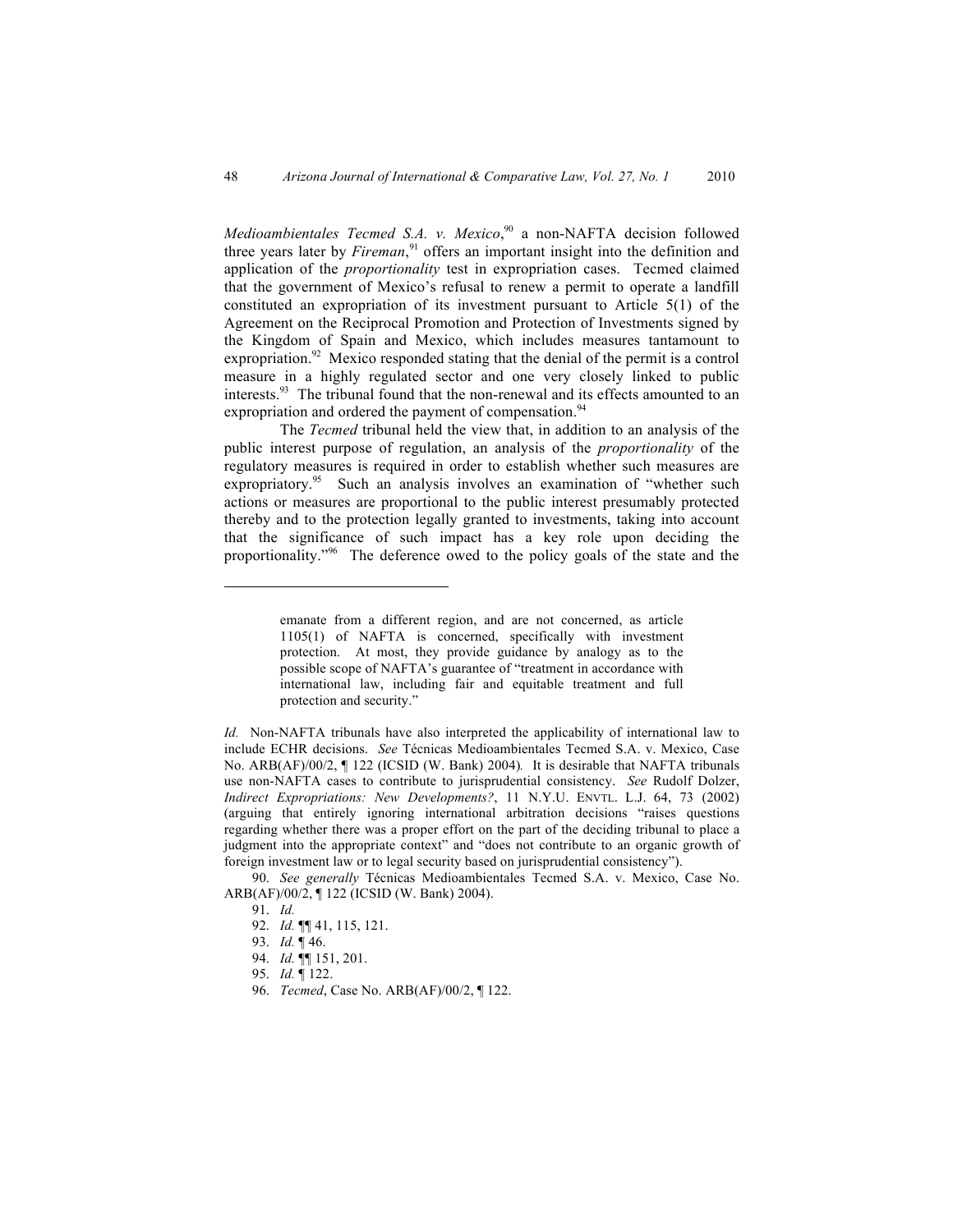*Medioambientales Tecmed S.A. v. Mexico*,[90] a non-NAFTA decision followed three years later by *Fireman*,[91] offers an important insight into the definition and application of the *proportionality* test in expropriation cases. Tecmed claimed that the government of Mexico's refusal to renew a permit to operate a landfill constituted an expropriation of its investment pursuant to Article 5(1) of the Agreement on the Reciprocal Promotion and Protection of Investments signed by the Kingdom of Spain and Mexico, which includes measures tantamount to expropriation.[92] Mexico responded stating that the denial of the permit is a control measure in a highly regulated sector and one very closely linked to public interests.[93] The tribunal found that the non-renewal and its effects amounted to an expropriation and ordered the payment of compensation.[94]

The *Tecmed* tribunal held the view that, in addition to an analysis of the public interest purpose of regulation, an analysis of the *proportionality* of the regulatory measures is required in order to establish whether such measures are expropriatory.[95] Such an analysis involves an examination of "whether such actions or measures are proportional to the public interest presumably protected thereby and to the protection legally granted to investments, taking into account that the significance of such impact has a key role upon deciding the proportionality."[96] The deference owed to the policy goals of the state and the

---

> emanate from a different region, and are not concerned, as article 1105(1) of NAFTA is concerned, specifically with investment protection. At most, they provide guidance by analogy as to the possible scope of NAFTA's guarantee of "treatment in accordance with international law, including fair and equitable treatment and full protection and security."

*Id.* Non-NAFTA tribunals have also interpreted the applicability of international law to include ECHR decisions. *See* Técnicas Medioambientales Tecmed S.A. v. Mexico, Case No. ARB(AF)/00/2, ¶ 122 (ICSID (W. Bank) 2004). It is desirable that NAFTA tribunals use non-NAFTA cases to contribute to jurisprudential consistency. *See* Rudolf Dolzer, *Indirect Expropriations: New Developments?*, 11 N.Y.U. ENVTL. L.J. 64, 73 (2002) (arguing that entirely ignoring international arbitration decisions "raises questions regarding whether there was a proper effort on the part of the deciding tribunal to place a judgment into the appropriate context" and "does not contribute to an organic growth of foreign investment law or to legal security based on jurisprudential consistency").

90. *See generally* Técnicas Medioambientales Tecmed S.A. v. Mexico, Case No. ARB(AF)/00/2, ¶ 122 (ICSID (W. Bank) 2004).

91. *Id.*

92. *Id.* ¶¶ 41, 115, 121.

93. *Id.* ¶ 46.

94. *Id.* ¶¶ 151, 201.

95. *Id.* ¶ 122.

96. *Tecmed*, Case No. ARB(AF)/00/2, ¶ 122.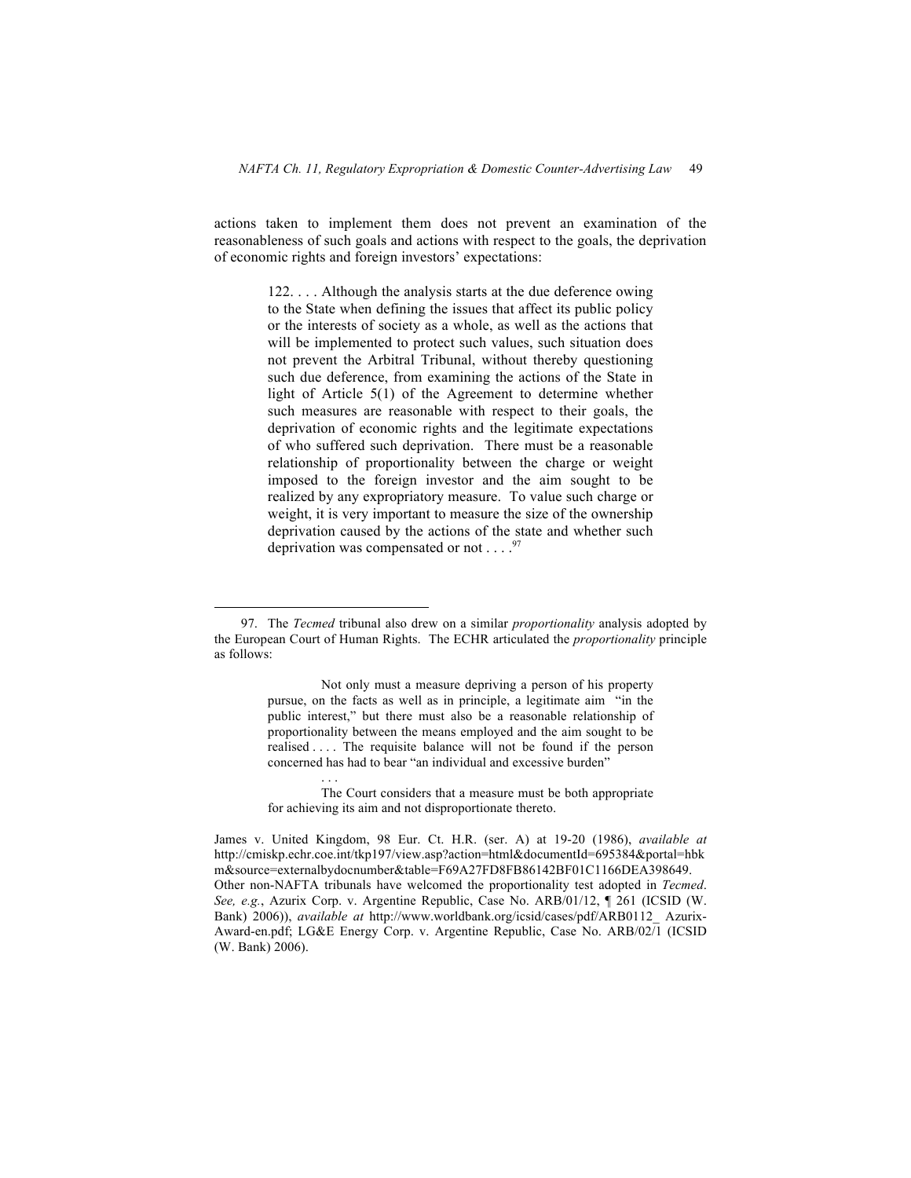actions taken to implement them does not prevent an examination of the reasonableness of such goals and actions with respect to the goals, the deprivation of economic rights and foreign investors' expectations:

> 122. . . . Although the analysis starts at the due deference owing to the State when defining the issues that affect its public policy or the interests of society as a whole, as well as the actions that will be implemented to protect such values, such situation does not prevent the Arbitral Tribunal, without thereby questioning such due deference, from examining the actions of the State in light of Article 5(1) of the Agreement to determine whether such measures are reasonable with respect to their goals, the deprivation of economic rights and the legitimate expectations of who suffered such deprivation. There must be a reasonable relationship of proportionality between the charge or weight imposed to the foreign investor and the aim sought to be realized by any expropriatory measure. To value such charge or weight, it is very important to measure the size of the ownership deprivation caused by the actions of the state and whether such deprivation was compensated or not . . . .[97]

---

97. The *Tecmed* tribunal also drew on a similar *proportionality* analysis adopted by the European Court of Human Rights. The ECHR articulated the *proportionality* principle as follows:

> Not only must a measure depriving a person of his property pursue, on the facts as well as in principle, a legitimate aim "in the public interest," but there must also be a reasonable relationship of proportionality between the means employed and the aim sought to be realised . . . . The requisite balance will not be found if the person concerned has had to bear "an individual and excessive burden"
>
> . . .
>
> The Court considers that a measure must be both appropriate for achieving its aim and not disproportionate thereto.

James v. United Kingdom, 98 Eur. Ct. H.R. (ser. A) at 19-20 (1986), *available at* http://cmiskp.echr.coe.int/tkp197/view.asp?action=html&documentId=695384&portal=hbkm&source=externalbydocnumber&table=F69A27FD8FB86142BF01C1166DEA398649. Other non-NAFTA tribunals have welcomed the proportionality test adopted in *Tecmed*. *See, e.g.*, Azurix Corp. v. Argentine Republic, Case No. ARB/01/12, ¶ 261 (ICSID (W. Bank) 2006)), *available at* http://www.worldbank.org/icsid/cases/pdf/ARB0112_ Azurix-Award-en.pdf; LG&E Energy Corp. v. Argentine Republic, Case No. ARB/02/1 (ICSID (W. Bank) 2006).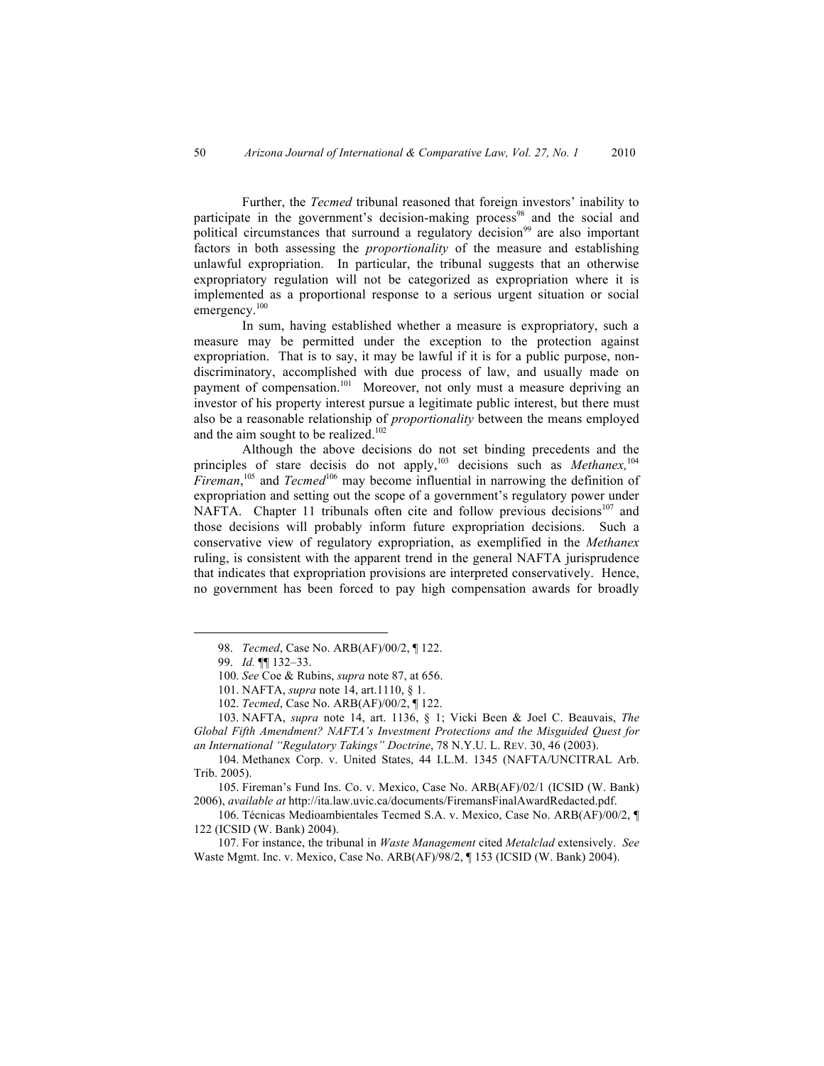Further, the *Tecmed* tribunal reasoned that foreign investors' inability to participate in the government's decision-making process[98] and the social and political circumstances that surround a regulatory decision[99] are also important factors in both assessing the *proportionality* of the measure and establishing unlawful expropriation. In particular, the tribunal suggests that an otherwise expropriatory regulation will not be categorized as expropriation where it is implemented as a proportional response to a serious urgent situation or social emergency.[100]

In sum, having established whether a measure is expropriatory, such a measure may be permitted under the exception to the protection against expropriation. That is to say, it may be lawful if it is for a public purpose, non-discriminatory, accomplished with due process of law, and usually made on payment of compensation.[101] Moreover, not only must a measure depriving an investor of his property interest pursue a legitimate public interest, but there must also be a reasonable relationship of *proportionality* between the means employed and the aim sought to be realized.[102]

Although the above decisions do not set binding precedents and the principles of stare decisis do not apply,[103] decisions such as *Methanex,*[104] *Fireman*,[105] and *Tecmed*[106] may become influential in narrowing the definition of expropriation and setting out the scope of a government's regulatory power under NAFTA. Chapter 11 tribunals often cite and follow previous decisions[107] and those decisions will probably inform future expropriation decisions. Such a conservative view of regulatory expropriation, as exemplified in the *Methanex* ruling, is consistent with the apparent trend in the general NAFTA jurisprudence that indicates that expropriation provisions are interpreted conservatively. Hence, no government has been forced to pay high compensation awards for broadly

---

98. *Tecmed*, Case No. ARB(AF)/00/2, ¶ 122.

99. *Id.* ¶¶ 132–33.

100. *See* Coe & Rubins, *supra* note 87, at 656.

101. NAFTA, *supra* note 14, art.1110, § 1.

102. *Tecmed*, Case No. ARB(AF)/00/2, ¶ 122.

103. NAFTA, *supra* note 14, art. 1136, § 1; Vicki Been & Joel C. Beauvais, *The Global Fifth Amendment? NAFTA's Investment Protections and the Misguided Quest for an International "Regulatory Takings" Doctrine*, 78 N.Y.U. L. REV. 30, 46 (2003).

104. Methanex Corp. v. United States, 44 I.L.M. 1345 (NAFTA/UNCITRAL Arb. Trib. 2005).

105. Fireman's Fund Ins. Co. v. Mexico, Case No. ARB(AF)/02/1 (ICSID (W. Bank) 2006), *available at* http://ita.law.uvic.ca/documents/FiremansFinalAwardRedacted.pdf.

106. Técnicas Medioambientales Tecmed S.A. v. Mexico, Case No. ARB(AF)/00/2, ¶ 122 (ICSID (W. Bank) 2004).

107. For instance, the tribunal in *Waste Management* cited *Metalclad* extensively. *See* Waste Mgmt. Inc. v. Mexico, Case No. ARB(AF)/98/2, ¶ 153 (ICSID (W. Bank) 2004).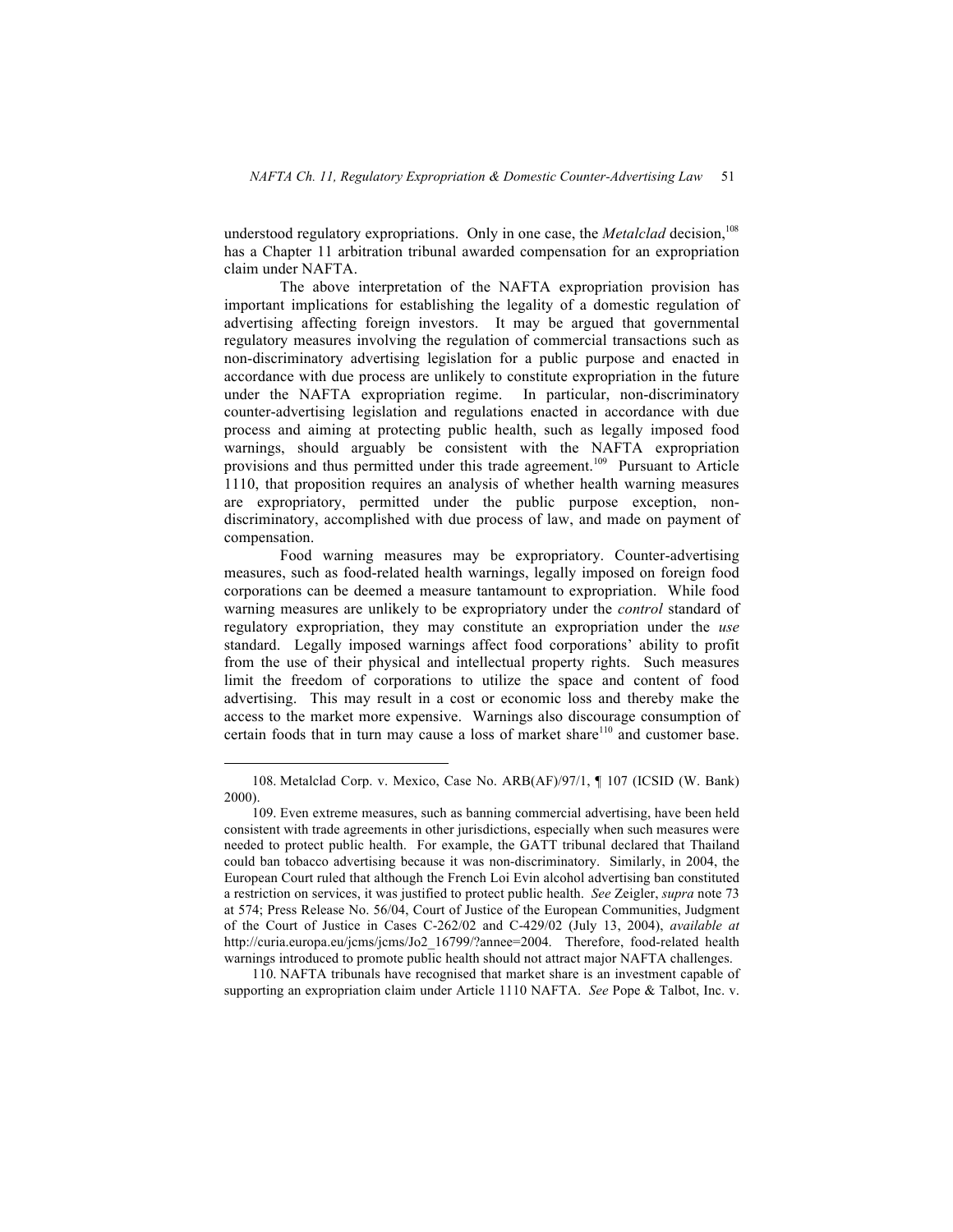understood regulatory expropriations. Only in one case, the *Metalclad* decision,[108] has a Chapter 11 arbitration tribunal awarded compensation for an expropriation claim under NAFTA.

The above interpretation of the NAFTA expropriation provision has important implications for establishing the legality of a domestic regulation of advertising affecting foreign investors. It may be argued that governmental regulatory measures involving the regulation of commercial transactions such as non-discriminatory advertising legislation for a public purpose and enacted in accordance with due process are unlikely to constitute expropriation in the future under the NAFTA expropriation regime. In particular, non-discriminatory counter-advertising legislation and regulations enacted in accordance with due process and aiming at protecting public health, such as legally imposed food warnings, should arguably be consistent with the NAFTA expropriation provisions and thus permitted under this trade agreement.[109] Pursuant to Article 1110, that proposition requires an analysis of whether health warning measures are expropriatory, permitted under the public purpose exception, non-discriminatory, accomplished with due process of law, and made on payment of compensation.

Food warning measures may be expropriatory. Counter-advertising measures, such as food-related health warnings, legally imposed on foreign food corporations can be deemed a measure tantamount to expropriation. While food warning measures are unlikely to be expropriatory under the *control* standard of regulatory expropriation, they may constitute an expropriation under the *use* standard. Legally imposed warnings affect food corporations' ability to profit from the use of their physical and intellectual property rights. Such measures limit the freedom of corporations to utilize the space and content of food advertising. This may result in a cost or economic loss and thereby make the access to the market more expensive. Warnings also discourage consumption of certain foods that in turn may cause a loss of market share[110] and customer base.

---

108. Metalclad Corp. v. Mexico, Case No. ARB(AF)/97/1, ¶ 107 (ICSID (W. Bank) 2000).

109. Even extreme measures, such as banning commercial advertising, have been held consistent with trade agreements in other jurisdictions, especially when such measures were needed to protect public health. For example, the GATT tribunal declared that Thailand could ban tobacco advertising because it was non-discriminatory. Similarly, in 2004, the European Court ruled that although the French Loi Evin alcohol advertising ban constituted a restriction on services, it was justified to protect public health. *See* Zeigler, *supra* note 73 at 574; Press Release No. 56/04, Court of Justice of the European Communities, Judgment of the Court of Justice in Cases C-262/02 and C-429/02 (July 13, 2004), *available at* http://curia.europa.eu/jcms/jcms/Jo2_16799/?annee=2004. Therefore, food-related health warnings introduced to promote public health should not attract major NAFTA challenges.

110. NAFTA tribunals have recognised that market share is an investment capable of supporting an expropriation claim under Article 1110 NAFTA. *See* Pope & Talbot, Inc. v.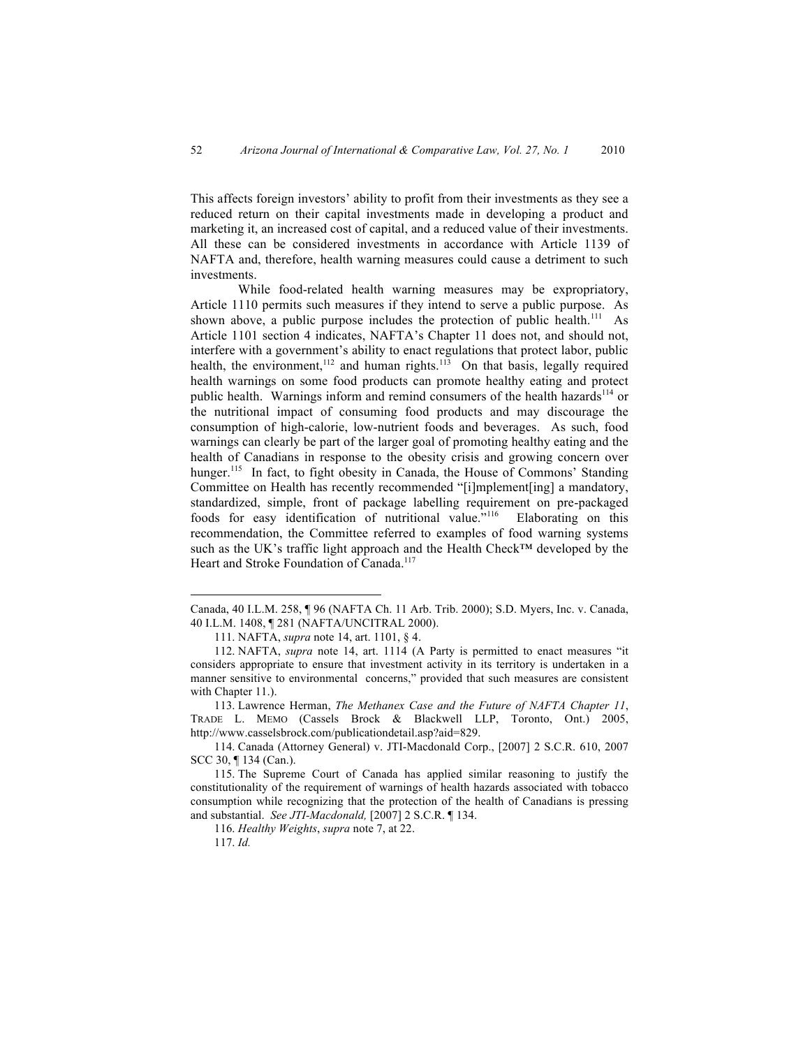This affects foreign investors' ability to profit from their investments as they see a reduced return on their capital investments made in developing a product and marketing it, an increased cost of capital, and a reduced value of their investments. All these can be considered investments in accordance with Article 1139 of NAFTA and, therefore, health warning measures could cause a detriment to such investments.

While food-related health warning measures may be expropriatory, Article 1110 permits such measures if they intend to serve a public purpose. As shown above, a public purpose includes the protection of public health.[111] As Article 1101 section 4 indicates, NAFTA's Chapter 11 does not, and should not, interfere with a government's ability to enact regulations that protect labor, public health, the environment,[112] and human rights.[113] On that basis, legally required health warnings on some food products can promote healthy eating and protect public health. Warnings inform and remind consumers of the health hazards[114] or the nutritional impact of consuming food products and may discourage the consumption of high-calorie, low-nutrient foods and beverages. As such, food warnings can clearly be part of the larger goal of promoting healthy eating and the health of Canadians in response to the obesity crisis and growing concern over hunger.[115] In fact, to fight obesity in Canada, the House of Commons' Standing Committee on Health has recently recommended "[i]mplement[ing] a mandatory, standardized, simple, front of package labelling requirement on pre-packaged foods for easy identification of nutritional value."[116] Elaborating on this recommendation, the Committee referred to examples of food warning systems such as the UK's traffic light approach and the Health Check™ developed by the Heart and Stroke Foundation of Canada.[117]

---

Canada, 40 I.L.M. 258, ¶ 96 (NAFTA Ch. 11 Arb. Trib. 2000); S.D. Myers, Inc. v. Canada, 40 I.L.M. 1408, ¶ 281 (NAFTA/UNCITRAL 2000).

111. NAFTA, *supra* note 14, art. 1101, § 4.

112. NAFTA, *supra* note 14, art. 1114 (A Party is permitted to enact measures "it considers appropriate to ensure that investment activity in its territory is undertaken in a manner sensitive to environmental concerns," provided that such measures are consistent with Chapter 11.).

113. Lawrence Herman, *The Methanex Case and the Future of NAFTA Chapter 11*, TRADE L. MEMO (Cassels Brock & Blackwell LLP, Toronto, Ont.) 2005, http://www.casselsbrock.com/publicationdetail.asp?aid=829.

114. Canada (Attorney General) v. JTI-Macdonald Corp., [2007] 2 S.C.R. 610, 2007 SCC 30, ¶ 134 (Can.).

115. The Supreme Court of Canada has applied similar reasoning to justify the constitutionality of the requirement of warnings of health hazards associated with tobacco consumption while recognizing that the protection of the health of Canadians is pressing and substantial. *See JTI-Macdonald,* [2007] 2 S.C.R. ¶ 134.

116. *Healthy Weights*, *supra* note 7, at 22.

117. *Id.*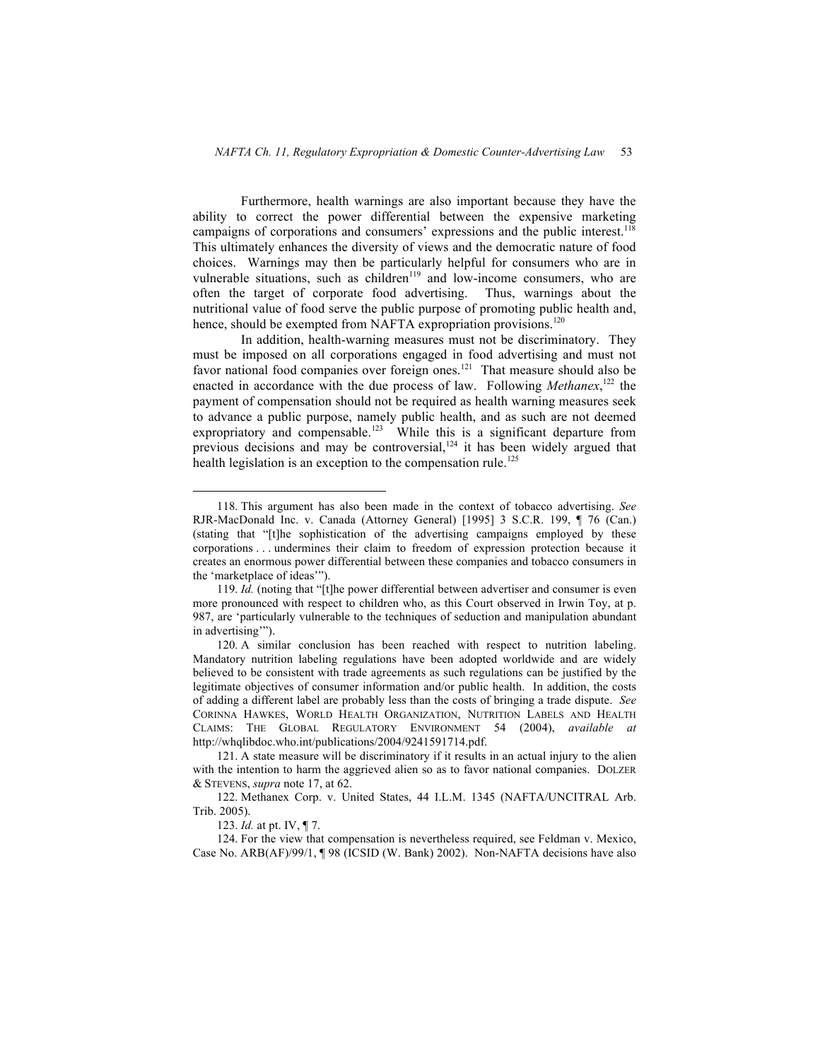Furthermore, health warnings are also important because they have the ability to correct the power differential between the expensive marketing campaigns of corporations and consumers' expressions and the public interest.[118] This ultimately enhances the diversity of views and the democratic nature of food choices. Warnings may then be particularly helpful for consumers who are in vulnerable situations, such as children[119] and low-income consumers, who are often the target of corporate food advertising. Thus, warnings about the nutritional value of food serve the public purpose of promoting public health and, hence, should be exempted from NAFTA expropriation provisions.[120]

In addition, health-warning measures must not be discriminatory. They must be imposed on all corporations engaged in food advertising and must not favor national food companies over foreign ones.[121] That measure should also be enacted in accordance with the due process of law. Following *Methanex*,[122] the payment of compensation should not be required as health warning measures seek to advance a public purpose, namely public health, and as such are not deemed expropriatory and compensable.[123] While this is a significant departure from previous decisions and may be controversial,[124] it has been widely argued that health legislation is an exception to the compensation rule.[125]

---

118. This argument has also been made in the context of tobacco advertising. *See* RJR-MacDonald Inc. v. Canada (Attorney General) [1995] 3 S.C.R. 199, ¶ 76 (Can.) (stating that "[t]he sophistication of the advertising campaigns employed by these corporations . . . undermines their claim to freedom of expression protection because it creates an enormous power differential between these companies and tobacco consumers in the 'marketplace of ideas'").

119. *Id.* (noting that "[t]he power differential between advertiser and consumer is even more pronounced with respect to children who, as this Court observed in Irwin Toy, at p. 987, are 'particularly vulnerable to the techniques of seduction and manipulation abundant in advertising'").

120. A similar conclusion has been reached with respect to nutrition labeling. Mandatory nutrition labeling regulations have been adopted worldwide and are widely believed to be consistent with trade agreements as such regulations can be justified by the legitimate objectives of consumer information and/or public health. In addition, the costs of adding a different label are probably less than the costs of bringing a trade dispute. *See* CORINNA HAWKES, WORLD HEALTH ORGANIZATION, NUTRITION LABELS AND HEALTH CLAIMS: THE GLOBAL REGULATORY ENVIRONMENT 54 (2004), *available at* http://whqlibdoc.who.int/publications/2004/9241591714.pdf.

121. A state measure will be discriminatory if it results in an actual injury to the alien with the intention to harm the aggrieved alien so as to favor national companies. DOLZER & STEVENS, *supra* note 17, at 62.

122. Methanex Corp. v. United States, 44 I.L.M. 1345 (NAFTA/UNCITRAL Arb. Trib. 2005).

123. *Id.* at pt. IV, ¶ 7.

124. For the view that compensation is nevertheless required, see Feldman v. Mexico, Case No. ARB(AF)/99/1, ¶ 98 (ICSID (W. Bank) 2002). Non-NAFTA decisions have also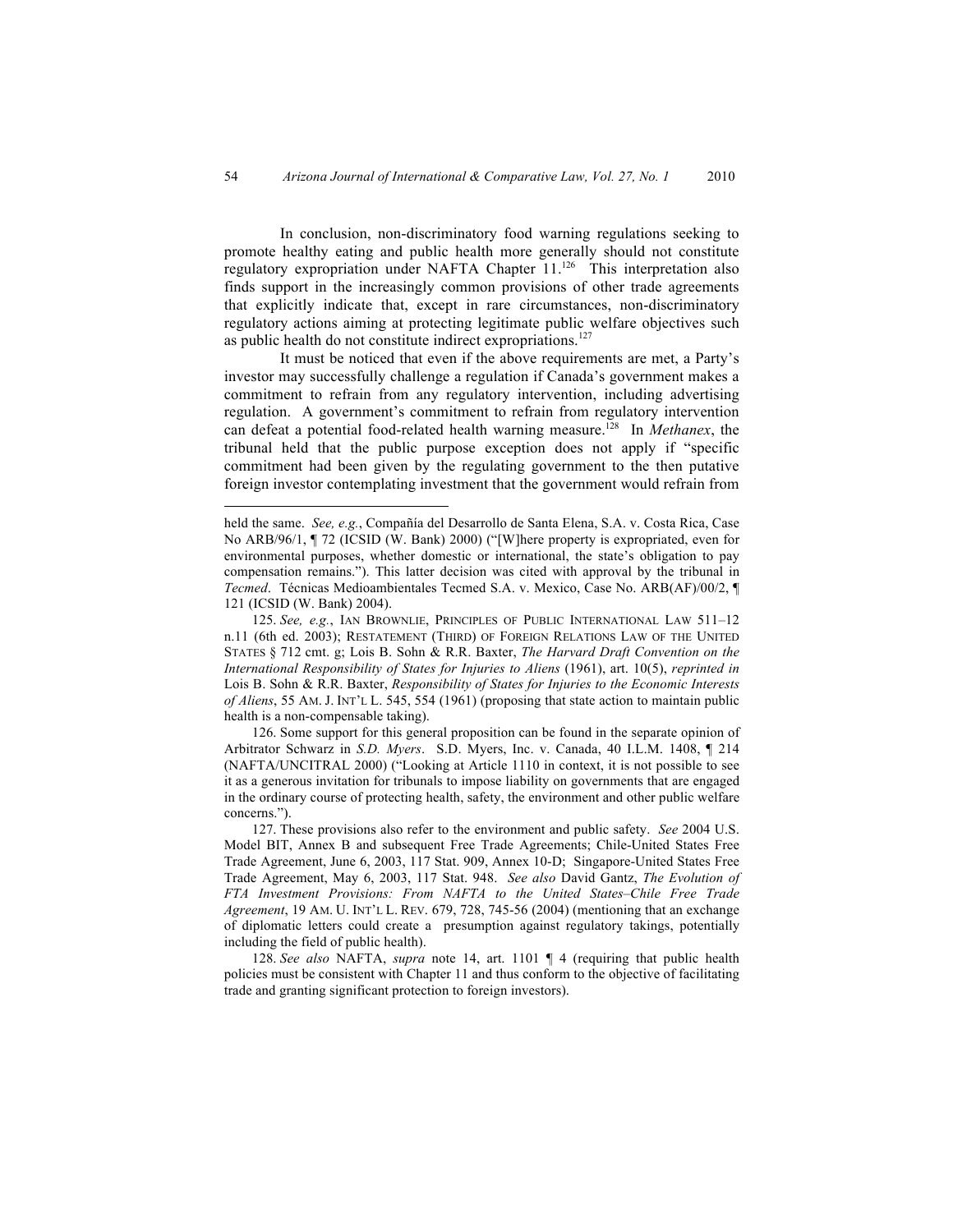In conclusion, non-discriminatory food warning regulations seeking to promote healthy eating and public health more generally should not constitute regulatory expropriation under NAFTA Chapter 11.[126] This interpretation also finds support in the increasingly common provisions of other trade agreements that explicitly indicate that, except in rare circumstances, non-discriminatory regulatory actions aiming at protecting legitimate public welfare objectives such as public health do not constitute indirect expropriations.[127]

It must be noticed that even if the above requirements are met, a Party's investor may successfully challenge a regulation if Canada's government makes a commitment to refrain from any regulatory intervention, including advertising regulation. A government's commitment to refrain from regulatory intervention can defeat a potential food-related health warning measure.[128] In *Methanex*, the tribunal held that the public purpose exception does not apply if "specific commitment had been given by the regulating government to the then putative foreign investor contemplating investment that the government would refrain from

---

held the same. *See, e.g.*, Compañía del Desarrollo de Santa Elena, S.A. v. Costa Rica, Case No ARB/96/1, ¶ 72 (ICSID (W. Bank) 2000) ("[W]here property is expropriated, even for environmental purposes, whether domestic or international, the state's obligation to pay compensation remains."). This latter decision was cited with approval by the tribunal in *Tecmed*. Técnicas Medioambientales Tecmed S.A. v. Mexico, Case No. ARB(AF)/00/2, ¶ 121 (ICSID (W. Bank) 2004).

125. *See, e.g.*, IAN BROWNLIE, PRINCIPLES OF PUBLIC INTERNATIONAL LAW 511–12 n.11 (6th ed. 2003); RESTATEMENT (THIRD) OF FOREIGN RELATIONS LAW OF THE UNITED STATES § 712 cmt. g; Lois B. Sohn & R.R. Baxter, *The Harvard Draft Convention on the International Responsibility of States for Injuries to Aliens* (1961), art. 10(5), *reprinted in* Lois B. Sohn & R.R. Baxter, *Responsibility of States for Injuries to the Economic Interests of Aliens*, 55 AM. J. INT'L L. 545, 554 (1961) (proposing that state action to maintain public health is a non-compensable taking).

126. Some support for this general proposition can be found in the separate opinion of Arbitrator Schwarz in *S.D. Myers*. S.D. Myers, Inc. v. Canada, 40 I.L.M. 1408, ¶ 214 (NAFTA/UNCITRAL 2000) ("Looking at Article 1110 in context, it is not possible to see it as a generous invitation for tribunals to impose liability on governments that are engaged in the ordinary course of protecting health, safety, the environment and other public welfare concerns.").

127. These provisions also refer to the environment and public safety. *See* 2004 U.S. Model BIT, Annex B and subsequent Free Trade Agreements; Chile-United States Free Trade Agreement, June 6, 2003, 117 Stat. 909, Annex 10-D; Singapore-United States Free Trade Agreement, May 6, 2003, 117 Stat. 948. *See also* David Gantz, *The Evolution of FTA Investment Provisions: From NAFTA to the United States–Chile Free Trade Agreement*, 19 AM. U. INT'L L. REV. 679, 728, 745-56 (2004) (mentioning that an exchange of diplomatic letters could create a presumption against regulatory takings, potentially including the field of public health).

128. *See also* NAFTA, *supra* note 14, art. 1101 ¶ 4 (requiring that public health policies must be consistent with Chapter 11 and thus conform to the objective of facilitating trade and granting significant protection to foreign investors).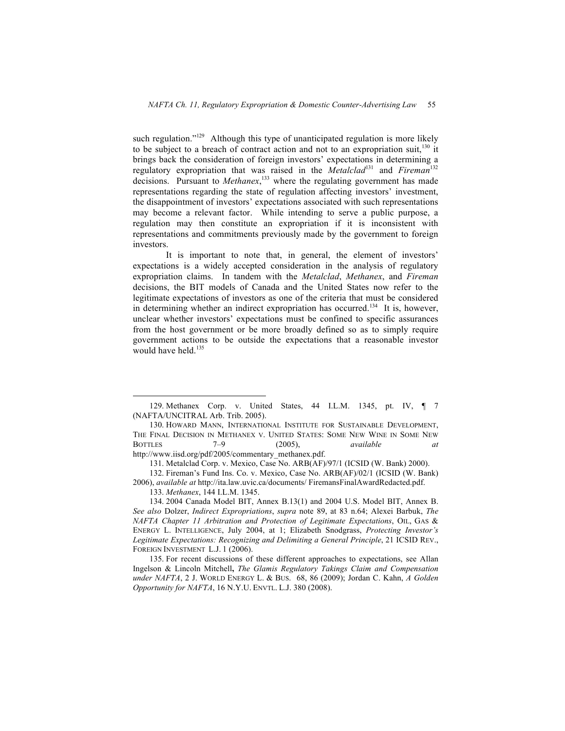such regulation."[129] Although this type of unanticipated regulation is more likely to be subject to a breach of contract action and not to an expropriation suit,[130] it brings back the consideration of foreign investors' expectations in determining a regulatory expropriation that was raised in the *Metalclad*[131] and *Fireman*[132] decisions. Pursuant to *Methanex*,[133] where the regulating government has made representations regarding the state of regulation affecting investors' investment, the disappointment of investors' expectations associated with such representations may become a relevant factor. While intending to serve a public purpose, a regulation may then constitute an expropriation if it is inconsistent with representations and commitments previously made by the government to foreign investors.

It is important to note that, in general, the element of investors' expectations is a widely accepted consideration in the analysis of regulatory expropriation claims. In tandem with the *Metalclad*, *Methanex*, and *Fireman* decisions, the BIT models of Canada and the United States now refer to the legitimate expectations of investors as one of the criteria that must be considered in determining whether an indirect expropriation has occurred.[134] It is, however, unclear whether investors' expectations must be confined to specific assurances from the host government or be more broadly defined so as to simply require government actions to be outside the expectations that a reasonable investor would have held.[135]

---

129. Methanex Corp. v. United States, 44 I.L.M. 1345, pt. IV, ¶ 7 (NAFTA/UNCITRAL Arb. Trib. 2005).

130. HOWARD MANN, INTERNATIONAL INSTITUTE FOR SUSTAINABLE DEVELOPMENT, THE FINAL DECISION IN METHANEX V. UNITED STATES: SOME NEW WINE IN SOME NEW BOTTLES 7–9 (2005), *available at* http://www.iisd.org/pdf/2005/commentary_methanex.pdf.

131. Metalclad Corp. v. Mexico, Case No. ARB(AF)/97/1 (ICSID (W. Bank) 2000).

132. Fireman's Fund Ins. Co. v. Mexico, Case No. ARB(AF)/02/1 (ICSID (W. Bank) 2006), *available at* http://ita.law.uvic.ca/documents/ FiremansFinalAwardRedacted.pdf.

133. *Methanex*, 144 I.L.M. 1345.

134. 2004 Canada Model BIT, Annex B.13(1) and 2004 U.S. Model BIT, Annex B. *See also* Dolzer, *Indirect Expropriations*, *supra* note 89, at 83 n.64; Alexei Barbuk, *The NAFTA Chapter 11 Arbitration and Protection of Legitimate Expectations*, OIL, GAS & ENERGY L. INTELLIGENCE, July 2004, at 1; Elizabeth Snodgrass, *Protecting Investor's Legitimate Expectations: Recognizing and Delimiting a General Principle*, 21 ICSID REV., FOREIGN INVESTMENT L.J. 1 (2006).

135. For recent discussions of these different approaches to expectations, see Allan Ingelson & Lincoln Mitchell, *The Glamis Regulatory Takings Claim and Compensation under NAFTA*, 2 J. WORLD ENERGY L. & BUS. 68, 86 (2009); Jordan C. Kahn, *A Golden Opportunity for NAFTA*, 16 N.Y.U. ENVTL. L.J. 380 (2008).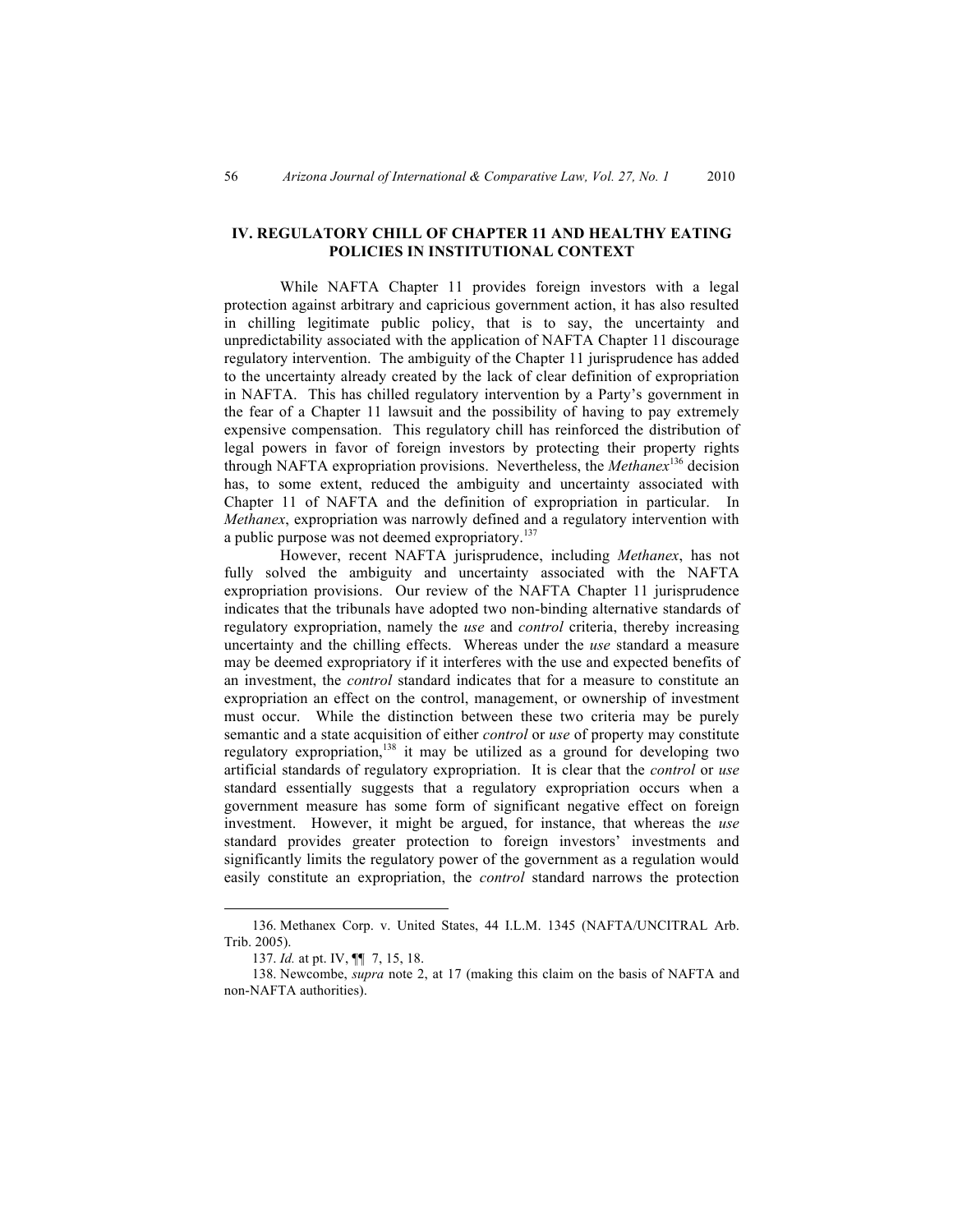## IV. REGULATORY CHILL OF CHAPTER 11 AND HEALTHY EATING POLICIES IN INSTITUTIONAL CONTEXT

While NAFTA Chapter 11 provides foreign investors with a legal protection against arbitrary and capricious government action, it has also resulted in chilling legitimate public policy, that is to say, the uncertainty and unpredictability associated with the application of NAFTA Chapter 11 discourage regulatory intervention. The ambiguity of the Chapter 11 jurisprudence has added to the uncertainty already created by the lack of clear definition of expropriation in NAFTA. This has chilled regulatory intervention by a Party's government in the fear of a Chapter 11 lawsuit and the possibility of having to pay extremely expensive compensation. This regulatory chill has reinforced the distribution of legal powers in favor of foreign investors by protecting their property rights through NAFTA expropriation provisions. Nevertheless, the *Methanex*[136] decision has, to some extent, reduced the ambiguity and uncertainty associated with Chapter 11 of NAFTA and the definition of expropriation in particular. In *Methanex*, expropriation was narrowly defined and a regulatory intervention with a public purpose was not deemed expropriatory.[137]

However, recent NAFTA jurisprudence, including *Methanex*, has not fully solved the ambiguity and uncertainty associated with the NAFTA expropriation provisions. Our review of the NAFTA Chapter 11 jurisprudence indicates that the tribunals have adopted two non-binding alternative standards of regulatory expropriation, namely the *use* and *control* criteria, thereby increasing uncertainty and the chilling effects. Whereas under the *use* standard a measure may be deemed expropriatory if it interferes with the use and expected benefits of an investment, the *control* standard indicates that for a measure to constitute an expropriation an effect on the control, management, or ownership of investment must occur. While the distinction between these two criteria may be purely semantic and a state acquisition of either *control* or *use* of property may constitute regulatory expropriation,[138] it may be utilized as a ground for developing two artificial standards of regulatory expropriation. It is clear that the *control* or *use* standard essentially suggests that a regulatory expropriation occurs when a government measure has some form of significant negative effect on foreign investment. However, it might be argued, for instance, that whereas the *use* standard provides greater protection to foreign investors' investments and significantly limits the regulatory power of the government as a regulation would easily constitute an expropriation, the *control* standard narrows the protection

---

136. Methanex Corp. v. United States, 44 I.L.M. 1345 (NAFTA/UNCITRAL Arb. Trib. 2005).

137. *Id.* at pt. IV, ¶¶ 7, 15, 18.

138. Newcombe, *supra* note 2, at 17 (making this claim on the basis of NAFTA and non-NAFTA authorities).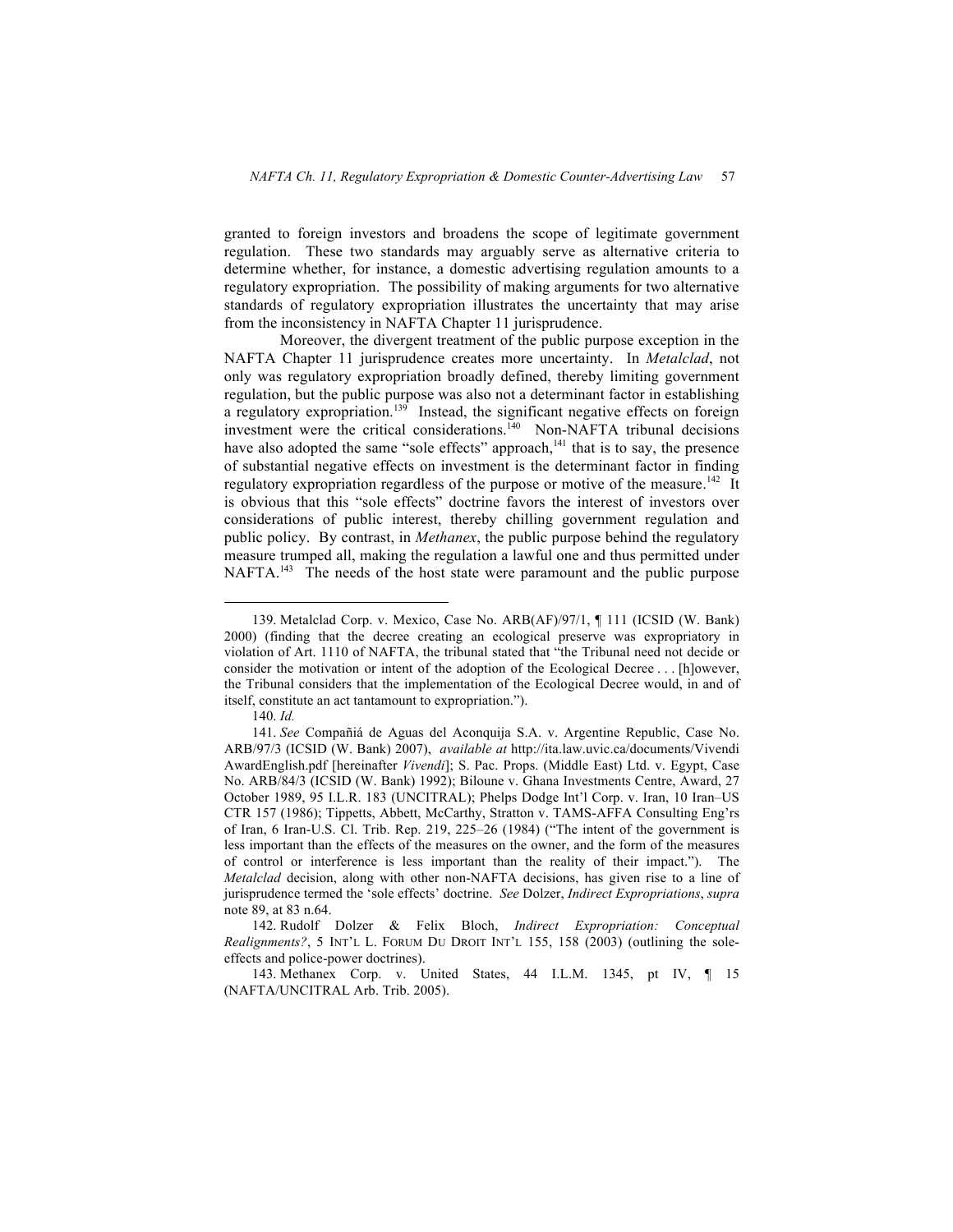granted to foreign investors and broadens the scope of legitimate government regulation. These two standards may arguably serve as alternative criteria to determine whether, for instance, a domestic advertising regulation amounts to a regulatory expropriation. The possibility of making arguments for two alternative standards of regulatory expropriation illustrates the uncertainty that may arise from the inconsistency in NAFTA Chapter 11 jurisprudence.

Moreover, the divergent treatment of the public purpose exception in the NAFTA Chapter 11 jurisprudence creates more uncertainty. In *Metalclad*, not only was regulatory expropriation broadly defined, thereby limiting government regulation, but the public purpose was also not a determinant factor in establishing a regulatory expropriation.[139] Instead, the significant negative effects on foreign investment were the critical considerations.[140] Non-NAFTA tribunal decisions have also adopted the same "sole effects" approach,[141] that is to say, the presence of substantial negative effects on investment is the determinant factor in finding regulatory expropriation regardless of the purpose or motive of the measure.[142] It is obvious that this "sole effects" doctrine favors the interest of investors over considerations of public interest, thereby chilling government regulation and public policy. By contrast, in *Methanex*, the public purpose behind the regulatory measure trumped all, making the regulation a lawful one and thus permitted under NAFTA.[143] The needs of the host state were paramount and the public purpose

---

139. Metalclad Corp. v. Mexico, Case No. ARB(AF)/97/1, ¶ 111 (ICSID (W. Bank) 2000) (finding that the decree creating an ecological preserve was expropriatory in violation of Art. 1110 of NAFTA, the tribunal stated that "the Tribunal need not decide or consider the motivation or intent of the adoption of the Ecological Decree . . . [h]owever, the Tribunal considers that the implementation of the Ecological Decree would, in and of itself, constitute an act tantamount to expropriation.").

140. *Id.*

141. *See* Compañiá de Aguas del Aconquija S.A. v. Argentine Republic, Case No. ARB/97/3 (ICSID (W. Bank) 2007), *available at* http://ita.law.uvic.ca/documents/VivendiAwardEnglish.pdf [hereinafter *Vivendi*]; S. Pac. Props. (Middle East) Ltd. v. Egypt, Case No. ARB/84/3 (ICSID (W. Bank) 1992); Biloune v. Ghana Investments Centre, Award, 27 October 1989, 95 I.L.R. 183 (UNCITRAL); Phelps Dodge Int'l Corp. v. Iran, 10 Iran–US CTR 157 (1986); Tippetts, Abbett, McCarthy, Stratton v. TAMS-AFFA Consulting Eng'rs of Iran, 6 Iran-U.S. Cl. Trib. Rep. 219, 225–26 (1984) ("The intent of the government is less important than the effects of the measures on the owner, and the form of the measures of control or interference is less important than the reality of their impact."). The *Metalclad* decision, along with other non-NAFTA decisions, has given rise to a line of jurisprudence termed the 'sole effects' doctrine. *See* Dolzer, *Indirect Expropriations*, *supra* note 89, at 83 n.64.

142. Rudolf Dolzer & Felix Bloch, *Indirect Expropriation: Conceptual Realignments?*, 5 INT'L L. FORUM DU DROIT INT'L 155, 158 (2003) (outlining the sole-effects and police-power doctrines).

143. Methanex Corp. v. United States, 44 I.L.M. 1345, pt IV, ¶ 15 (NAFTA/UNCITRAL Arb. Trib. 2005).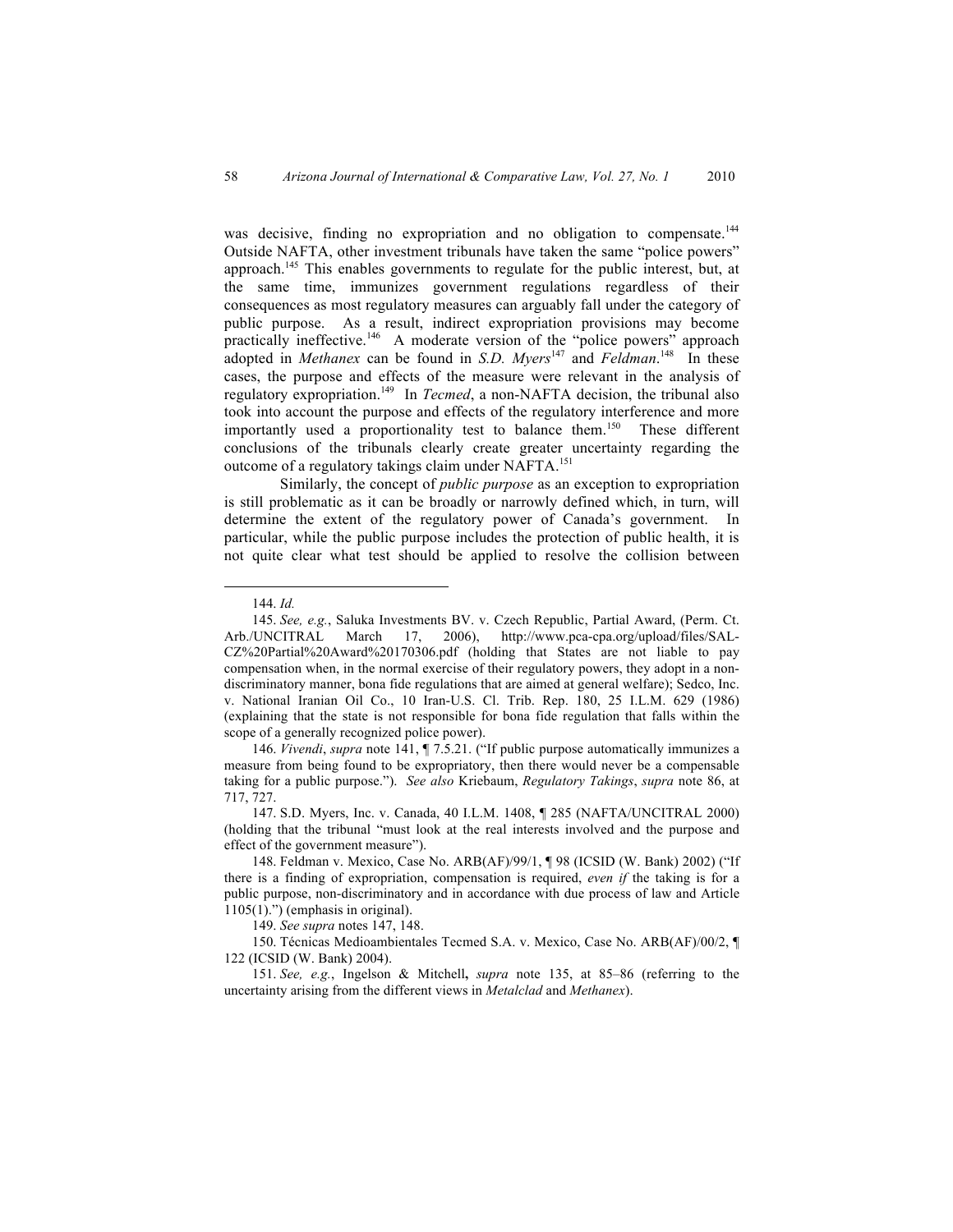was decisive, finding no expropriation and no obligation to compensate.[144] Outside NAFTA, other investment tribunals have taken the same "police powers" approach.[145] This enables governments to regulate for the public interest, but, at the same time, immunizes government regulations regardless of their consequences as most regulatory measures can arguably fall under the category of public purpose. As a result, indirect expropriation provisions may become practically ineffective.[146] A moderate version of the "police powers" approach adopted in *Methanex* can be found in *S.D. Myers*[147] and *Feldman*.[148] In these cases, the purpose and effects of the measure were relevant in the analysis of regulatory expropriation.[149] In *Tecmed*, a non-NAFTA decision, the tribunal also took into account the purpose and effects of the regulatory interference and more importantly used a proportionality test to balance them.[150] These different conclusions of the tribunals clearly create greater uncertainty regarding the outcome of a regulatory takings claim under NAFTA.[151]

Similarly, the concept of *public purpose* as an exception to expropriation is still problematic as it can be broadly or narrowly defined which, in turn, will determine the extent of the regulatory power of Canada's government. In particular, while the public purpose includes the protection of public health, it is not quite clear what test should be applied to resolve the collision between

---

144. *Id.*

145. *See, e.g.*, Saluka Investments BV. v. Czech Republic, Partial Award, (Perm. Ct. Arb./UNCITRAL March 17, 2006), http://www.pca-cpa.org/upload/files/SAL-CZ%20Partial%20Award%20170306.pdf (holding that States are not liable to pay compensation when, in the normal exercise of their regulatory powers, they adopt in a non-discriminatory manner, bona fide regulations that are aimed at general welfare); Sedco, Inc. v. National Iranian Oil Co., 10 Iran-U.S. Cl. Trib. Rep. 180, 25 I.L.M. 629 (1986) (explaining that the state is not responsible for bona fide regulation that falls within the scope of a generally recognized police power).

146. *Vivendi*, *supra* note 141, ¶ 7.5.21. ("If public purpose automatically immunizes a measure from being found to be expropriatory, then there would never be a compensable taking for a public purpose."). *See also* Kriebaum, *Regulatory Takings*, *supra* note 86, at 717, 727.

147. S.D. Myers, Inc. v. Canada, 40 I.L.M. 1408, ¶ 285 (NAFTA/UNCITRAL 2000) (holding that the tribunal "must look at the real interests involved and the purpose and effect of the government measure").

148. Feldman v. Mexico, Case No. ARB(AF)/99/1, ¶ 98 (ICSID (W. Bank) 2002) ("If there is a finding of expropriation, compensation is required, *even if* the taking is for a public purpose, non-discriminatory and in accordance with due process of law and Article 1105(1).") (emphasis in original).

149. *See supra* notes 147, 148.

150. Técnicas Medioambientales Tecmed S.A. v. Mexico, Case No. ARB(AF)/00/2, ¶ 122 (ICSID (W. Bank) 2004).

151. *See, e.g.*, Ingelson & Mitchell, *supra* note 135, at 85–86 (referring to the uncertainty arising from the different views in *Metalclad* and *Methanex*).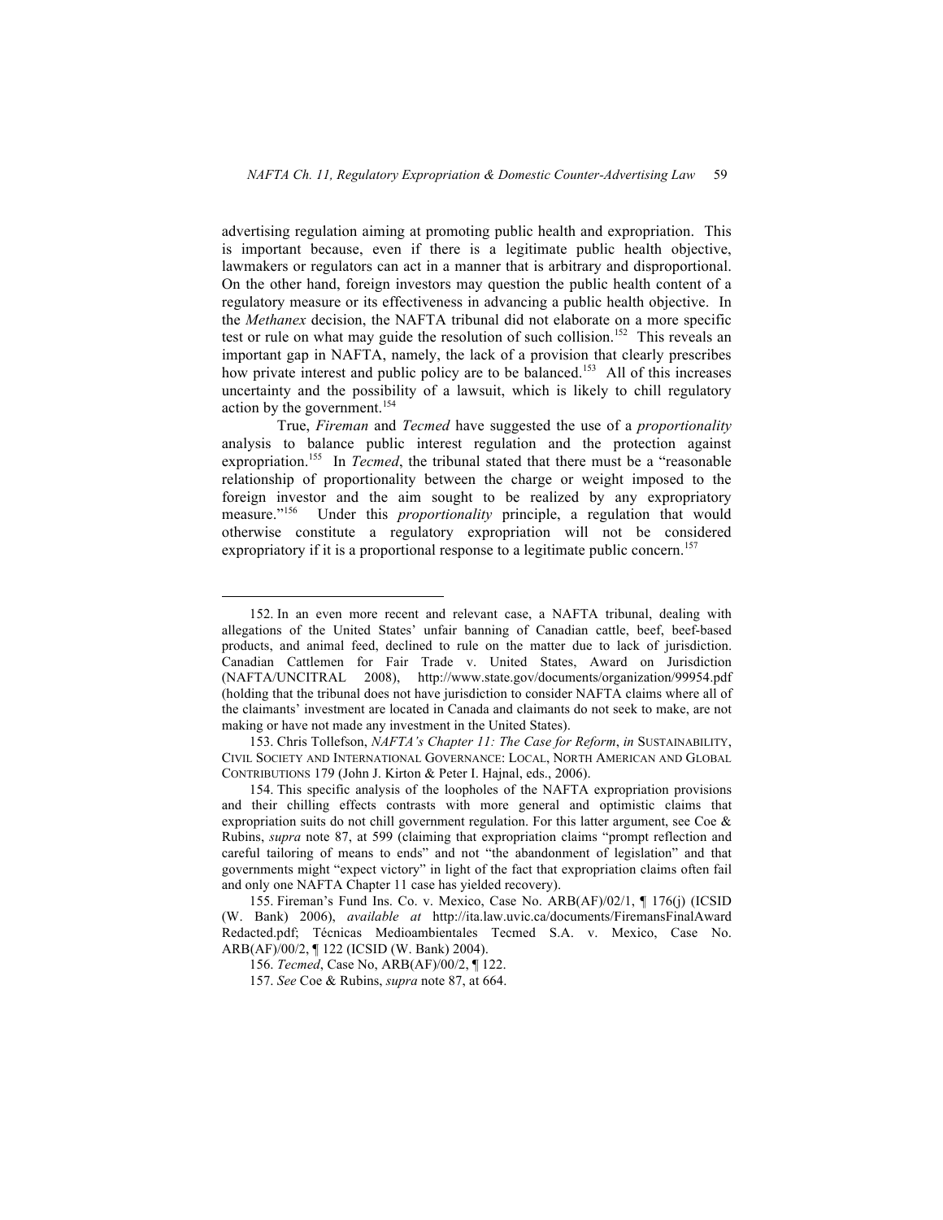advertising regulation aiming at promoting public health and expropriation. This is important because, even if there is a legitimate public health objective, lawmakers or regulators can act in a manner that is arbitrary and disproportional. On the other hand, foreign investors may question the public health content of a regulatory measure or its effectiveness in advancing a public health objective. In the *Methanex* decision, the NAFTA tribunal did not elaborate on a more specific test or rule on what may guide the resolution of such collision.[152] This reveals an important gap in NAFTA, namely, the lack of a provision that clearly prescribes how private interest and public policy are to be balanced.[153] All of this increases uncertainty and the possibility of a lawsuit, which is likely to chill regulatory action by the government.[154]

True, *Fireman* and *Tecmed* have suggested the use of a *proportionality* analysis to balance public interest regulation and the protection against expropriation.[155] In *Tecmed*, the tribunal stated that there must be a "reasonable relationship of proportionality between the charge or weight imposed to the foreign investor and the aim sought to be realized by any expropriatory measure."[156] Under this *proportionality* principle, a regulation that would otherwise constitute a regulatory expropriation will not be considered expropriatory if it is a proportional response to a legitimate public concern.[157]

---

152. In an even more recent and relevant case, a NAFTA tribunal, dealing with allegations of the United States' unfair banning of Canadian cattle, beef, beef-based products, and animal feed, declined to rule on the matter due to lack of jurisdiction. Canadian Cattlemen for Fair Trade v. United States, Award on Jurisdiction (NAFTA/UNCITRAL 2008), http://www.state.gov/documents/organization/99954.pdf (holding that the tribunal does not have jurisdiction to consider NAFTA claims where all of the claimants' investment are located in Canada and claimants do not seek to make, are not making or have not made any investment in the United States).

153. Chris Tollefson, *NAFTA's Chapter 11: The Case for Reform*, *in* SUSTAINABILITY, CIVIL SOCIETY AND INTERNATIONAL GOVERNANCE: LOCAL, NORTH AMERICAN AND GLOBAL CONTRIBUTIONS 179 (John J. Kirton & Peter I. Hajnal, eds., 2006).

154. This specific analysis of the loopholes of the NAFTA expropriation provisions and their chilling effects contrasts with more general and optimistic claims that expropriation suits do not chill government regulation. For this latter argument, see Coe & Rubins, *supra* note 87, at 599 (claiming that expropriation claims "prompt reflection and careful tailoring of means to ends" and not "the abandonment of legislation" and that governments might "expect victory" in light of the fact that expropriation claims often fail and only one NAFTA Chapter 11 case has yielded recovery).

155. Fireman's Fund Ins. Co. v. Mexico, Case No. ARB(AF)/02/1, ¶ 176(j) (ICSID (W. Bank) 2006), *available at* http://ita.law.uvic.ca/documents/FiremansFinalAwardRedacted.pdf; Técnicas Medioambientales Tecmed S.A. v. Mexico, Case No. ARB(AF)/00/2, ¶ 122 (ICSID (W. Bank) 2004).

156. *Tecmed*, Case No, ARB(AF)/00/2, ¶ 122.

157. *See* Coe & Rubins, *supra* note 87, at 664.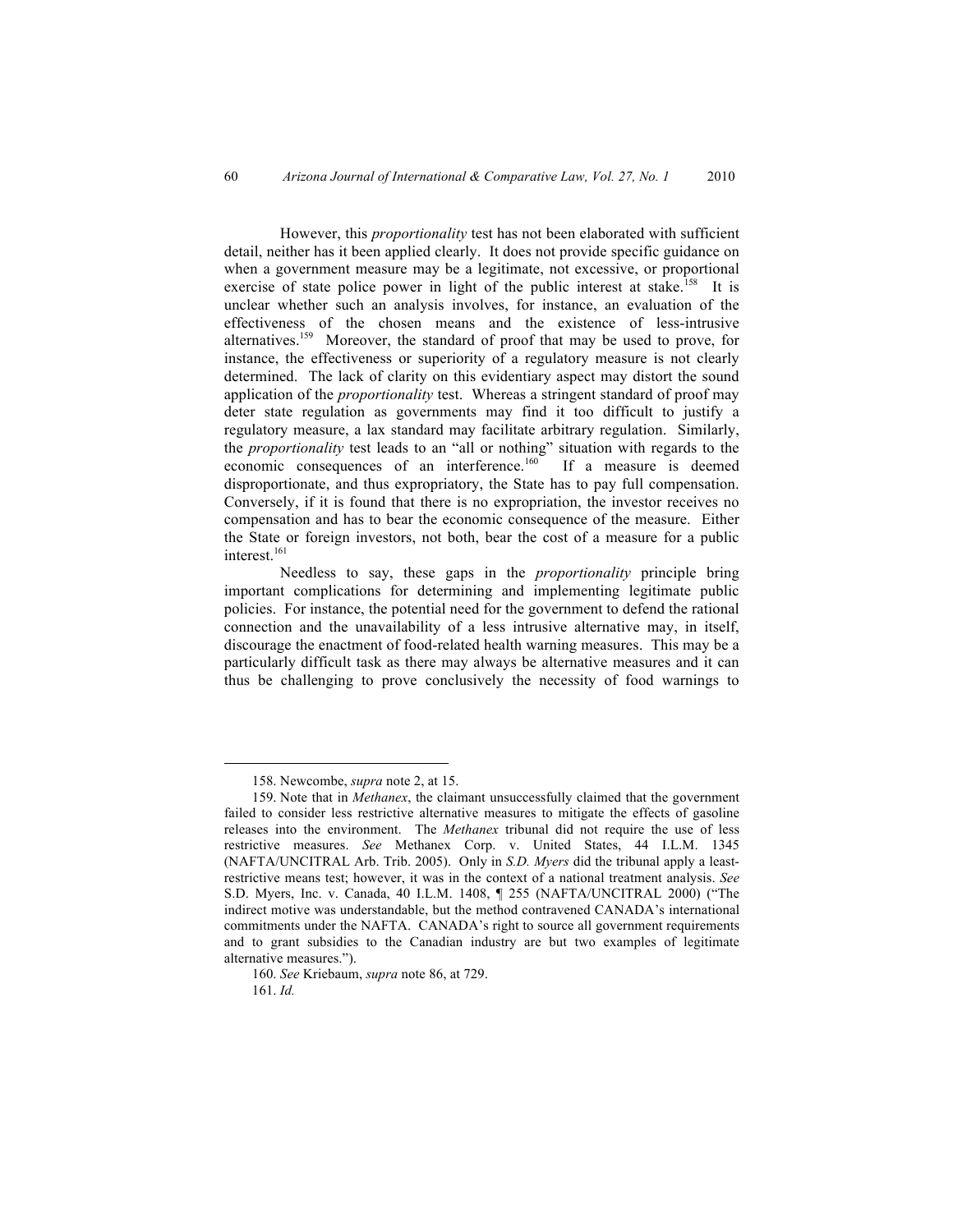However, this *proportionality* test has not been elaborated with sufficient detail, neither has it been applied clearly. It does not provide specific guidance on when a government measure may be a legitimate, not excessive, or proportional exercise of state police power in light of the public interest at stake.[158] It is unclear whether such an analysis involves, for instance, an evaluation of the effectiveness of the chosen means and the existence of less-intrusive alternatives.[159] Moreover, the standard of proof that may be used to prove, for instance, the effectiveness or superiority of a regulatory measure is not clearly determined. The lack of clarity on this evidentiary aspect may distort the sound application of the *proportionality* test. Whereas a stringent standard of proof may deter state regulation as governments may find it too difficult to justify a regulatory measure, a lax standard may facilitate arbitrary regulation. Similarly, the *proportionality* test leads to an "all or nothing" situation with regards to the economic consequences of an interference.[160] If a measure is deemed disproportionate, and thus expropriatory, the State has to pay full compensation. Conversely, if it is found that there is no expropriation, the investor receives no compensation and has to bear the economic consequence of the measure. Either the State or foreign investors, not both, bear the cost of a measure for a public interest.[161]

Needless to say, these gaps in the *proportionality* principle bring important complications for determining and implementing legitimate public policies. For instance, the potential need for the government to defend the rational connection and the unavailability of a less intrusive alternative may, in itself, discourage the enactment of food-related health warning measures. This may be a particularly difficult task as there may always be alternative measures and it can thus be challenging to prove conclusively the necessity of food warnings to

---

158. Newcombe, *supra* note 2, at 15.

159. Note that in *Methanex*, the claimant unsuccessfully claimed that the government failed to consider less restrictive alternative measures to mitigate the effects of gasoline releases into the environment. The *Methanex* tribunal did not require the use of less restrictive measures. *See* Methanex Corp. v. United States, 44 I.L.M. 1345 (NAFTA/UNCITRAL Arb. Trib. 2005). Only in *S.D. Myers* did the tribunal apply a least-restrictive means test; however, it was in the context of a national treatment analysis. *See* S.D. Myers, Inc. v. Canada, 40 I.L.M. 1408, ¶ 255 (NAFTA/UNCITRAL 2000) ("The indirect motive was understandable, but the method contravened CANADA's international commitments under the NAFTA. CANADA's right to source all government requirements and to grant subsidies to the Canadian industry are but two examples of legitimate alternative measures.").

160. *See* Kriebaum, *supra* note 86, at 729.

161. *Id.*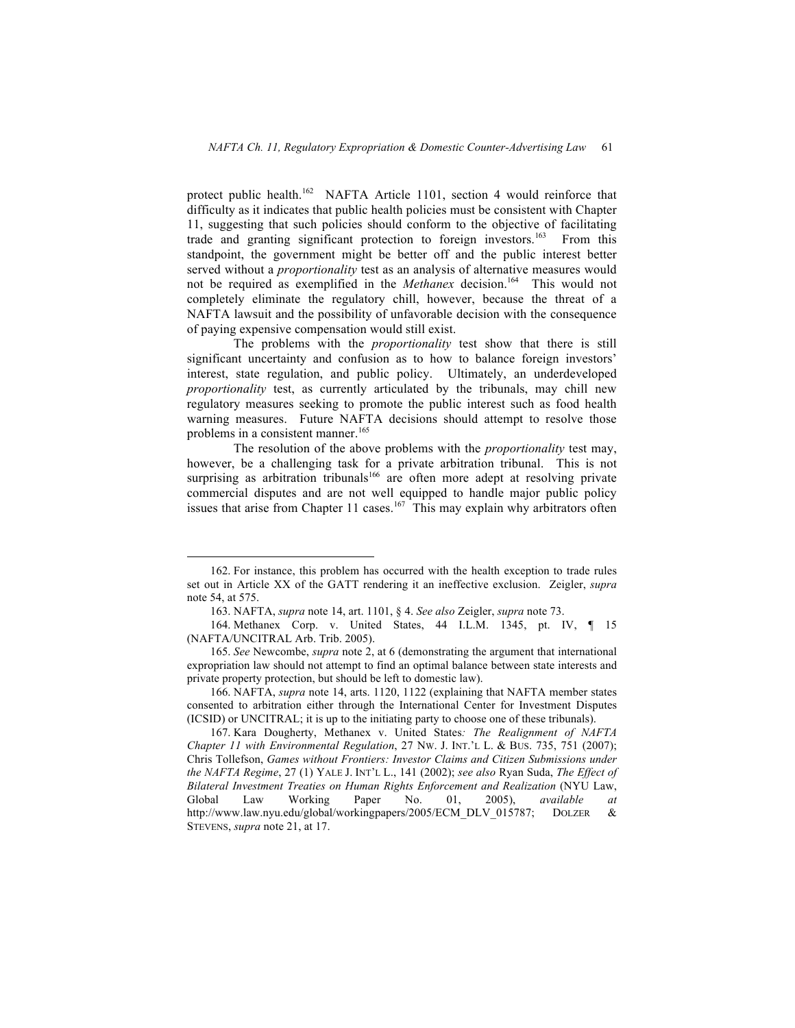protect public health.[162] NAFTA Article 1101, section 4 would reinforce that difficulty as it indicates that public health policies must be consistent with Chapter 11, suggesting that such policies should conform to the objective of facilitating trade and granting significant protection to foreign investors.[163] From this standpoint, the government might be better off and the public interest better served without a *proportionality* test as an analysis of alternative measures would not be required as exemplified in the *Methanex* decision.[164] This would not completely eliminate the regulatory chill, however, because the threat of a NAFTA lawsuit and the possibility of unfavorable decision with the consequence of paying expensive compensation would still exist.

The problems with the *proportionality* test show that there is still significant uncertainty and confusion as to how to balance foreign investors' interest, state regulation, and public policy. Ultimately, an underdeveloped *proportionality* test, as currently articulated by the tribunals, may chill new regulatory measures seeking to promote the public interest such as food health warning measures. Future NAFTA decisions should attempt to resolve those problems in a consistent manner.[165]

The resolution of the above problems with the *proportionality* test may, however, be a challenging task for a private arbitration tribunal. This is not surprising as arbitration tribunals[166] are often more adept at resolving private commercial disputes and are not well equipped to handle major public policy issues that arise from Chapter 11 cases.[167] This may explain why arbitrators often

---

162. For instance, this problem has occurred with the health exception to trade rules set out in Article XX of the GATT rendering it an ineffective exclusion. Zeigler, *supra* note 54, at 575.

163. NAFTA, *supra* note 14, art. 1101, § 4. *See also* Zeigler, *supra* note 73.

164. Methanex Corp. v. United States, 44 I.L.M. 1345, pt. IV, ¶ 15 (NAFTA/UNCITRAL Arb. Trib. 2005).

165. *See* Newcombe, *supra* note 2, at 6 (demonstrating the argument that international expropriation law should not attempt to find an optimal balance between state interests and private property protection, but should be left to domestic law).

166. NAFTA, *supra* note 14, arts. 1120, 1122 (explaining that NAFTA member states consented to arbitration either through the International Center for Investment Disputes (ICSID) or UNCITRAL; it is up to the initiating party to choose one of these tribunals).

167. Kara Dougherty, Methanex v. United States*: The Realignment of NAFTA Chapter 11 with Environmental Regulation*, 27 NW. J. INT'L L. & BUS. 735, 751 (2007); Chris Tollefson, *Games without Frontiers: Investor Claims and Citizen Submissions under the NAFTA Regime*, 27 (1) YALE J. INT'L L., 141 (2002); *see also* Ryan Suda, *The Effect of Bilateral Investment Treaties on Human Rights Enforcement and Realization* (NYU Law, Global Law Working Paper No. 01, 2005), *available at* http://www.law.nyu.edu/global/workingpapers/2005/ECM_DLV_015787; DOLZER & STEVENS, *supra* note 21, at 17.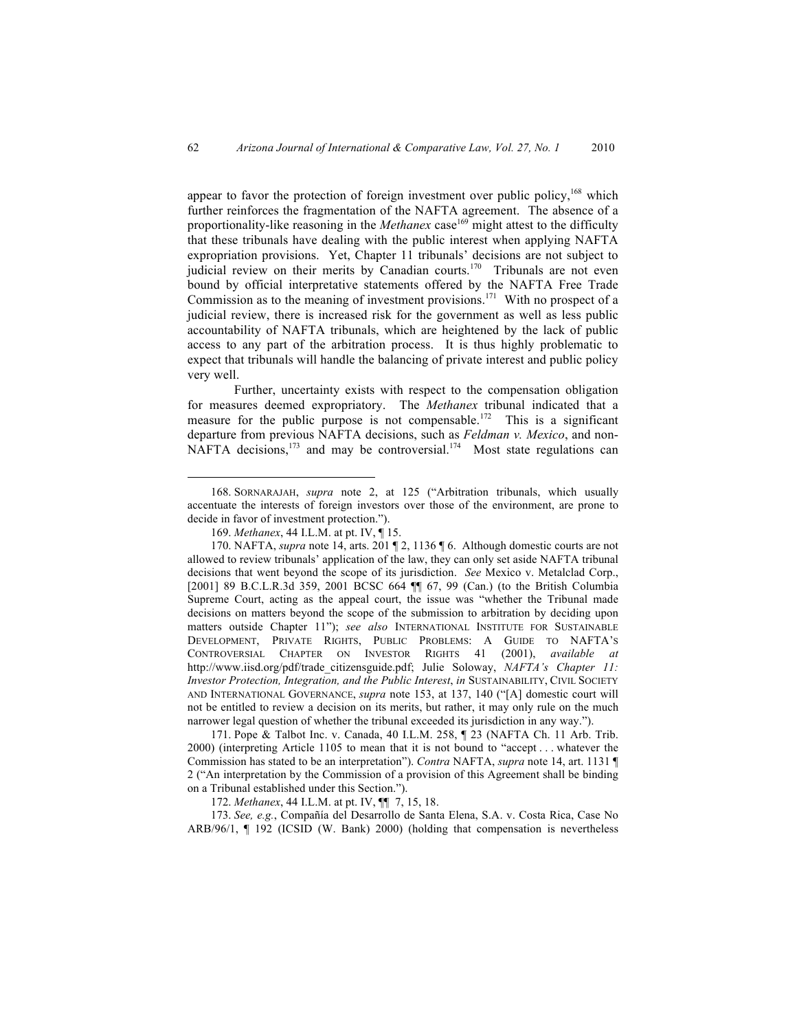appear to favor the protection of foreign investment over public policy,[168] which further reinforces the fragmentation of the NAFTA agreement. The absence of a proportionality-like reasoning in the *Methanex* case[169] might attest to the difficulty that these tribunals have dealing with the public interest when applying NAFTA expropriation provisions. Yet, Chapter 11 tribunals' decisions are not subject to judicial review on their merits by Canadian courts.[170] Tribunals are not even bound by official interpretative statements offered by the NAFTA Free Trade Commission as to the meaning of investment provisions.[171] With no prospect of a judicial review, there is increased risk for the government as well as less public accountability of NAFTA tribunals, which are heightened by the lack of public access to any part of the arbitration process. It is thus highly problematic to expect that tribunals will handle the balancing of private interest and public policy very well.

Further, uncertainty exists with respect to the compensation obligation for measures deemed expropriatory. The *Methanex* tribunal indicated that a measure for the public purpose is not compensable.[172] This is a significant departure from previous NAFTA decisions, such as *Feldman v. Mexico*, and non-NAFTA decisions,[173] and may be controversial.[174] Most state regulations can

---

168. SORNARAJAH, *supra* note 2, at 125 ("Arbitration tribunals, which usually accentuate the interests of foreign investors over those of the environment, are prone to decide in favor of investment protection.").

169. *Methanex*, 44 I.L.M. at pt. IV, ¶ 15.

170. NAFTA, *supra* note 14, arts. 201 ¶ 2, 1136 ¶ 6. Although domestic courts are not allowed to review tribunals' application of the law, they can only set aside NAFTA tribunal decisions that went beyond the scope of its jurisdiction. *See* Mexico v. Metalclad Corp., [2001] 89 B.C.L.R.3d 359, 2001 BCSC 664 ¶¶ 67, 99 (Can.) (to the British Columbia Supreme Court, acting as the appeal court, the issue was "whether the Tribunal made decisions on matters beyond the scope of the submission to arbitration by deciding upon matters outside Chapter 11"); *see also* INTERNATIONAL INSTITUTE FOR SUSTAINABLE DEVELOPMENT, PRIVATE RIGHTS, PUBLIC PROBLEMS: A GUIDE TO NAFTA'S CONTROVERSIAL CHAPTER ON INVESTOR RIGHTS 41 (2001), *available at* http://www.iisd.org/pdf/trade_citizensguide.pdf; Julie Soloway, *NAFTA's Chapter 11: Investor Protection, Integration, and the Public Interest*, *in* SUSTAINABILITY, CIVIL SOCIETY AND INTERNATIONAL GOVERNANCE, *supra* note 153, at 137, 140 ("[A] domestic court will not be entitled to review a decision on its merits, but rather, it may only rule on the much narrower legal question of whether the tribunal exceeded its jurisdiction in any way.").

171. Pope & Talbot Inc. v. Canada, 40 I.L.M. 258, ¶ 23 (NAFTA Ch. 11 Arb. Trib. 2000) (interpreting Article 1105 to mean that it is not bound to "accept . . . whatever the Commission has stated to be an interpretation"). *Contra* NAFTA, *supra* note 14, art. 1131 ¶ 2 ("An interpretation by the Commission of a provision of this Agreement shall be binding on a Tribunal established under this Section.").

172. *Methanex*, 44 I.L.M. at pt. IV, ¶¶ 7, 15, 18.

173. *See, e.g.*, Compañía del Desarrollo de Santa Elena, S.A. v. Costa Rica, Case No ARB/96/1, ¶ 192 (ICSID (W. Bank) 2000) (holding that compensation is nevertheless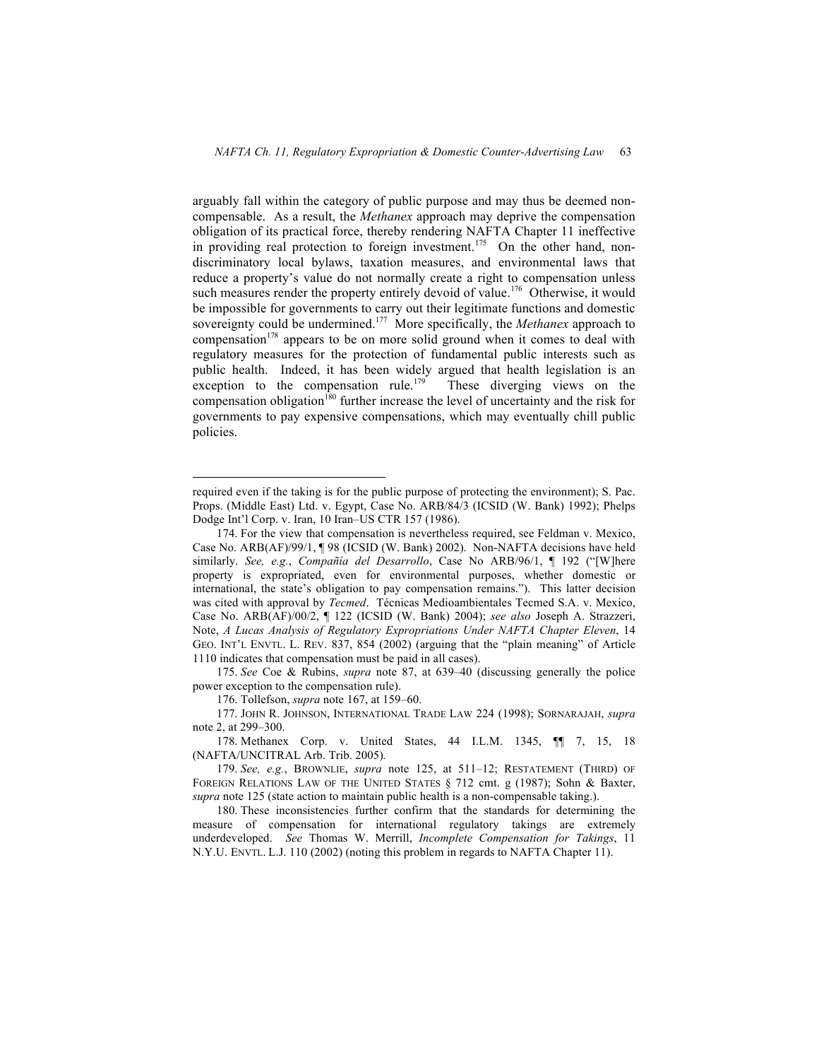arguably fall within the category of public purpose and may thus be deemed non-compensable. As a result, the *Methanex* approach may deprive the compensation obligation of its practical force, thereby rendering NAFTA Chapter 11 ineffective in providing real protection to foreign investment.[175] On the other hand, non-discriminatory local bylaws, taxation measures, and environmental laws that reduce a property's value do not normally create a right to compensation unless such measures render the property entirely devoid of value.[176] Otherwise, it would be impossible for governments to carry out their legitimate functions and domestic sovereignty could be undermined.[177] More specifically, the *Methanex* approach to compensation[178] appears to be on more solid ground when it comes to deal with regulatory measures for the protection of fundamental public interests such as public health. Indeed, it has been widely argued that health legislation is an exception to the compensation rule.[179] These diverging views on the compensation obligation[180] further increase the level of uncertainty and the risk for governments to pay expensive compensations, which may eventually chill public policies.

---

required even if the taking is for the public purpose of protecting the environment); S. Pac. Props. (Middle East) Ltd. v. Egypt, Case No. ARB/84/3 (ICSID (W. Bank) 1992); Phelps Dodge Int'l Corp. v. Iran, 10 Iran–US CTR 157 (1986).

174. For the view that compensation is nevertheless required, see Feldman v. Mexico, Case No. ARB(AF)/99/1, ¶ 98 (ICSID (W. Bank) 2002). Non-NAFTA decisions have held similarly. *See, e.g.*, *Compañía del Desarrollo*, Case No ARB/96/1, ¶ 192 ("[W]here property is expropriated, even for environmental purposes, whether domestic or international, the state's obligation to pay compensation remains."). This latter decision was cited with approval by *Tecmed*. Técnicas Medioambientales Tecmed S.A. v. Mexico, Case No. ARB(AF)/00/2, ¶ 122 (ICSID (W. Bank) 2004); *see also* Joseph A. Strazzeri, Note, *A Lucas Analysis of Regulatory Expropriations Under NAFTA Chapter Eleven*, 14 GEO. INT'L ENVTL. L. REV. 837, 854 (2002) (arguing that the "plain meaning" of Article 1110 indicates that compensation must be paid in all cases).

175. *See* Coe & Rubins, *supra* note 87, at 639–40 (discussing generally the police power exception to the compensation rule).

176. Tollefson, *supra* note 167, at 159–60.

177. JOHN R. JOHNSON, INTERNATIONAL TRADE LAW 224 (1998); SORNARAJAH, *supra* note 2, at 299–300.

178. Methanex Corp. v. United States, 44 I.L.M. 1345, ¶¶ 7, 15, 18 (NAFTA/UNCITRAL Arb. Trib. 2005).

179. *See, e.g.*, BROWNLIE, *supra* note 125, at 511–12; RESTATEMENT (THIRD) OF FOREIGN RELATIONS LAW OF THE UNITED STATES § 712 cmt. g (1987); Sohn & Baxter, *supra* note 125 (state action to maintain public health is a non-compensable taking.).

180. These inconsistencies further confirm that the standards for determining the measure of compensation for international regulatory takings are extremely underdeveloped. *See* Thomas W. Merrill, *Incomplete Compensation for Takings*, 11 N.Y.U. ENVTL. L.J. 110 (2002) (noting this problem in regards to NAFTA Chapter 11).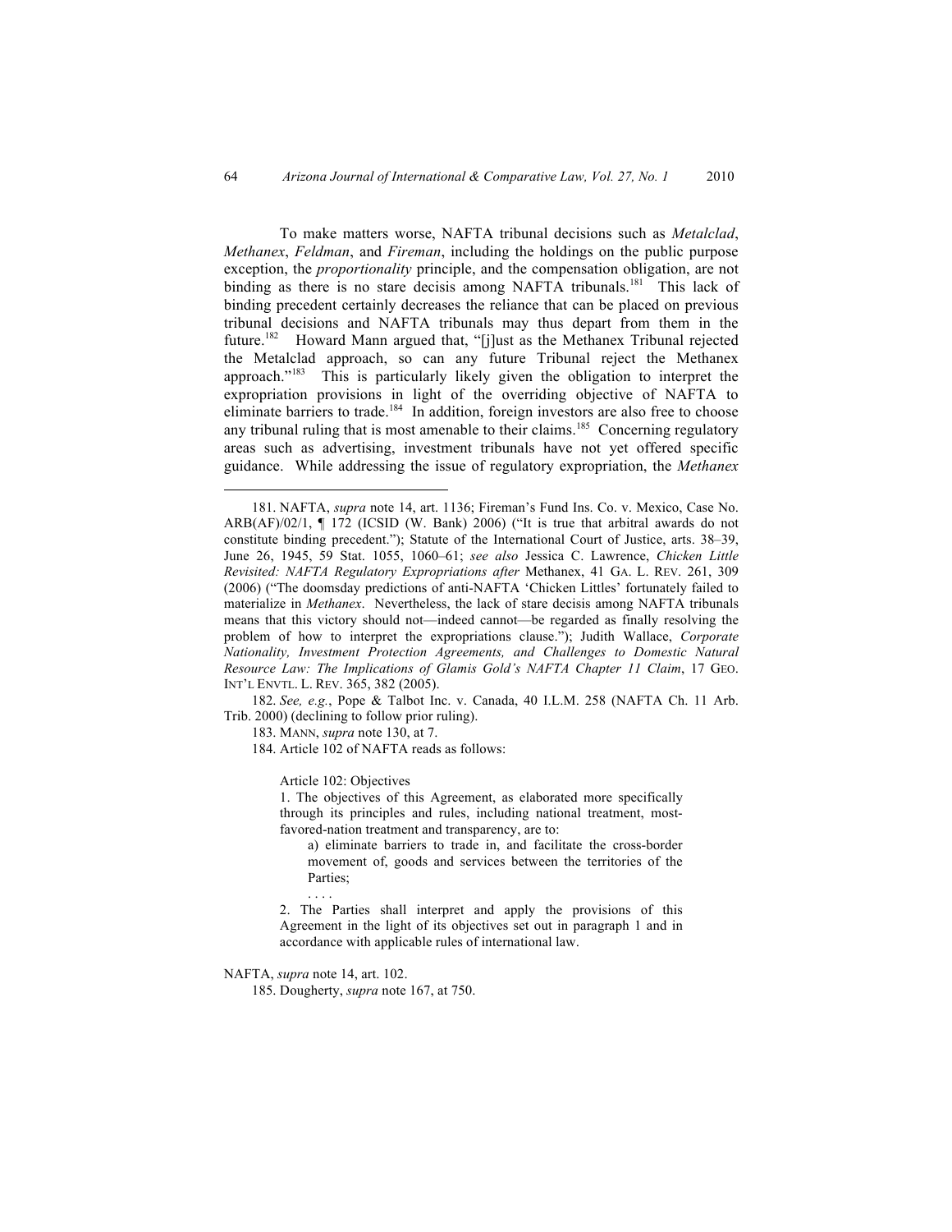To make matters worse, NAFTA tribunal decisions such as *Metalclad*, *Methanex*, *Feldman*, and *Fireman*, including the holdings on the public purpose exception, the *proportionality* principle, and the compensation obligation, are not binding as there is no stare decisis among NAFTA tribunals.[181] This lack of binding precedent certainly decreases the reliance that can be placed on previous tribunal decisions and NAFTA tribunals may thus depart from them in the future.[182] Howard Mann argued that, "[j]ust as the Methanex Tribunal rejected the Metalclad approach, so can any future Tribunal reject the Methanex approach."[183] This is particularly likely given the obligation to interpret the expropriation provisions in light of the overriding objective of NAFTA to eliminate barriers to trade.[184] In addition, foreign investors are also free to choose any tribunal ruling that is most amenable to their claims.[185] Concerning regulatory areas such as advertising, investment tribunals have not yet offered specific guidance. While addressing the issue of regulatory expropriation, the *Methanex*

---

181. NAFTA, *supra* note 14, art. 1136; Fireman's Fund Ins. Co. v. Mexico, Case No. ARB(AF)/02/1, ¶ 172 (ICSID (W. Bank) 2006) ("It is true that arbitral awards do not constitute binding precedent."); Statute of the International Court of Justice, arts. 38–39, June 26, 1945, 59 Stat. 1055, 1060–61; *see also* Jessica C. Lawrence, *Chicken Little Revisited: NAFTA Regulatory Expropriations after* Methanex, 41 GA. L. REV. 261, 309 (2006) ("The doomsday predictions of anti-NAFTA 'Chicken Littles' fortunately failed to materialize in *Methanex*. Nevertheless, the lack of stare decisis among NAFTA tribunals means that this victory should not—indeed cannot—be regarded as finally resolving the problem of how to interpret the expropriations clause."); Judith Wallace, *Corporate Nationality, Investment Protection Agreements, and Challenges to Domestic Natural Resource Law: The Implications of Glamis Gold's NAFTA Chapter 11 Claim*, 17 GEO. INT'L ENVTL. L. REV. 365, 382 (2005).

182. *See, e.g.*, Pope & Talbot Inc. v. Canada, 40 I.L.M. 258 (NAFTA Ch. 11 Arb. Trib. 2000) (declining to follow prior ruling).

183. MANN, *supra* note 130, at 7.

184. Article 102 of NAFTA reads as follows:

> Article 102: Objectives
>
> 1. The objectives of this Agreement, as elaborated more specifically through its principles and rules, including national treatment, most-favored-nation treatment and transparency, are to:
>
>    a) eliminate barriers to trade in, and facilitate the cross-border movement of, goods and services between the territories of the Parties;
>
>    . . . .
>
> 2. The Parties shall interpret and apply the provisions of this Agreement in the light of its objectives set out in paragraph 1 and in accordance with applicable rules of international law.

NAFTA, *supra* note 14, art. 102.

185. Dougherty, *supra* note 167, at 750.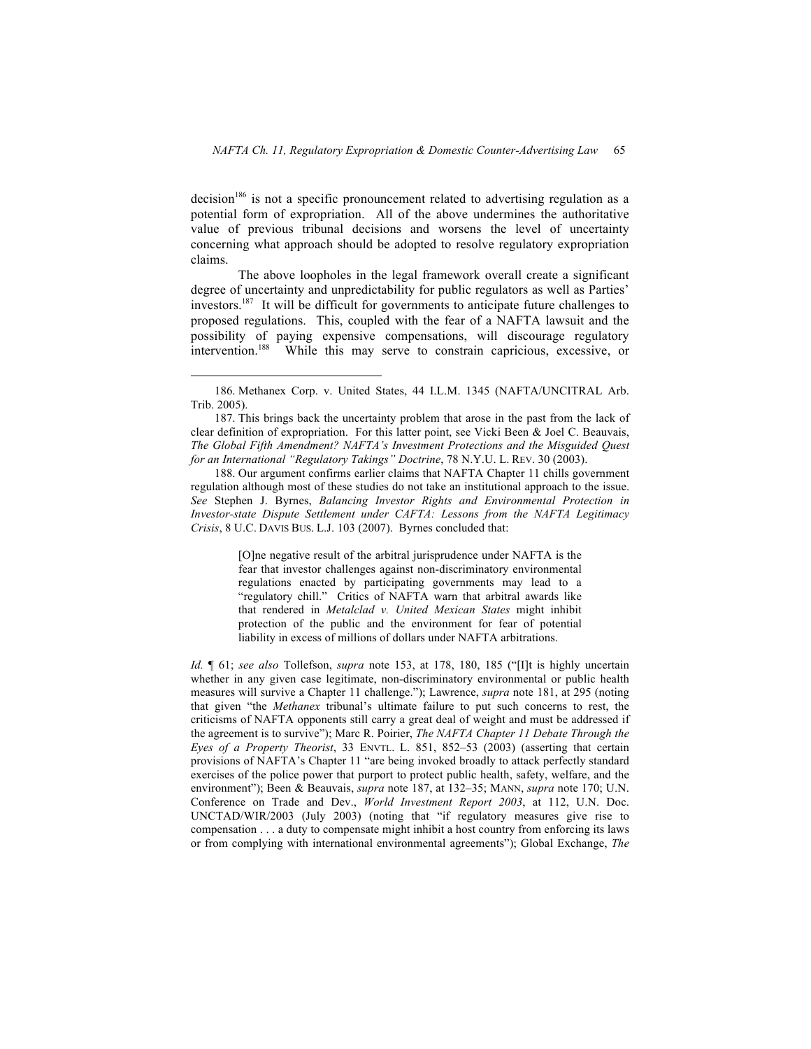decision[186] is not a specific pronouncement related to advertising regulation as a potential form of expropriation. All of the above undermines the authoritative value of previous tribunal decisions and worsens the level of uncertainty concerning what approach should be adopted to resolve regulatory expropriation claims.

The above loopholes in the legal framework overall create a significant degree of uncertainty and unpredictability for public regulators as well as Parties' investors.[187] It will be difficult for governments to anticipate future challenges to proposed regulations. This, coupled with the fear of a NAFTA lawsuit and the possibility of paying expensive compensations, will discourage regulatory intervention.[188] While this may serve to constrain capricious, excessive, or

---

186. Methanex Corp. v. United States, 44 I.L.M. 1345 (NAFTA/UNCITRAL Arb. Trib. 2005).

187. This brings back the uncertainty problem that arose in the past from the lack of clear definition of expropriation. For this latter point, see Vicki Been & Joel C. Beauvais, *The Global Fifth Amendment? NAFTA's Investment Protections and the Misguided Quest for an International "Regulatory Takings" Doctrine*, 78 N.Y.U. L. REV. 30 (2003).

188. Our argument confirms earlier claims that NAFTA Chapter 11 chills government regulation although most of these studies do not take an institutional approach to the issue. *See* Stephen J. Byrnes, *Balancing Investor Rights and Environmental Protection in Investor-state Dispute Settlement under CAFTA: Lessons from the NAFTA Legitimacy Crisis*, 8 U.C. DAVIS BUS. L.J. 103 (2007). Byrnes concluded that:

> [O]ne negative result of the arbitral jurisprudence under NAFTA is the fear that investor challenges against non-discriminatory environmental regulations enacted by participating governments may lead to a "regulatory chill." Critics of NAFTA warn that arbitral awards like that rendered in *Metalclad v. United Mexican States* might inhibit protection of the public and the environment for fear of potential liability in excess of millions of dollars under NAFTA arbitrations.

*Id.* ¶ 61; *see also* Tollefson, *supra* note 153, at 178, 180, 185 ("[I]t is highly uncertain whether in any given case legitimate, non-discriminatory environmental or public health measures will survive a Chapter 11 challenge."); Lawrence, *supra* note 181, at 295 (noting that given "the *Methanex* tribunal's ultimate failure to put such concerns to rest, the criticisms of NAFTA opponents still carry a great deal of weight and must be addressed if the agreement is to survive"); Marc R. Poirier, *The NAFTA Chapter 11 Debate Through the Eyes of a Property Theorist*, 33 ENVTL. L. 851, 852–53 (2003) (asserting that certain provisions of NAFTA's Chapter 11 "are being invoked broadly to attack perfectly standard exercises of the police power that purport to protect public health, safety, welfare, and the environment"); Been & Beauvais, *supra* note 187, at 132–35; MANN, *supra* note 170; U.N. Conference on Trade and Dev., *World Investment Report 2003*, at 112, U.N. Doc. UNCTAD/WIR/2003 (July 2003) (noting that "if regulatory measures give rise to compensation . . . a duty to compensate might inhibit a host country from enforcing its laws or from complying with international environmental agreements"); Global Exchange, *The*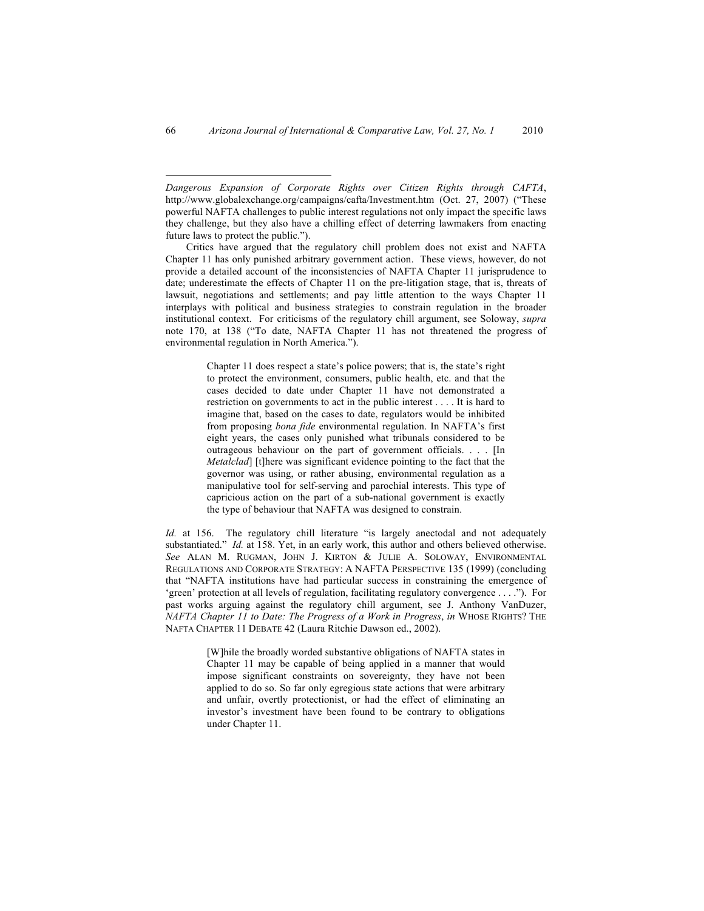*Dangerous Expansion of Corporate Rights over Citizen Rights through CAFTA*, http://www.globalexchange.org/campaigns/cafta/Investment.htm (Oct. 27, 2007) ("These powerful NAFTA challenges to public interest regulations not only impact the specific laws they challenge, but they also have a chilling effect of deterring lawmakers from enacting future laws to protect the public.").

Critics have argued that the regulatory chill problem does not exist and NAFTA Chapter 11 has only punished arbitrary government action. These views, however, do not provide a detailed account of the inconsistencies of NAFTA Chapter 11 jurisprudence to date; underestimate the effects of Chapter 11 on the pre-litigation stage, that is, threats of lawsuit, negotiations and settlements; and pay little attention to the ways Chapter 11 interplays with political and business strategies to constrain regulation in the broader institutional context. For criticisms of the regulatory chill argument, see Soloway, *supra* note 170, at 138 ("To date, NAFTA Chapter 11 has not threatened the progress of environmental regulation in North America.").

> Chapter 11 does respect a state's police powers; that is, the state's right to protect the environment, consumers, public health, etc. and that the cases decided to date under Chapter 11 have not demonstrated a restriction on governments to act in the public interest . . . . It is hard to imagine that, based on the cases to date, regulators would be inhibited from proposing *bona fide* environmental regulation. In NAFTA's first eight years, the cases only punished what tribunals considered to be outrageous behaviour on the part of government officials. . . . [In *Metalclad*] [t]here was significant evidence pointing to the fact that the governor was using, or rather abusing, environmental regulation as a manipulative tool for self-serving and parochial interests. This type of capricious action on the part of a sub-national government is exactly the type of behaviour that NAFTA was designed to constrain.

*Id.* at 156. The regulatory chill literature "is largely anectodal and not adequately substantiated." *Id.* at 158. Yet, in an early work, this author and others believed otherwise. *See* ALAN M. RUGMAN, JOHN J. KIRTON & JULIE A. SOLOWAY, ENVIRONMENTAL REGULATIONS AND CORPORATE STRATEGY: A NAFTA PERSPECTIVE 135 (1999) (concluding that "NAFTA institutions have had particular success in constraining the emergence of 'green' protection at all levels of regulation, facilitating regulatory convergence . . . ."). For past works arguing against the regulatory chill argument, see J. Anthony VanDuzer, *NAFTA Chapter 11 to Date: The Progress of a Work in Progress*, *in* WHOSE RIGHTS? THE NAFTA CHAPTER 11 DEBATE 42 (Laura Ritchie Dawson ed., 2002).

> [W]hile the broadly worded substantive obligations of NAFTA states in Chapter 11 may be capable of being applied in a manner that would impose significant constraints on sovereignty, they have not been applied to do so. So far only egregious state actions that were arbitrary and unfair, overtly protectionist, or had the effect of eliminating an investor's investment have been found to be contrary to obligations under Chapter 11.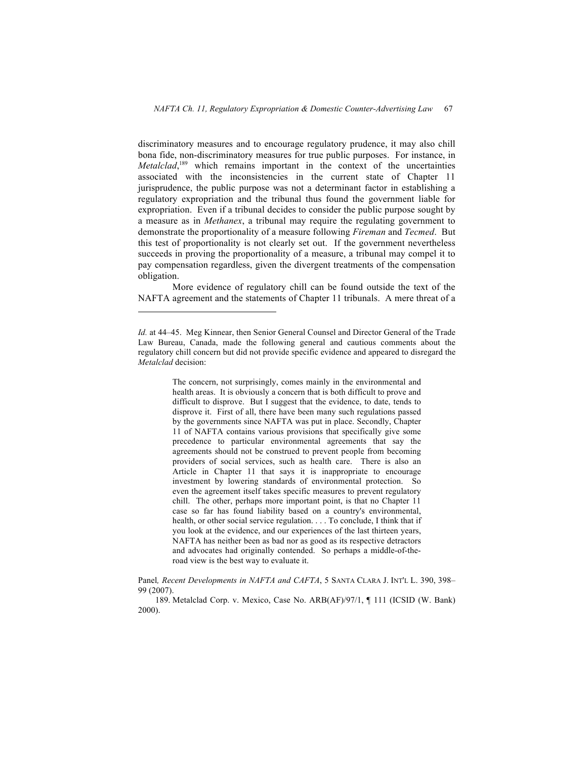discriminatory measures and to encourage regulatory prudence, it may also chill bona fide, non-discriminatory measures for true public purposes. For instance, in *Metalclad*,[189] which remains important in the context of the uncertainties associated with the inconsistencies in the current state of Chapter 11 jurisprudence, the public purpose was not a determinant factor in establishing a regulatory expropriation and the tribunal thus found the government liable for expropriation. Even if a tribunal decides to consider the public purpose sought by a measure as in *Methanex*, a tribunal may require the regulating government to demonstrate the proportionality of a measure following *Fireman* and *Tecmed*. But this test of proportionality is not clearly set out. If the government nevertheless succeeds in proving the proportionality of a measure, a tribunal may compel it to pay compensation regardless, given the divergent treatments of the compensation obligation.

More evidence of regulatory chill can be found outside the text of the NAFTA agreement and the statements of Chapter 11 tribunals. A mere threat of a

---

*Id.* at 44–45. Meg Kinnear, then Senior General Counsel and Director General of the Trade Law Bureau, Canada, made the following general and cautious comments about the regulatory chill concern but did not provide specific evidence and appeared to disregard the *Metalclad* decision:

> The concern, not surprisingly, comes mainly in the environmental and health areas. It is obviously a concern that is both difficult to prove and difficult to disprove. But I suggest that the evidence, to date, tends to disprove it. First of all, there have been many such regulations passed by the governments since NAFTA was put in place. Secondly, Chapter 11 of NAFTA contains various provisions that specifically give some precedence to particular environmental agreements that say the agreements should not be construed to prevent people from becoming providers of social services, such as health care. There is also an Article in Chapter 11 that says it is inappropriate to encourage investment by lowering standards of environmental protection. So even the agreement itself takes specific measures to prevent regulatory chill. The other, perhaps more important point, is that no Chapter 11 case so far has found liability based on a country's environmental, health, or other social service regulation. . . . To conclude, I think that if you look at the evidence, and our experiences of the last thirteen years, NAFTA has neither been as bad nor as good as its respective detractors and advocates had originally contended. So perhaps a middle-of-the-road view is the best way to evaluate it.

Panel*, Recent Developments in NAFTA and CAFTA*, 5 SANTA CLARA J. INT'L L. 390, 398–99 (2007).

189. Metalclad Corp. v. Mexico, Case No. ARB(AF)/97/1, ¶ 111 (ICSID (W. Bank) 2000).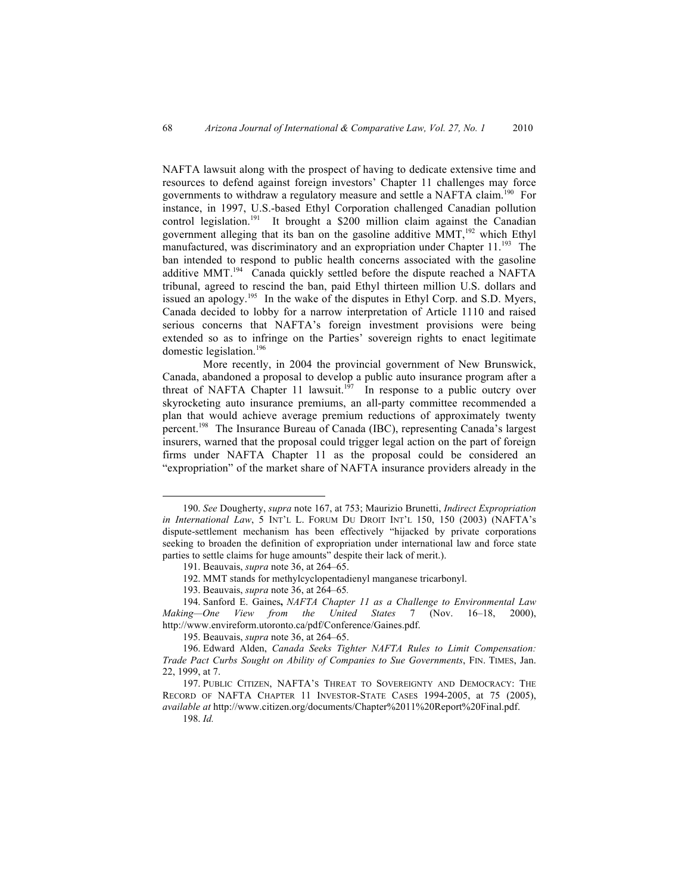NAFTA lawsuit along with the prospect of having to dedicate extensive time and resources to defend against foreign investors' Chapter 11 challenges may force governments to withdraw a regulatory measure and settle a NAFTA claim.[190] For instance, in 1997, U.S.-based Ethyl Corporation challenged Canadian pollution control legislation.[191] It brought a $200 million claim against the Canadian government alleging that its ban on the gasoline additive MMT,[192] which Ethyl manufactured, was discriminatory and an expropriation under Chapter 11.[193] The ban intended to respond to public health concerns associated with the gasoline additive MMT.[194] Canada quickly settled before the dispute reached a NAFTA tribunal, agreed to rescind the ban, paid Ethyl thirteen million U.S. dollars and issued an apology.[195] In the wake of the disputes in Ethyl Corp. and S.D. Myers, Canada decided to lobby for a narrow interpretation of Article 1110 and raised serious concerns that NAFTA's foreign investment provisions were being extended so as to infringe on the Parties' sovereign rights to enact legitimate domestic legislation.[196]

More recently, in 2004 the provincial government of New Brunswick, Canada, abandoned a proposal to develop a public auto insurance program after a threat of NAFTA Chapter 11 lawsuit.[197] In response to a public outcry over skyrocketing auto insurance premiums, an all-party committee recommended a plan that would achieve average premium reductions of approximately twenty percent.[198] The Insurance Bureau of Canada (IBC), representing Canada's largest insurers, warned that the proposal could trigger legal action on the part of foreign firms under NAFTA Chapter 11 as the proposal could be considered an "expropriation" of the market share of NAFTA insurance providers already in the

---

190. *See* Dougherty, *supra* note 167, at 753; Maurizio Brunetti, *Indirect Expropriation in International Law*, 5 INT'L L. FORUM DU DROIT INT'L 150, 150 (2003) (NAFTA's dispute-settlement mechanism has been effectively "hijacked by private corporations seeking to broaden the definition of expropriation under international law and force state parties to settle claims for huge amounts" despite their lack of merit.).

191. Beauvais, *supra* note 36, at 264–65.

192. MMT stands for methylcyclopentadienyl manganese tricarbonyl.

193. Beauvais, *supra* note 36, at 264–65*.*

194. Sanford E. Gaines**,** *NAFTA Chapter 11 as a Challenge to Environmental Law Making—One View from the United States* 7 (Nov. 16–18, 2000), http://www.envireform.utoronto.ca/pdf/Conference/Gaines.pdf.

195. Beauvais, *supra* note 36, at 264–65.

196. Edward Alden, *Canada Seeks Tighter NAFTA Rules to Limit Compensation: Trade Pact Curbs Sought on Ability of Companies to Sue Governments*, FIN. TIMES, Jan. 22, 1999, at 7.

197. PUBLIC CITIZEN, NAFTA'S THREAT TO SOVEREIGNTY AND DEMOCRACY: THE RECORD OF NAFTA CHAPTER 11 INVESTOR-STATE CASES 1994-2005, at 75 (2005), *available at* http://www.citizen.org/documents/Chapter%2011%20Report%20Final.pdf.

198. *Id.*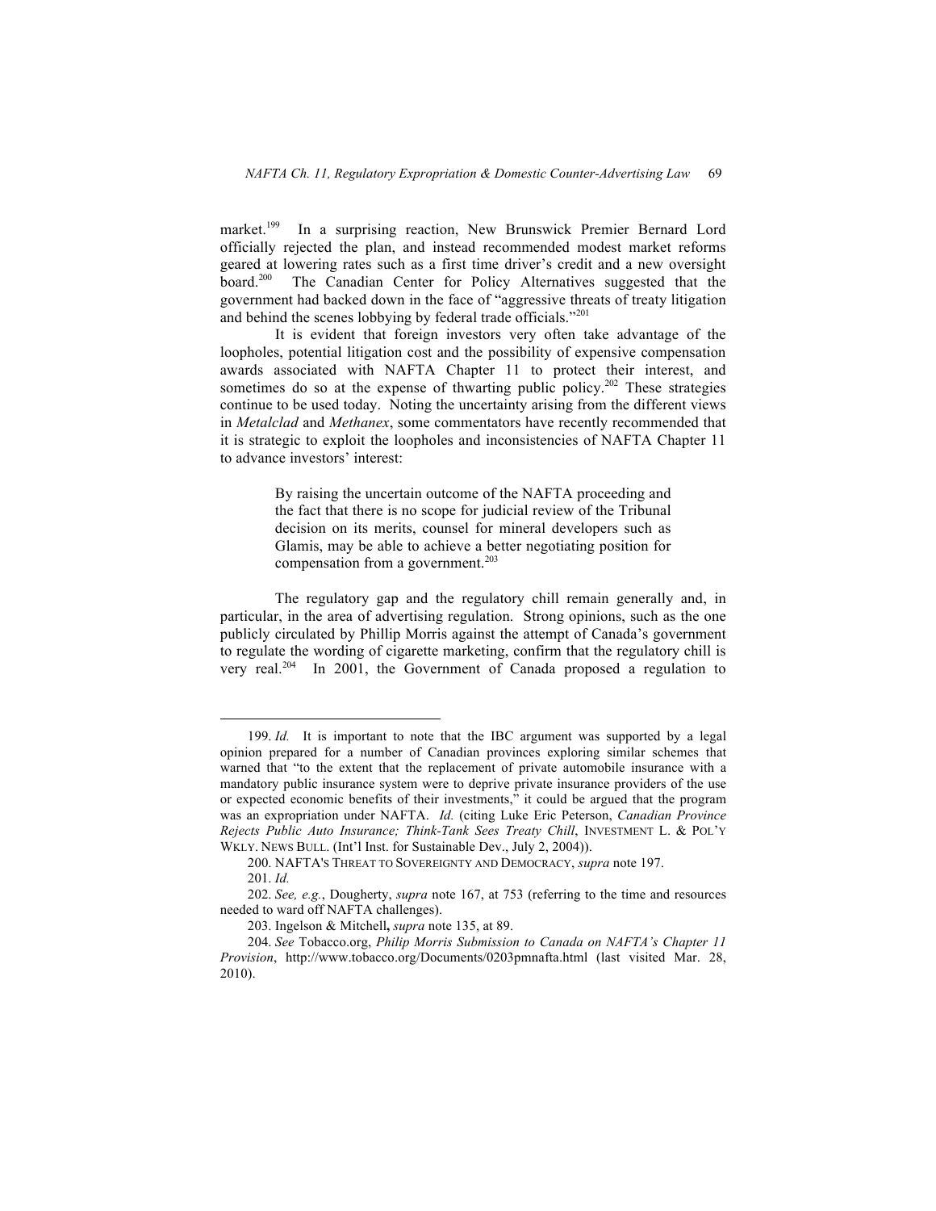market.[199] In a surprising reaction, New Brunswick Premier Bernard Lord officially rejected the plan, and instead recommended modest market reforms geared at lowering rates such as a first time driver's credit and a new oversight board.[200] The Canadian Center for Policy Alternatives suggested that the government had backed down in the face of "aggressive threats of treaty litigation and behind the scenes lobbying by federal trade officials."[201]

It is evident that foreign investors very often take advantage of the loopholes, potential litigation cost and the possibility of expensive compensation awards associated with NAFTA Chapter 11 to protect their interest, and sometimes do so at the expense of thwarting public policy.[202] These strategies continue to be used today. Noting the uncertainty arising from the different views in *Metalclad* and *Methanex*, some commentators have recently recommended that it is strategic to exploit the loopholes and inconsistencies of NAFTA Chapter 11 to advance investors' interest:

> By raising the uncertain outcome of the NAFTA proceeding and the fact that there is no scope for judicial review of the Tribunal decision on its merits, counsel for mineral developers such as Glamis, may be able to achieve a better negotiating position for compensation from a government.[203]

The regulatory gap and the regulatory chill remain generally and, in particular, in the area of advertising regulation. Strong opinions, such as the one publicly circulated by Phillip Morris against the attempt of Canada's government to regulate the wording of cigarette marketing, confirm that the regulatory chill is very real.[204] In 2001, the Government of Canada proposed a regulation to

---

199. *Id.* It is important to note that the IBC argument was supported by a legal opinion prepared for a number of Canadian provinces exploring similar schemes that warned that "to the extent that the replacement of private automobile insurance with a mandatory public insurance system were to deprive private insurance providers of the use or expected economic benefits of their investments," it could be argued that the program was an expropriation under NAFTA. *Id.* (citing Luke Eric Peterson, *Canadian Province Rejects Public Auto Insurance; Think-Tank Sees Treaty Chill*, INVESTMENT L. & POL'Y WKLY. NEWS BULL. (Int'l Inst. for Sustainable Dev., July 2, 2004)).

200. NAFTA'S THREAT TO SOVEREIGNTY AND DEMOCRACY, *supra* note 197.

201. *Id.*

202. *See, e.g.*, Dougherty, *supra* note 167, at 753 (referring to the time and resources needed to ward off NAFTA challenges).

203. Ingelson & Mitchell**,** *supra* note 135, at 89.

204. *See* Tobacco.org, *Philip Morris Submission to Canada on NAFTA's Chapter 11 Provision*, http://www.tobacco.org/Documents/0203pmnafta.html (last visited Mar. 28, 2010).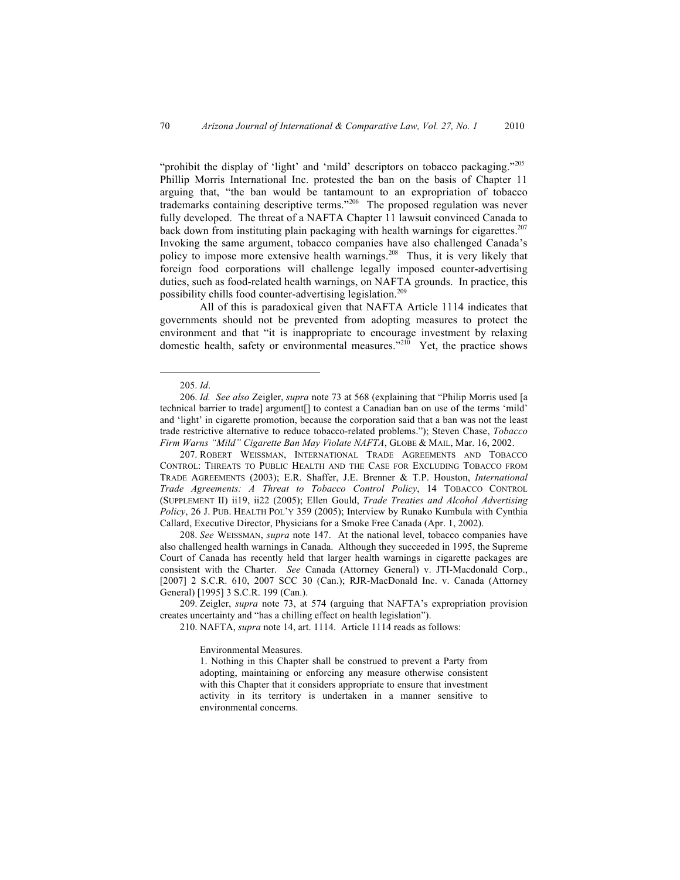"prohibit the display of 'light' and 'mild' descriptors on tobacco packaging."[205] Phillip Morris International Inc. protested the ban on the basis of Chapter 11 arguing that, "the ban would be tantamount to an expropriation of tobacco trademarks containing descriptive terms."[206] The proposed regulation was never fully developed. The threat of a NAFTA Chapter 11 lawsuit convinced Canada to back down from instituting plain packaging with health warnings for cigarettes.[207] Invoking the same argument, tobacco companies have also challenged Canada's policy to impose more extensive health warnings.[208] Thus, it is very likely that foreign food corporations will challenge legally imposed counter-advertising duties, such as food-related health warnings, on NAFTA grounds. In practice, this possibility chills food counter-advertising legislation.[209]

All of this is paradoxical given that NAFTA Article 1114 indicates that governments should not be prevented from adopting measures to protect the environment and that "it is inappropriate to encourage investment by relaxing domestic health, safety or environmental measures."[210] Yet, the practice shows

---

205. *Id*.

206. *Id. See also* Zeigler, *supra* note 73 at 568 (explaining that "Philip Morris used [a technical barrier to trade] argument[] to contest a Canadian ban on use of the terms 'mild' and 'light' in cigarette promotion, because the corporation said that a ban was not the least trade restrictive alternative to reduce tobacco-related problems."); Steven Chase, *Tobacco Firm Warns "Mild" Cigarette Ban May Violate NAFTA*, GLOBE & MAIL, Mar. 16, 2002.

207. ROBERT WEISSMAN, INTERNATIONAL TRADE AGREEMENTS AND TOBACCO CONTROL: THREATS TO PUBLIC HEALTH AND THE CASE FOR EXCLUDING TOBACCO FROM TRADE AGREEMENTS (2003); E.R. Shaffer, J.E. Brenner & T.P. Houston, *International Trade Agreements: A Threat to Tobacco Control Policy*, 14 TOBACCO CONTROL (SUPPLEMENT II) ii19, ii22 (2005); Ellen Gould, *Trade Treaties and Alcohol Advertising Policy*, 26 J. PUB. HEALTH POL'Y 359 (2005); Interview by Runako Kumbula with Cynthia Callard, Executive Director, Physicians for a Smoke Free Canada (Apr. 1, 2002).

208. *See* WEISSMAN, *supra* note 147. At the national level, tobacco companies have also challenged health warnings in Canada. Although they succeeded in 1995, the Supreme Court of Canada has recently held that larger health warnings in cigarette packages are consistent with the Charter. *See* Canada (Attorney General) v. JTI-Macdonald Corp., [2007] 2 S.C.R. 610, 2007 SCC 30 (Can.); RJR-MacDonald Inc. v. Canada (Attorney General) [1995] 3 S.C.R. 199 (Can.).

209. Zeigler, *supra* note 73, at 574 (arguing that NAFTA's expropriation provision creates uncertainty and "has a chilling effect on health legislation").

210. NAFTA, *supra* note 14, art. 1114. Article 1114 reads as follows:

> Environmental Measures.
>
> 1. Nothing in this Chapter shall be construed to prevent a Party from adopting, maintaining or enforcing any measure otherwise consistent with this Chapter that it considers appropriate to ensure that investment activity in its territory is undertaken in a manner sensitive to environmental concerns.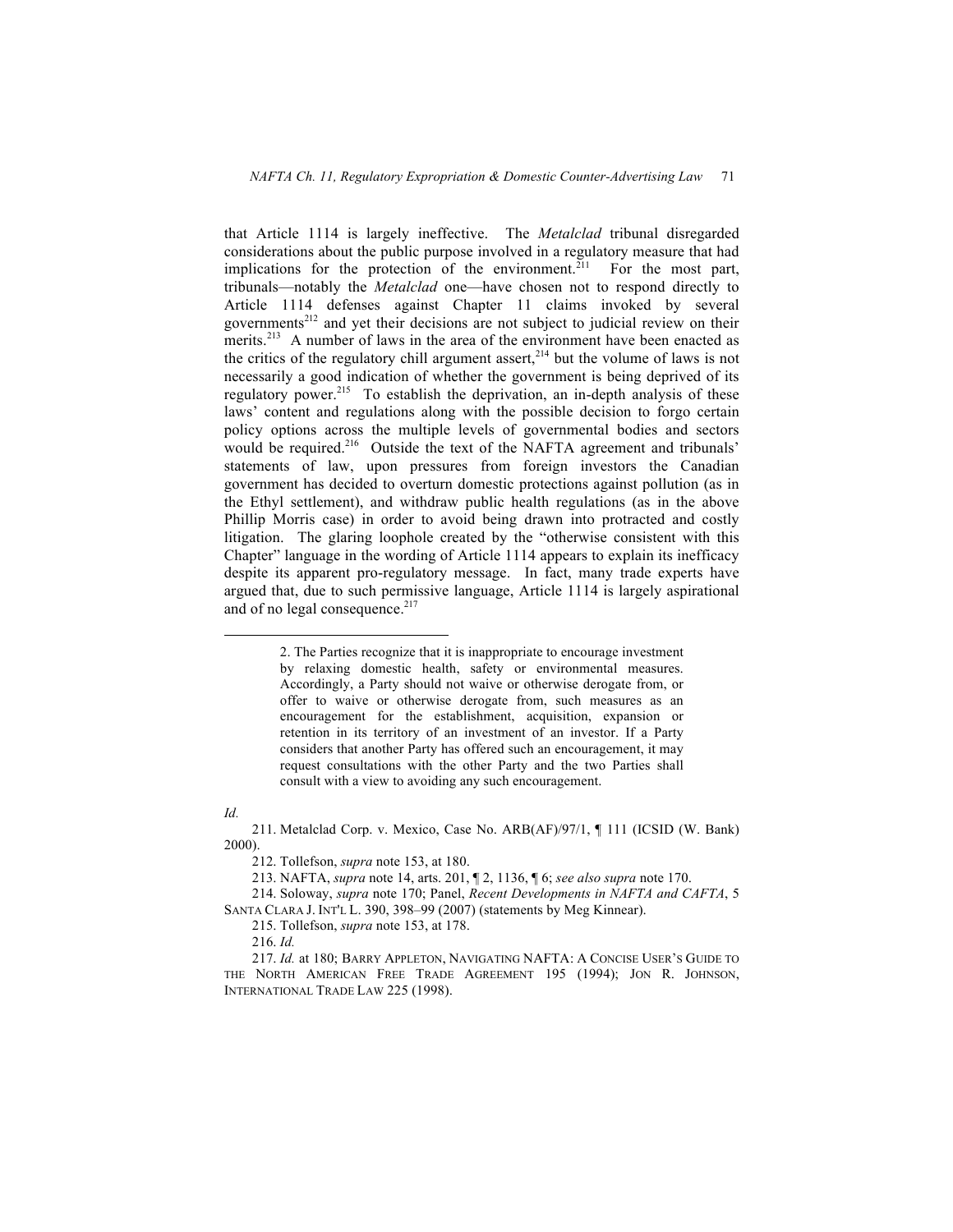that Article 1114 is largely ineffective. The *Metalclad* tribunal disregarded considerations about the public purpose involved in a regulatory measure that had implications for the protection of the environment.[211] For the most part, tribunals—notably the *Metalclad* one—have chosen not to respond directly to Article 1114 defenses against Chapter 11 claims invoked by several governments[212] and yet their decisions are not subject to judicial review on their merits.[213] A number of laws in the area of the environment have been enacted as the critics of the regulatory chill argument assert,[214] but the volume of laws is not necessarily a good indication of whether the government is being deprived of its regulatory power.[215] To establish the deprivation, an in-depth analysis of these laws' content and regulations along with the possible decision to forgo certain policy options across the multiple levels of governmental bodies and sectors would be required.[216] Outside the text of the NAFTA agreement and tribunals' statements of law, upon pressures from foreign investors the Canadian government has decided to overturn domestic protections against pollution (as in the Ethyl settlement), and withdraw public health regulations (as in the above Phillip Morris case) in order to avoid being drawn into protracted and costly litigation. The glaring loophole created by the "otherwise consistent with this Chapter" language in the wording of Article 1114 appears to explain its inefficacy despite its apparent pro-regulatory message. In fact, many trade experts have argued that, due to such permissive language, Article 1114 is largely aspirational and of no legal consequence.[217]

---

> 2. The Parties recognize that it is inappropriate to encourage investment by relaxing domestic health, safety or environmental measures. Accordingly, a Party should not waive or otherwise derogate from, or offer to waive or otherwise derogate from, such measures as an encouragement for the establishment, acquisition, expansion or retention in its territory of an investment of an investor. If a Party considers that another Party has offered such an encouragement, it may request consultations with the other Party and the two Parties shall consult with a view to avoiding any such encouragement.

*Id.*

211. Metalclad Corp. v. Mexico, Case No. ARB(AF)/97/1, ¶ 111 (ICSID (W. Bank) 2000).

212. Tollefson, *supra* note 153, at 180.

213. NAFTA, *supra* note 14, arts. 201, ¶ 2, 1136, ¶ 6; *see also supra* note 170.

214. Soloway, *supra* note 170; Panel, *Recent Developments in NAFTA and CAFTA*, 5 SANTA CLARA J. INT'L L. 390, 398–99 (2007) (statements by Meg Kinnear).

215. Tollefson, *supra* note 153, at 178.

216. *Id.*

217. *Id.* at 180; BARRY APPLETON, NAVIGATING NAFTA: A CONCISE USER'S GUIDE TO THE NORTH AMERICAN FREE TRADE AGREEMENT 195 (1994); JON R. JOHNSON, INTERNATIONAL TRADE LAW 225 (1998).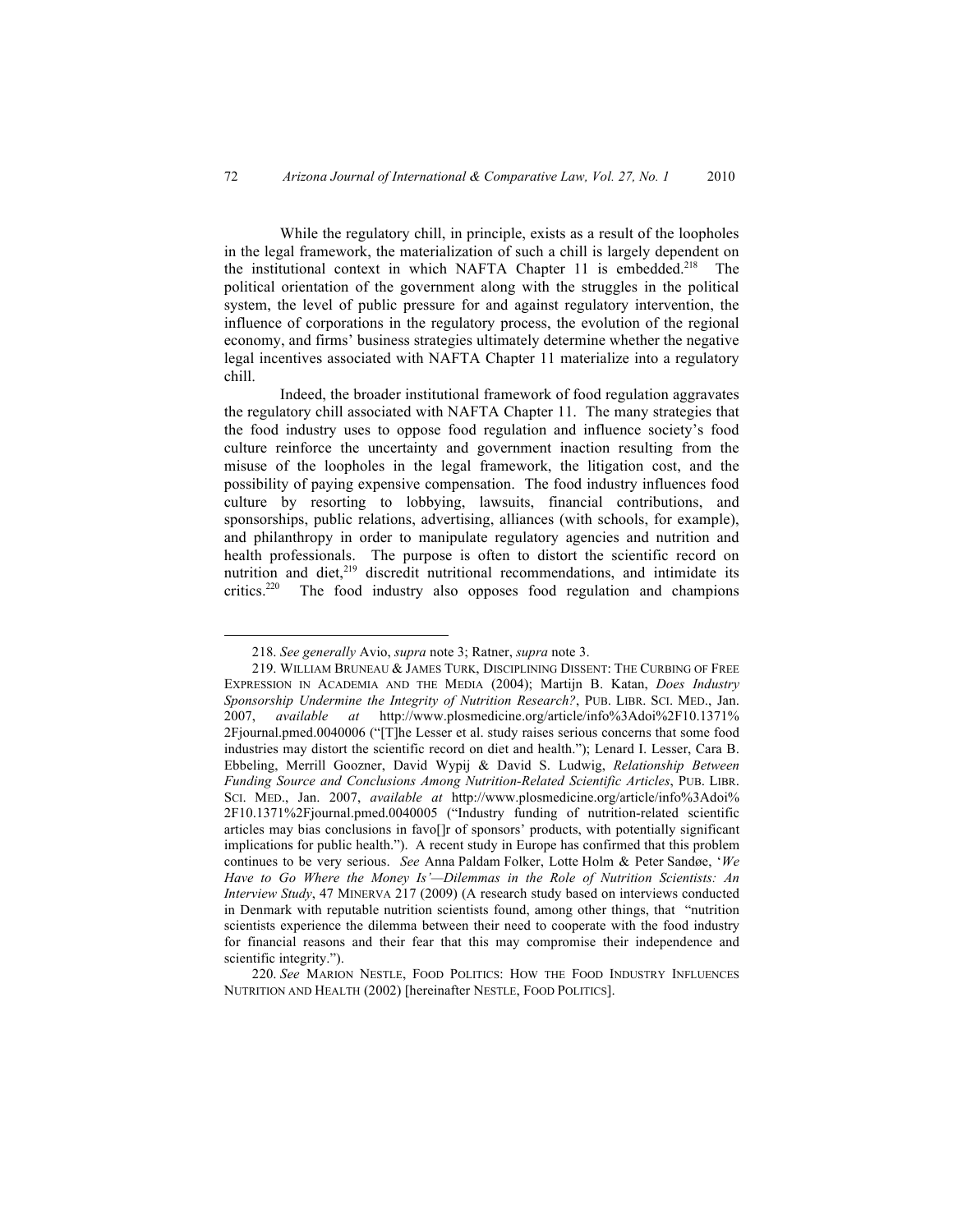While the regulatory chill, in principle, exists as a result of the loopholes in the legal framework, the materialization of such a chill is largely dependent on the institutional context in which NAFTA Chapter 11 is embedded.[218] The political orientation of the government along with the struggles in the political system, the level of public pressure for and against regulatory intervention, the influence of corporations in the regulatory process, the evolution of the regional economy, and firms' business strategies ultimately determine whether the negative legal incentives associated with NAFTA Chapter 11 materialize into a regulatory chill.

Indeed, the broader institutional framework of food regulation aggravates the regulatory chill associated with NAFTA Chapter 11. The many strategies that the food industry uses to oppose food regulation and influence society's food culture reinforce the uncertainty and government inaction resulting from the misuse of the loopholes in the legal framework, the litigation cost, and the possibility of paying expensive compensation. The food industry influences food culture by resorting to lobbying, lawsuits, financial contributions, and sponsorships, public relations, advertising, alliances (with schools, for example), and philanthropy in order to manipulate regulatory agencies and nutrition and health professionals. The purpose is often to distort the scientific record on nutrition and diet,[219] discredit nutritional recommendations, and intimidate its critics.[220] The food industry also opposes food regulation and champions

---

218. *See generally* Avio, *supra* note 3; Ratner, *supra* note 3.

219. WILLIAM BRUNEAU & JAMES TURK, DISCIPLINING DISSENT: THE CURBING OF FREE EXPRESSION IN ACADEMIA AND THE MEDIA (2004); Martijn B. Katan, *Does Industry Sponsorship Undermine the Integrity of Nutrition Research?*, PUB. LIBR. SCI. MED., Jan. 2007, *available at* http://www.plosmedicine.org/article/info%3Adoi%2F10.1371%2Fjournal.pmed.0040006 ("[T]he Lesser et al. study raises serious concerns that some food industries may distort the scientific record on diet and health."); Lenard I. Lesser, Cara B. Ebbeling, Merrill Goozner, David Wypij & David S. Ludwig, *Relationship Between Funding Source and Conclusions Among Nutrition-Related Scientific Articles*, PUB. LIBR. SCI. MED., Jan. 2007, *available at* http://www.plosmedicine.org/article/info%3Adoi%2F10.1371%2Fjournal.pmed.0040005 ("Industry funding of nutrition-related scientific articles may bias conclusions in favo[]r of sponsors' products, with potentially significant implications for public health."). A recent study in Europe has confirmed that this problem continues to be very serious. *See* Anna Paldam Folker, Lotte Holm & Peter Sandøe, '*We Have to Go Where the Money Is'—Dilemmas in the Role of Nutrition Scientists: An Interview Study*, 47 MINERVA 217 (2009) (A research study based on interviews conducted in Denmark with reputable nutrition scientists found, among other things, that "nutrition scientists experience the dilemma between their need to cooperate with the food industry for financial reasons and their fear that this may compromise their independence and scientific integrity.").

220. *See* MARION NESTLE, FOOD POLITICS: HOW THE FOOD INDUSTRY INFLUENCES NUTRITION AND HEALTH (2002) [hereinafter NESTLE, FOOD POLITICS].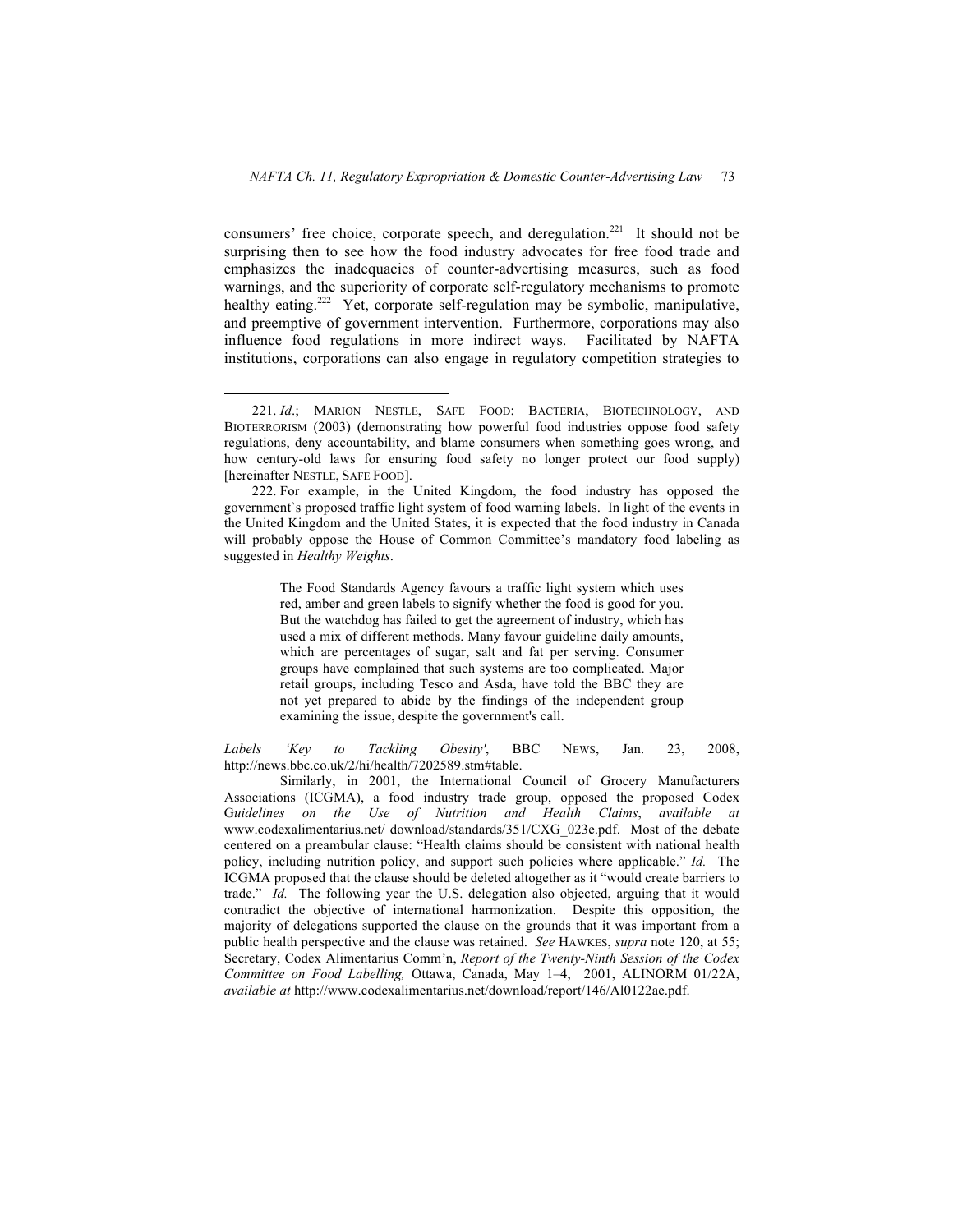consumers' free choice, corporate speech, and deregulation.[221] It should not be surprising then to see how the food industry advocates for free food trade and emphasizes the inadequacies of counter-advertising measures, such as food warnings, and the superiority of corporate self-regulatory mechanisms to promote healthy eating.[222] Yet, corporate self-regulation may be symbolic, manipulative, and preemptive of government intervention. Furthermore, corporations may also influence food regulations in more indirect ways. Facilitated by NAFTA institutions, corporations can also engage in regulatory competition strategies to

---

221. *Id*.; MARION NESTLE, SAFE FOOD: BACTERIA, BIOTECHNOLOGY, AND BIOTERRORISM (2003) (demonstrating how powerful food industries oppose food safety regulations, deny accountability, and blame consumers when something goes wrong, and how century-old laws for ensuring food safety no longer protect our food supply) [hereinafter NESTLE, SAFE FOOD].

222. For example, in the United Kingdom, the food industry has opposed the government`s proposed traffic light system of food warning labels. In light of the events in the United Kingdom and the United States, it is expected that the food industry in Canada will probably oppose the House of Common Committee's mandatory food labeling as suggested in *Healthy Weights*.

> The Food Standards Agency favours a traffic light system which uses red, amber and green labels to signify whether the food is good for you. But the watchdog has failed to get the agreement of industry, which has used a mix of different methods. Many favour guideline daily amounts, which are percentages of sugar, salt and fat per serving. Consumer groups have complained that such systems are too complicated. Major retail groups, including Tesco and Asda, have told the BBC they are not yet prepared to abide by the findings of the independent group examining the issue, despite the government's call.

*Labels 'Key to Tackling Obesity'*, BBC NEWS, Jan. 23, 2008, http://news.bbc.co.uk/2/hi/health/7202589.stm#table.

Similarly, in 2001, the International Council of Grocery Manufacturers Associations (ICGMA), a food industry trade group, opposed the proposed Codex G*uidelines on the Use of Nutrition and Health Claims*, *available at* www.codexalimentarius.net/ download/standards/351/CXG_023e.pdf. Most of the debate centered on a preambular clause: "Health claims should be consistent with national health policy, including nutrition policy, and support such policies where applicable." *Id.* The ICGMA proposed that the clause should be deleted altogether as it "would create barriers to trade." *Id.* The following year the U.S. delegation also objected, arguing that it would contradict the objective of international harmonization. Despite this opposition, the majority of delegations supported the clause on the grounds that it was important from a public health perspective and the clause was retained. *See* HAWKES, *supra* note 120, at 55; Secretary, Codex Alimentarius Comm'n, *Report of the Twenty-Ninth Session of the Codex Committee on Food Labelling,* Ottawa, Canada, May 1–4, 2001, ALINORM 01/22A, *available at* http://www.codexalimentarius.net/download/report/146/Al0122ae.pdf.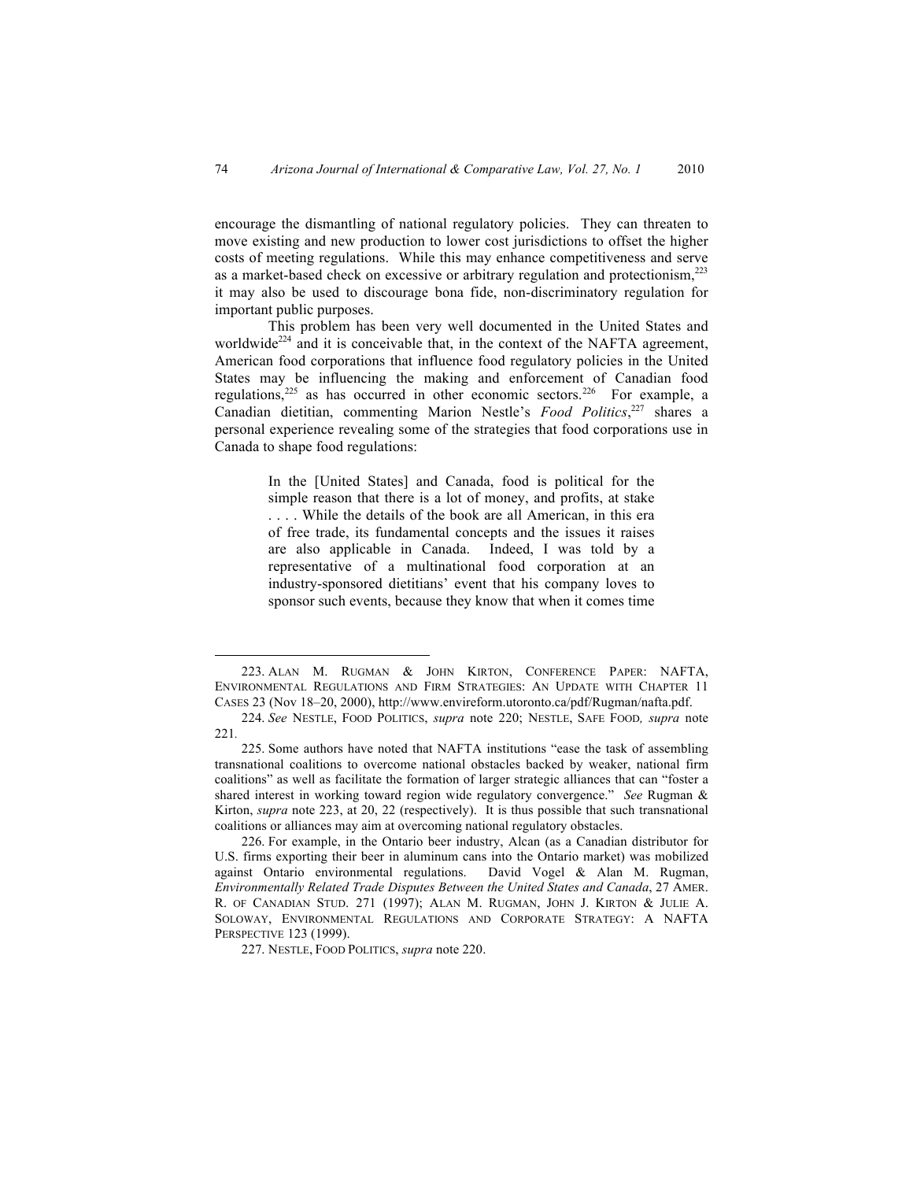encourage the dismantling of national regulatory policies. They can threaten to move existing and new production to lower cost jurisdictions to offset the higher costs of meeting regulations. While this may enhance competitiveness and serve as a market-based check on excessive or arbitrary regulation and protectionism,[223] it may also be used to discourage bona fide, non-discriminatory regulation for important public purposes.

This problem has been very well documented in the United States and worldwide[224] and it is conceivable that, in the context of the NAFTA agreement, American food corporations that influence food regulatory policies in the United States may be influencing the making and enforcement of Canadian food regulations,[225] as has occurred in other economic sectors.[226] For example, a Canadian dietitian, commenting Marion Nestle's *Food Politics*,[227] shares a personal experience revealing some of the strategies that food corporations use in Canada to shape food regulations:

> In the [United States] and Canada, food is political for the simple reason that there is a lot of money, and profits, at stake . . . . While the details of the book are all American, in this era of free trade, its fundamental concepts and the issues it raises are also applicable in Canada. Indeed, I was told by a representative of a multinational food corporation at an industry-sponsored dietitians' event that his company loves to sponsor such events, because they know that when it comes time

---

223. ALAN M. RUGMAN & JOHN KIRTON, CONFERENCE PAPER: NAFTA, ENVIRONMENTAL REGULATIONS AND FIRM STRATEGIES: AN UPDATE WITH CHAPTER 11 CASES 23 (Nov 18–20, 2000), http://www.envireform.utoronto.ca/pdf/Rugman/nafta.pdf.

224. *See* NESTLE, FOOD POLITICS, *supra* note 220; NESTLE, SAFE FOOD, *supra* note 221.

225. Some authors have noted that NAFTA institutions "ease the task of assembling transnational coalitions to overcome national obstacles backed by weaker, national firm coalitions" as well as facilitate the formation of larger strategic alliances that can "foster a shared interest in working toward region wide regulatory convergence." *See* Rugman & Kirton, *supra* note 223, at 20, 22 (respectively). It is thus possible that such transnational coalitions or alliances may aim at overcoming national regulatory obstacles.

226. For example, in the Ontario beer industry, Alcan (as a Canadian distributor for U.S. firms exporting their beer in aluminum cans into the Ontario market) was mobilized against Ontario environmental regulations. David Vogel & Alan M. Rugman, *Environmentally Related Trade Disputes Between the United States and Canada*, 27 AMER. R. OF CANADIAN STUD. 271 (1997); ALAN M. RUGMAN, JOHN J. KIRTON & JULIE A. SOLOWAY, ENVIRONMENTAL REGULATIONS AND CORPORATE STRATEGY: A NAFTA PERSPECTIVE 123 (1999).

227. NESTLE, FOOD POLITICS, *supra* note 220.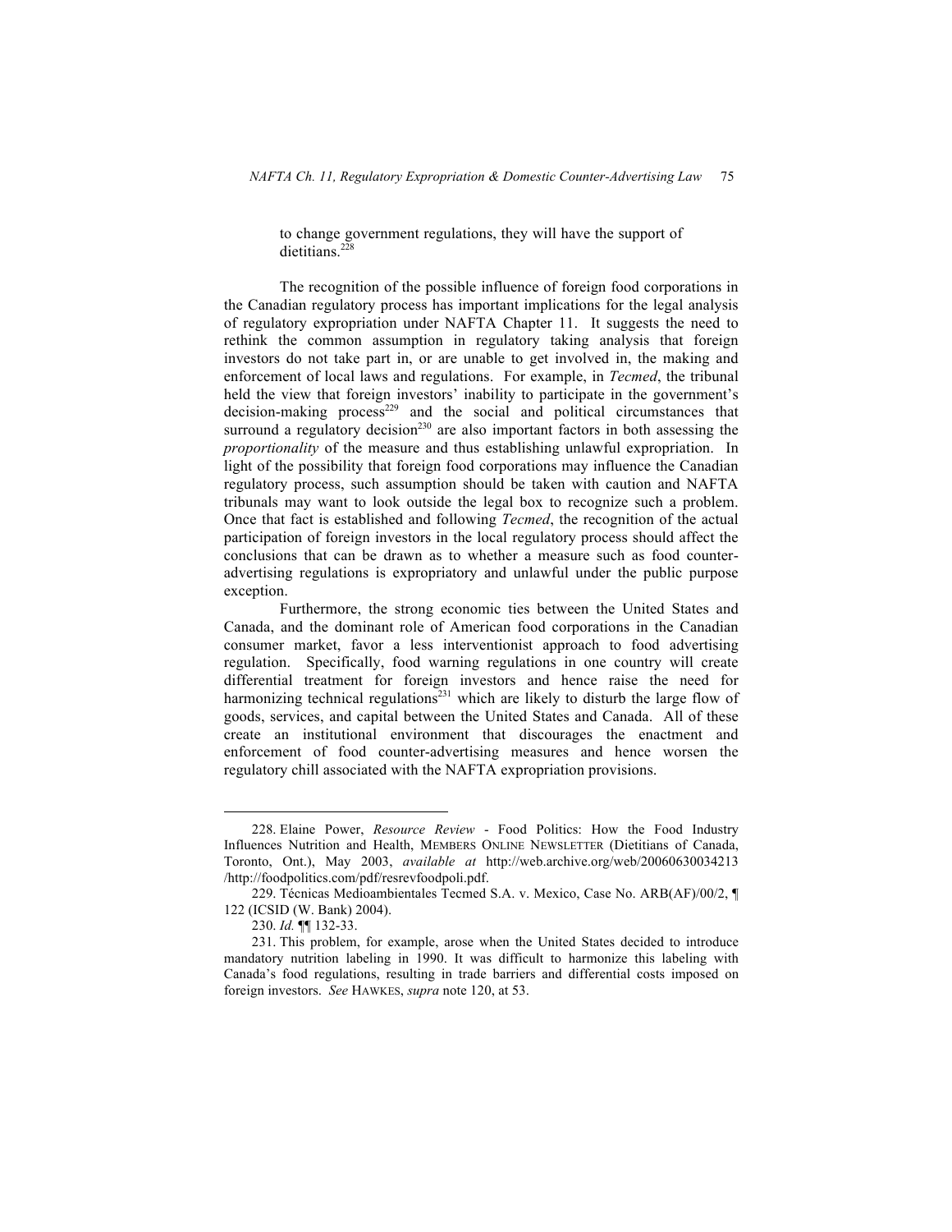> to change government regulations, they will have the support of dietitians.[228]

The recognition of the possible influence of foreign food corporations in the Canadian regulatory process has important implications for the legal analysis of regulatory expropriation under NAFTA Chapter 11. It suggests the need to rethink the common assumption in regulatory taking analysis that foreign investors do not take part in, or are unable to get involved in, the making and enforcement of local laws and regulations. For example, in *Tecmed*, the tribunal held the view that foreign investors' inability to participate in the government's decision-making process[229] and the social and political circumstances that surround a regulatory decision[230] are also important factors in both assessing the *proportionality* of the measure and thus establishing unlawful expropriation. In light of the possibility that foreign food corporations may influence the Canadian regulatory process, such assumption should be taken with caution and NAFTA tribunals may want to look outside the legal box to recognize such a problem. Once that fact is established and following *Tecmed*, the recognition of the actual participation of foreign investors in the local regulatory process should affect the conclusions that can be drawn as to whether a measure such as food counter-advertising regulations is expropriatory and unlawful under the public purpose exception.

Furthermore, the strong economic ties between the United States and Canada, and the dominant role of American food corporations in the Canadian consumer market, favor a less interventionist approach to food advertising regulation. Specifically, food warning regulations in one country will create differential treatment for foreign investors and hence raise the need for harmonizing technical regulations[231] which are likely to disturb the large flow of goods, services, and capital between the United States and Canada. All of these create an institutional environment that discourages the enactment and enforcement of food counter-advertising measures and hence worsen the regulatory chill associated with the NAFTA expropriation provisions.

---

228. Elaine Power, *Resource Review* - Food Politics: How the Food Industry Influences Nutrition and Health, MEMBERS ONLINE NEWSLETTER (Dietitians of Canada, Toronto, Ont.), May 2003, *available at* http://web.archive.org/web/20060630034213/http://foodpolitics.com/pdf/resrevfoodpoli.pdf.

229. Técnicas Medioambientales Tecmed S.A. v. Mexico, Case No. ARB(AF)/00/2, ¶ 122 (ICSID (W. Bank) 2004).

230. *Id.* ¶¶ 132-33.

231. This problem, for example, arose when the United States decided to introduce mandatory nutrition labeling in 1990. It was difficult to harmonize this labeling with Canada's food regulations, resulting in trade barriers and differential costs imposed on foreign investors. *See* HAWKES, *supra* note 120, at 53.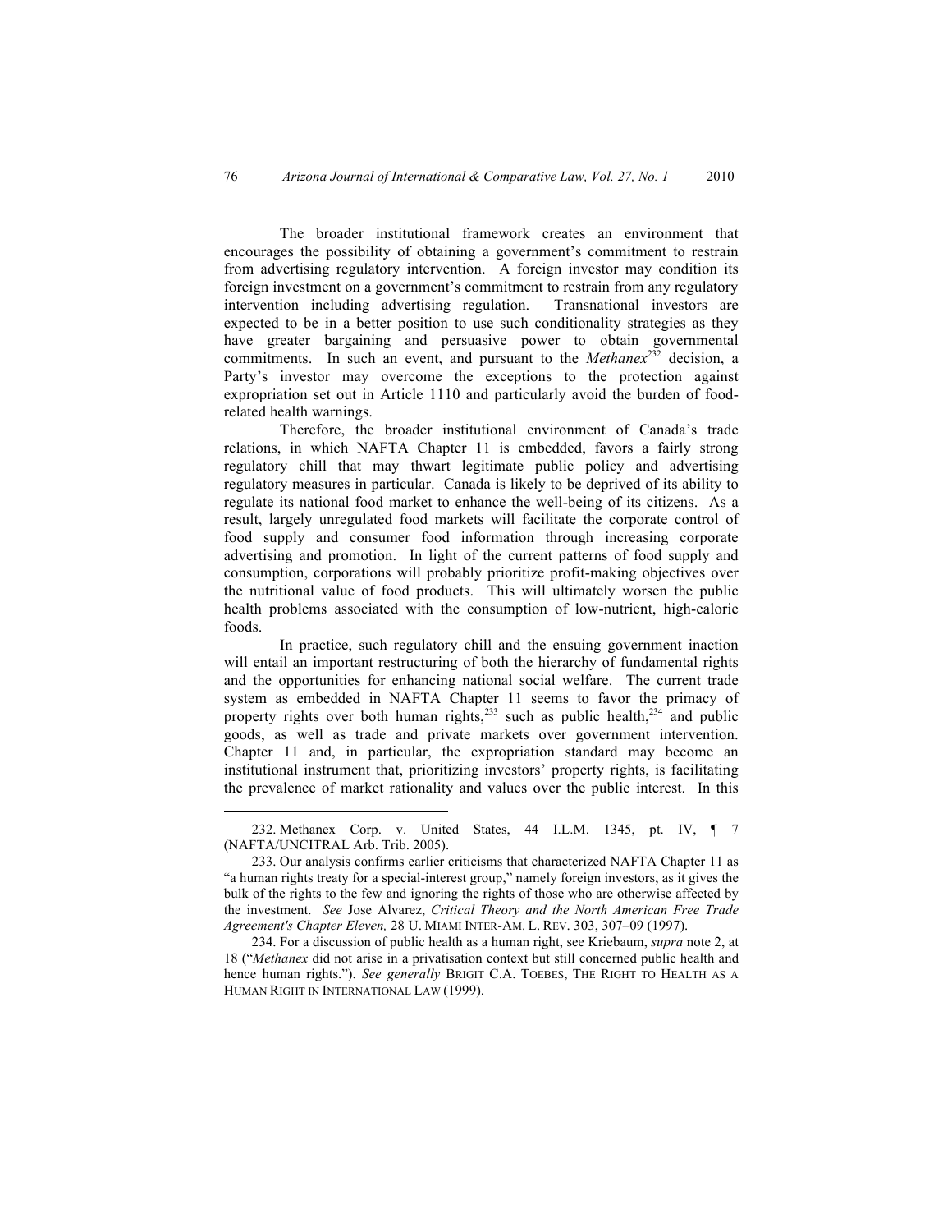The broader institutional framework creates an environment that encourages the possibility of obtaining a government's commitment to restrain from advertising regulatory intervention. A foreign investor may condition its foreign investment on a government's commitment to restrain from any regulatory intervention including advertising regulation. Transnational investors are expected to be in a better position to use such conditionality strategies as they have greater bargaining and persuasive power to obtain governmental commitments. In such an event, and pursuant to the *Methanex*[232] decision, a Party's investor may overcome the exceptions to the protection against expropriation set out in Article 1110 and particularly avoid the burden of food-related health warnings.

Therefore, the broader institutional environment of Canada's trade relations, in which NAFTA Chapter 11 is embedded, favors a fairly strong regulatory chill that may thwart legitimate public policy and advertising regulatory measures in particular. Canada is likely to be deprived of its ability to regulate its national food market to enhance the well-being of its citizens. As a result, largely unregulated food markets will facilitate the corporate control of food supply and consumer food information through increasing corporate advertising and promotion. In light of the current patterns of food supply and consumption, corporations will probably prioritize profit-making objectives over the nutritional value of food products. This will ultimately worsen the public health problems associated with the consumption of low-nutrient, high-calorie foods.

In practice, such regulatory chill and the ensuing government inaction will entail an important restructuring of both the hierarchy of fundamental rights and the opportunities for enhancing national social welfare. The current trade system as embedded in NAFTA Chapter 11 seems to favor the primacy of property rights over both human rights,[233] such as public health,[234] and public goods, as well as trade and private markets over government intervention. Chapter 11 and, in particular, the expropriation standard may become an institutional instrument that, prioritizing investors' property rights, is facilitating the prevalence of market rationality and values over the public interest. In this

---

232. Methanex Corp. v. United States, 44 I.L.M. 1345, pt. IV, ¶ 7 (NAFTA/UNCITRAL Arb. Trib. 2005).

233. Our analysis confirms earlier criticisms that characterized NAFTA Chapter 11 as "a human rights treaty for a special-interest group," namely foreign investors, as it gives the bulk of the rights to the few and ignoring the rights of those who are otherwise affected by the investment. *See* Jose Alvarez, *Critical Theory and the North American Free Trade Agreement's Chapter Eleven,* 28 U. MIAMI INTER-AM. L. REV. 303, 307–09 (1997).

234. For a discussion of public health as a human right, see Kriebaum, *supra* note 2, at 18 ("*Methanex* did not arise in a privatisation context but still concerned public health and hence human rights."). *See generally* BRIGIT C.A. TOEBES, THE RIGHT TO HEALTH AS A HUMAN RIGHT IN INTERNATIONAL LAW (1999).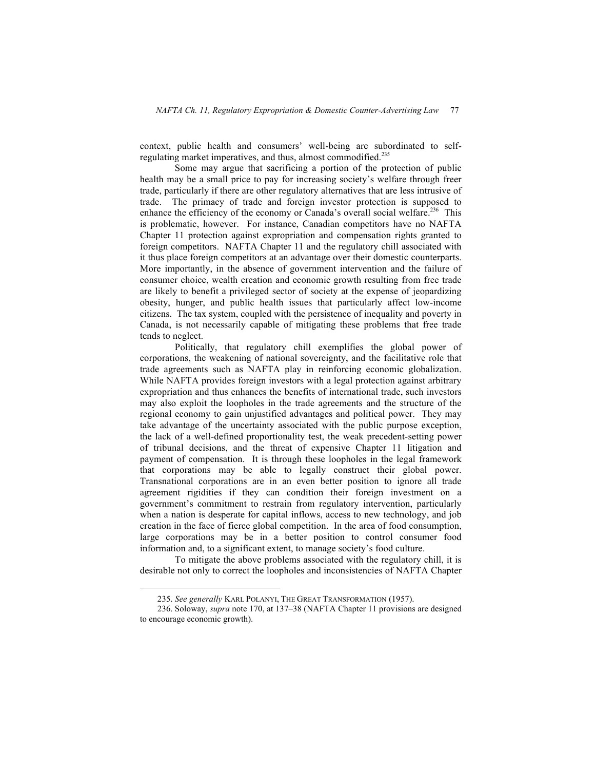context, public health and consumers' well-being are subordinated to self-regulating market imperatives, and thus, almost commodified.[235]

Some may argue that sacrificing a portion of the protection of public health may be a small price to pay for increasing society's welfare through freer trade, particularly if there are other regulatory alternatives that are less intrusive of trade. The primacy of trade and foreign investor protection is supposed to enhance the efficiency of the economy or Canada's overall social welfare.[236] This is problematic, however. For instance, Canadian competitors have no NAFTA Chapter 11 protection against expropriation and compensation rights granted to foreign competitors. NAFTA Chapter 11 and the regulatory chill associated with it thus place foreign competitors at an advantage over their domestic counterparts. More importantly, in the absence of government intervention and the failure of consumer choice, wealth creation and economic growth resulting from free trade are likely to benefit a privileged sector of society at the expense of jeopardizing obesity, hunger, and public health issues that particularly affect low-income citizens. The tax system, coupled with the persistence of inequality and poverty in Canada, is not necessarily capable of mitigating these problems that free trade tends to neglect.

Politically, that regulatory chill exemplifies the global power of corporations, the weakening of national sovereignty, and the facilitative role that trade agreements such as NAFTA play in reinforcing economic globalization. While NAFTA provides foreign investors with a legal protection against arbitrary expropriation and thus enhances the benefits of international trade, such investors may also exploit the loopholes in the trade agreements and the structure of the regional economy to gain unjustified advantages and political power. They may take advantage of the uncertainty associated with the public purpose exception, the lack of a well-defined proportionality test, the weak precedent-setting power of tribunal decisions, and the threat of expensive Chapter 11 litigation and payment of compensation. It is through these loopholes in the legal framework that corporations may be able to legally construct their global power. Transnational corporations are in an even better position to ignore all trade agreement rigidities if they can condition their foreign investment on a government's commitment to restrain from regulatory intervention, particularly when a nation is desperate for capital inflows, access to new technology, and job creation in the face of fierce global competition. In the area of food consumption, large corporations may be in a better position to control consumer food information and, to a significant extent, to manage society's food culture.

To mitigate the above problems associated with the regulatory chill, it is desirable not only to correct the loopholes and inconsistencies of NAFTA Chapter

---

235. *See generally* KARL POLANYI, THE GREAT TRANSFORMATION (1957).

236. Soloway, *supra* note 170, at 137–38 (NAFTA Chapter 11 provisions are designed to encourage economic growth).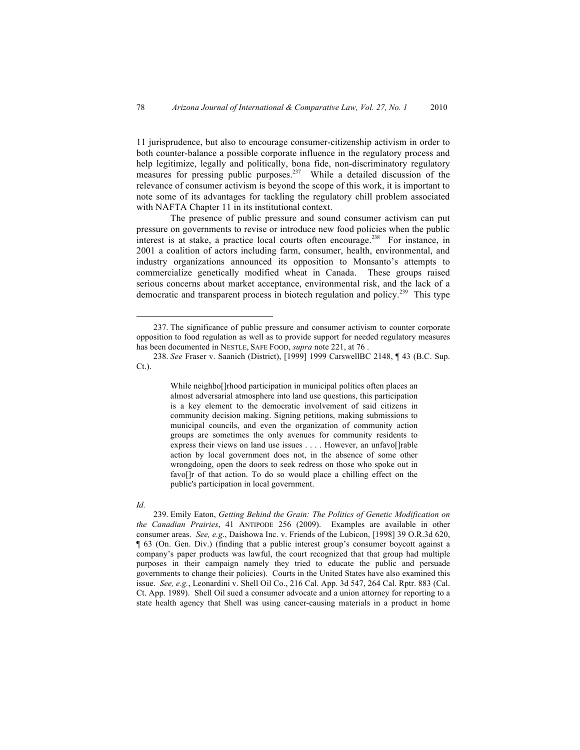11 jurisprudence, but also to encourage consumer-citizenship activism in order to both counter-balance a possible corporate influence in the regulatory process and help legitimize, legally and politically, bona fide, non-discriminatory regulatory measures for pressing public purposes.[237] While a detailed discussion of the relevance of consumer activism is beyond the scope of this work, it is important to note some of its advantages for tackling the regulatory chill problem associated with NAFTA Chapter 11 in its institutional context.

The presence of public pressure and sound consumer activism can put pressure on governments to revise or introduce new food policies when the public interest is at stake, a practice local courts often encourage.[238] For instance, in 2001 a coalition of actors including farm, consumer, health, environmental, and industry organizations announced its opposition to Monsanto's attempts to commercialize genetically modified wheat in Canada. These groups raised serious concerns about market acceptance, environmental risk, and the lack of a democratic and transparent process in biotech regulation and policy.[239] This type

---

237. The significance of public pressure and consumer activism to counter corporate opposition to food regulation as well as to provide support for needed regulatory measures has been documented in NESTLE, SAFE FOOD, *supra* note 221, at 76 .

238. *See* Fraser v. Saanich (District), [1999] 1999 CarswellBC 2148, ¶ 43 (B.C. Sup. Ct.).

> While neighbo[]rhood participation in municipal politics often places an almost adversarial atmosphere into land use questions, this participation is a key element to the democratic involvement of said citizens in community decision making. Signing petitions, making submissions to municipal councils, and even the organization of community action groups are sometimes the only avenues for community residents to express their views on land use issues . . . . However, an unfavo[]rable action by local government does not, in the absence of some other wrongdoing, open the doors to seek redress on those who spoke out in favo[]r of that action. To do so would place a chilling effect on the public's participation in local government.

*Id.*

239. Emily Eaton, *Getting Behind the Grain: The Politics of Genetic Modification on the Canadian Prairies*, 41 ANTIPODE 256 (2009). Examples are available in other consumer areas. *See, e.g*., Daishowa Inc. v. Friends of the Lubicon, [1998] 39 O.R.3d 620, ¶ 63 (On. Gen. Div.) (finding that a public interest group's consumer boycott against a company's paper products was lawful, the court recognized that that group had multiple purposes in their campaign namely they tried to educate the public and persuade governments to change their policies). Courts in the United States have also examined this issue. *See, e.g.*, Leonardini v. Shell Oil Co., 216 Cal. App. 3d 547, 264 Cal. Rptr. 883 (Cal. Ct. App. 1989). Shell Oil sued a consumer advocate and a union attorney for reporting to a state health agency that Shell was using cancer-causing materials in a product in home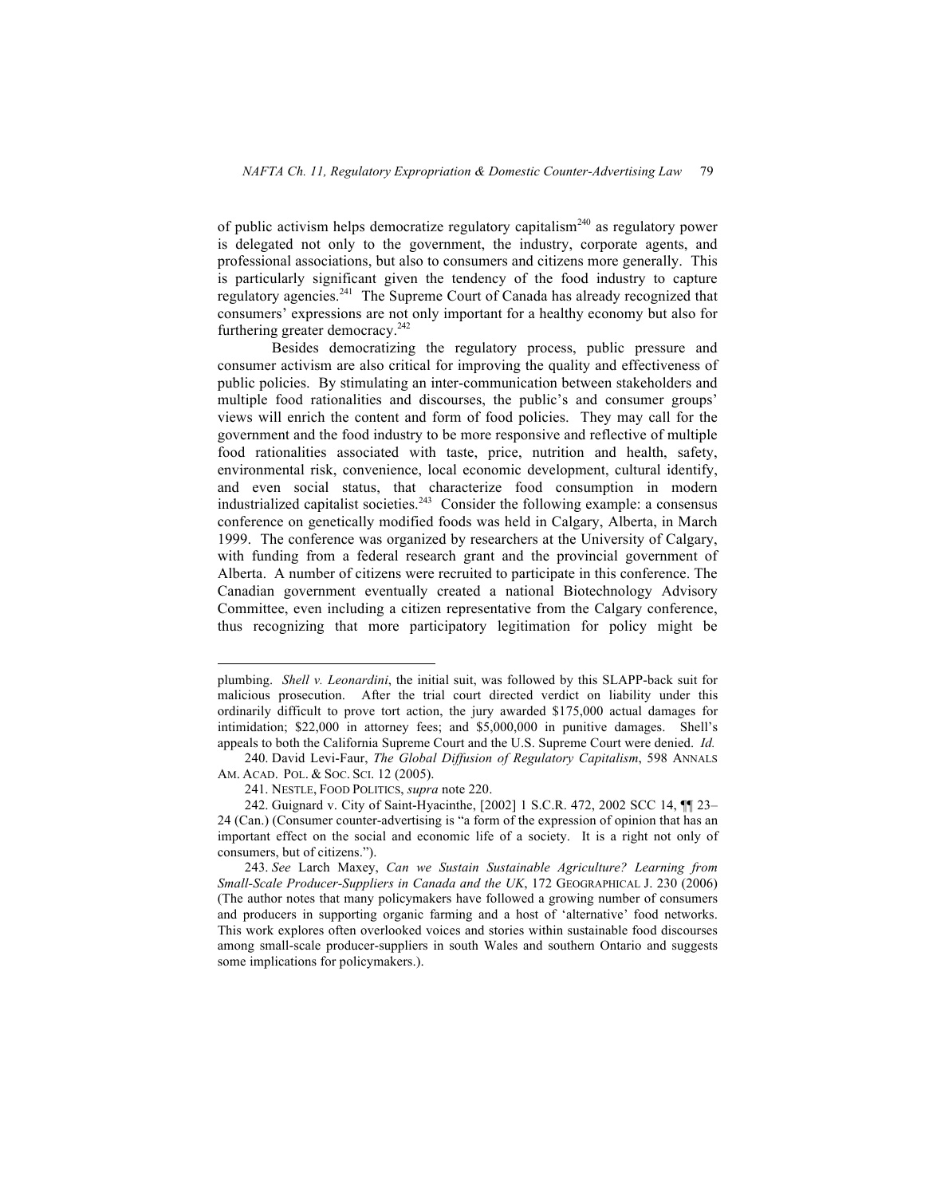of public activism helps democratize regulatory capitalism[240] as regulatory power is delegated not only to the government, the industry, corporate agents, and professional associations, but also to consumers and citizens more generally. This is particularly significant given the tendency of the food industry to capture regulatory agencies.[241] The Supreme Court of Canada has already recognized that consumers' expressions are not only important for a healthy economy but also for furthering greater democracy.[242]

Besides democratizing the regulatory process, public pressure and consumer activism are also critical for improving the quality and effectiveness of public policies. By stimulating an inter-communication between stakeholders and multiple food rationalities and discourses, the public's and consumer groups' views will enrich the content and form of food policies. They may call for the government and the food industry to be more responsive and reflective of multiple food rationalities associated with taste, price, nutrition and health, safety, environmental risk, convenience, local economic development, cultural identify, and even social status, that characterize food consumption in modern industrialized capitalist societies.[243] Consider the following example: a consensus conference on genetically modified foods was held in Calgary, Alberta, in March 1999. The conference was organized by researchers at the University of Calgary, with funding from a federal research grant and the provincial government of Alberta. A number of citizens were recruited to participate in this conference. The Canadian government eventually created a national Biotechnology Advisory Committee, even including a citizen representative from the Calgary conference, thus recognizing that more participatory legitimation for policy might be

---

plumbing. *Shell v. Leonardini*, the initial suit, was followed by this SLAPP-back suit for malicious prosecution. After the trial court directed verdict on liability under this ordinarily difficult to prove tort action, the jury awarded $175,000 actual damages for intimidation; $22,000 in attorney fees; and $5,000,000 in punitive damages. Shell's appeals to both the California Supreme Court and the U.S. Supreme Court were denied. *Id.*

240. David Levi-Faur, *The Global Diffusion of Regulatory Capitalism*, 598 ANNALS AM. ACAD. POL. & SOC. SCI. 12 (2005).

241. NESTLE, FOOD POLITICS, *supra* note 220.

242. Guignard v. City of Saint-Hyacinthe, [2002] 1 S.C.R. 472, 2002 SCC 14, ¶¶ 23–24 (Can.) (Consumer counter-advertising is "a form of the expression of opinion that has an important effect on the social and economic life of a society. It is a right not only of consumers, but of citizens.").

243. *See* Larch Maxey, *Can we Sustain Sustainable Agriculture? Learning from Small-Scale Producer-Suppliers in Canada and the UK*, 172 GEOGRAPHICAL J. 230 (2006) (The author notes that many policymakers have followed a growing number of consumers and producers in supporting organic farming and a host of 'alternative' food networks. This work explores often overlooked voices and stories within sustainable food discourses among small-scale producer-suppliers in south Wales and southern Ontario and suggests some implications for policymakers.).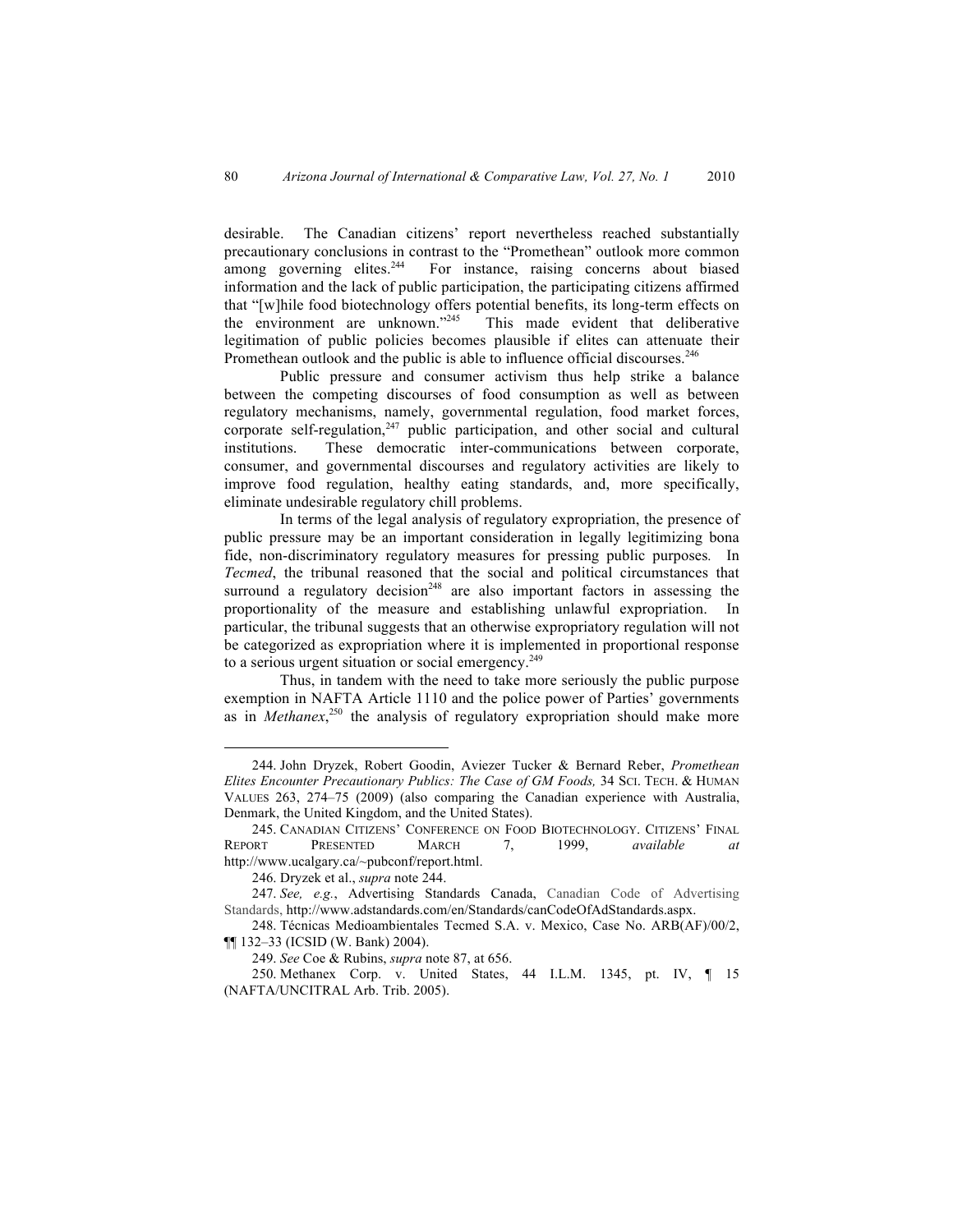desirable. The Canadian citizens' report nevertheless reached substantially precautionary conclusions in contrast to the "Promethean" outlook more common among governing elites.[244] For instance, raising concerns about biased information and the lack of public participation, the participating citizens affirmed that "[w]hile food biotechnology offers potential benefits, its long-term effects on the environment are unknown."[245] This made evident that deliberative legitimation of public policies becomes plausible if elites can attenuate their Promethean outlook and the public is able to influence official discourses.[246]

Public pressure and consumer activism thus help strike a balance between the competing discourses of food consumption as well as between regulatory mechanisms, namely, governmental regulation, food market forces, corporate self-regulation,[247] public participation, and other social and cultural institutions. These democratic inter-communications between corporate, consumer, and governmental discourses and regulatory activities are likely to improve food regulation, healthy eating standards, and, more specifically, eliminate undesirable regulatory chill problems.

In terms of the legal analysis of regulatory expropriation, the presence of public pressure may be an important consideration in legally legitimizing bona fide, non-discriminatory regulatory measures for pressing public purposes. In *Tecmed*, the tribunal reasoned that the social and political circumstances that surround a regulatory decision[248] are also important factors in assessing the proportionality of the measure and establishing unlawful expropriation. In particular, the tribunal suggests that an otherwise expropriatory regulation will not be categorized as expropriation where it is implemented in proportional response to a serious urgent situation or social emergency.[249]

Thus, in tandem with the need to take more seriously the public purpose exemption in NAFTA Article 1110 and the police power of Parties' governments as in *Methanex*,[250] the analysis of regulatory expropriation should make more

---

244. John Dryzek, Robert Goodin, Aviezer Tucker & Bernard Reber, *Promethean Elites Encounter Precautionary Publics: The Case of GM Foods,* 34 SCI. TECH. & HUMAN VALUES 263, 274–75 (2009) (also comparing the Canadian experience with Australia, Denmark, the United Kingdom, and the United States).

245. CANADIAN CITIZENS' CONFERENCE ON FOOD BIOTECHNOLOGY. CITIZENS' FINAL REPORT PRESENTED MARCH 7, 1999, *available at* http://www.ucalgary.ca/~pubconf/report.html.

246. Dryzek et al., *supra* note 244.

247. *See, e.g.*, Advertising Standards Canada, Canadian Code of Advertising Standards, http://www.adstandards.com/en/Standards/canCodeOfAdStandards.aspx.

248. Técnicas Medioambientales Tecmed S.A. v. Mexico, Case No. ARB(AF)/00/2, ¶¶ 132–33 (ICSID (W. Bank) 2004).

249. *See* Coe & Rubins, *supra* note 87, at 656.

250. Methanex Corp. v. United States, 44 I.L.M. 1345, pt. IV, ¶ 15 (NAFTA/UNCITRAL Arb. Trib. 2005).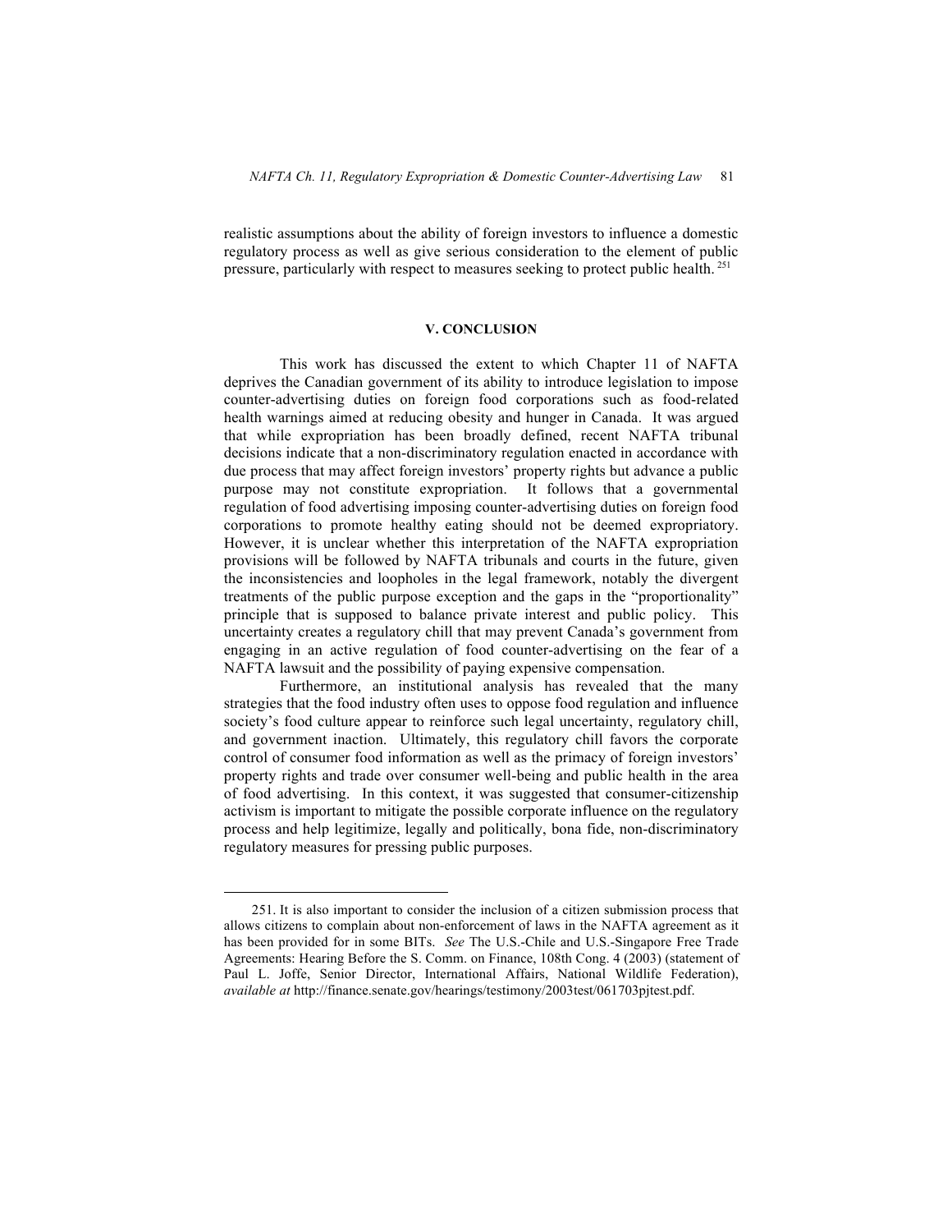realistic assumptions about the ability of foreign investors to influence a domestic regulatory process as well as give serious consideration to the element of public pressure, particularly with respect to measures seeking to protect public health. [251]

## V. CONCLUSION

This work has discussed the extent to which Chapter 11 of NAFTA deprives the Canadian government of its ability to introduce legislation to impose counter-advertising duties on foreign food corporations such as food-related health warnings aimed at reducing obesity and hunger in Canada. It was argued that while expropriation has been broadly defined, recent NAFTA tribunal decisions indicate that a non-discriminatory regulation enacted in accordance with due process that may affect foreign investors' property rights but advance a public purpose may not constitute expropriation. It follows that a governmental regulation of food advertising imposing counter-advertising duties on foreign food corporations to promote healthy eating should not be deemed expropriatory. However, it is unclear whether this interpretation of the NAFTA expropriation provisions will be followed by NAFTA tribunals and courts in the future, given the inconsistencies and loopholes in the legal framework, notably the divergent treatments of the public purpose exception and the gaps in the "proportionality" principle that is supposed to balance private interest and public policy. This uncertainty creates a regulatory chill that may prevent Canada's government from engaging in an active regulation of food counter-advertising on the fear of a NAFTA lawsuit and the possibility of paying expensive compensation.

Furthermore, an institutional analysis has revealed that the many strategies that the food industry often uses to oppose food regulation and influence society's food culture appear to reinforce such legal uncertainty, regulatory chill, and government inaction. Ultimately, this regulatory chill favors the corporate control of consumer food information as well as the primacy of foreign investors' property rights and trade over consumer well-being and public health in the area of food advertising. In this context, it was suggested that consumer-citizenship activism is important to mitigate the possible corporate influence on the regulatory process and help legitimize, legally and politically, bona fide, non-discriminatory regulatory measures for pressing public purposes.

---

251. It is also important to consider the inclusion of a citizen submission process that allows citizens to complain about non-enforcement of laws in the NAFTA agreement as it has been provided for in some BITs. *See* The U.S.-Chile and U.S.-Singapore Free Trade Agreements: Hearing Before the S. Comm. on Finance, 108th Cong. 4 (2003) (statement of Paul L. Joffe, Senior Director, International Affairs, National Wildlife Federation), *available at* http://finance.senate.gov/hearings/testimony/2003test/061703pjtest.pdf.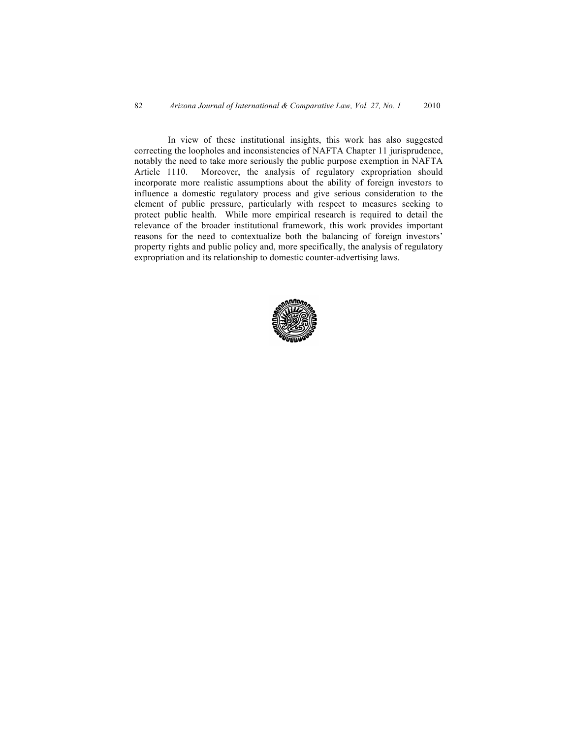In view of these institutional insights, this work has also suggested correcting the loopholes and inconsistencies of NAFTA Chapter 11 jurisprudence, notably the need to take more seriously the public purpose exemption in NAFTA Article 1110. Moreover, the analysis of regulatory expropriation should incorporate more realistic assumptions about the ability of foreign investors to influence a domestic regulatory process and give serious consideration to the element of public pressure, particularly with respect to measures seeking to protect public health. While more empirical research is required to detail the relevance of the broader institutional framework, this work provides important reasons for the need to contextualize both the balancing of foreign investors' property rights and public policy and, more specifically, the analysis of regulatory expropriation and its relationship to domestic counter-advertising laws.